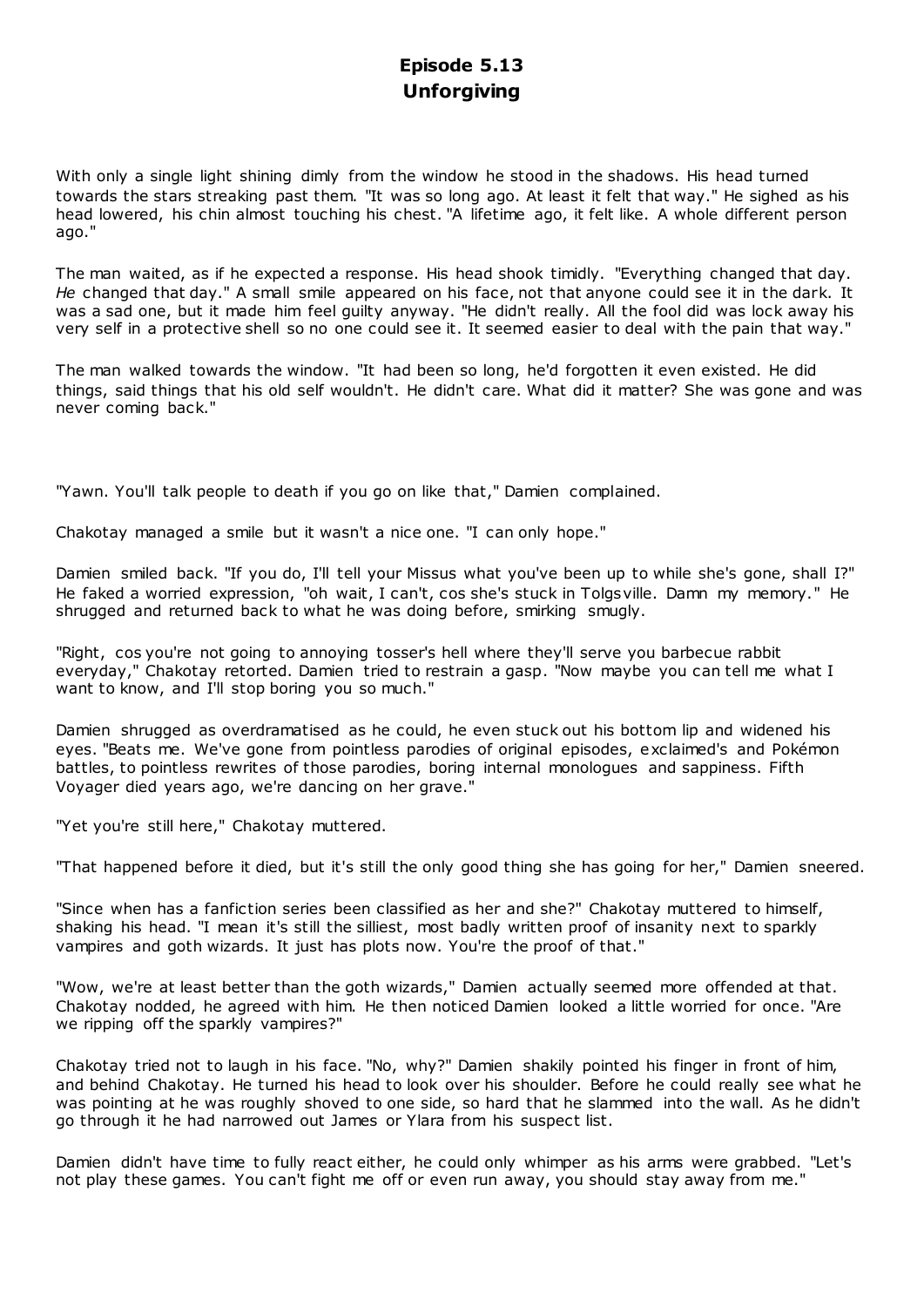# Episode 5.13
## Unforgiving

With only a single light shining dimly from the window he stood in the shadows. His head turned towards the stars streaking past them. "It was so long ago. At least it felt that way." He sighed as his head lowered, his chin almost touching his chest. "A lifetime ago, it felt like. A whole different person ago."

The man waited, as if he expected a response. His head shook timidly. "Everything changed that day. *He* changed that day." A small smile appeared on his face, not that anyone could see it in the dark. It was a sad one, but it made him feel guilty anyway. "He didn't really. All the fool did was lock away his very self in a protective shell so no one could see it. It seemed easier to deal with the pain that way."

The man walked towards the window. "It had been so long, he'd forgotten it even existed. He did things, said things that his old self wouldn't. He didn't care. What did it matter? She was gone and was never coming back."

"Yawn. You'll talk people to death if you go on like that," Damien complained.

Chakotay managed a smile but it wasn't a nice one. "I can only hope."

Damien smiled back. "If you do, I'll tell your Missus what you've been up to while she's gone, shall I?" He faked a worried expression, "oh wait, I can't, cos she's stuck in Tolgsville. Damn my memory." He shrugged and returned back to what he was doing before, smirking smugly.

"Right, cos you're not going to annoying tosser's hell where they'll serve you barbecue rabbit everyday," Chakotay retorted. Damien tried to restrain a gasp. "Now maybe you can tell me what I want to know, and I'll stop boring you so much."

Damien shrugged as overdramatised as he could, he even stuck out his bottom lip and widened his eyes. "Beats me. We've gone from pointless parodies of original episodes, exclaimed's and Pokémon battles, to pointless rewrites of those parodies, boring internal monologues and sappiness. Fifth Voyager died years ago, we're dancing on her grave."

"Yet you're still here," Chakotay muttered.

"That happened before it died, but it's still the only good thing she has going for her," Damien sneered.

"Since when has a fanfiction series been classified as her and she?" Chakotay muttered to himself, shaking his head. "I mean it's still the silliest, most badly written proof of insanity next to sparkly vampires and goth wizards. It just has plots now. You're the proof of that."

"Wow, we're at least better than the goth wizards," Damien actually seemed more offended at that. Chakotay nodded, he agreed with him. He then noticed Damien looked a little worried for once. "Are we ripping off the sparkly vampires?"

Chakotay tried not to laugh in his face. "No, why?" Damien shakily pointed his finger in front of him, and behind Chakotay. He turned his head to look over his shoulder. Before he could really see what he was pointing at he was roughly shoved to one side, so hard that he slammed into the wall. As he didn't go through it he had narrowed out James or Ylara from his suspect list.

Damien didn't have time to fully react either, he could only whimper as his arms were grabbed. "Let's not play these games. You can't fight me off or even run away, you should stay away from me."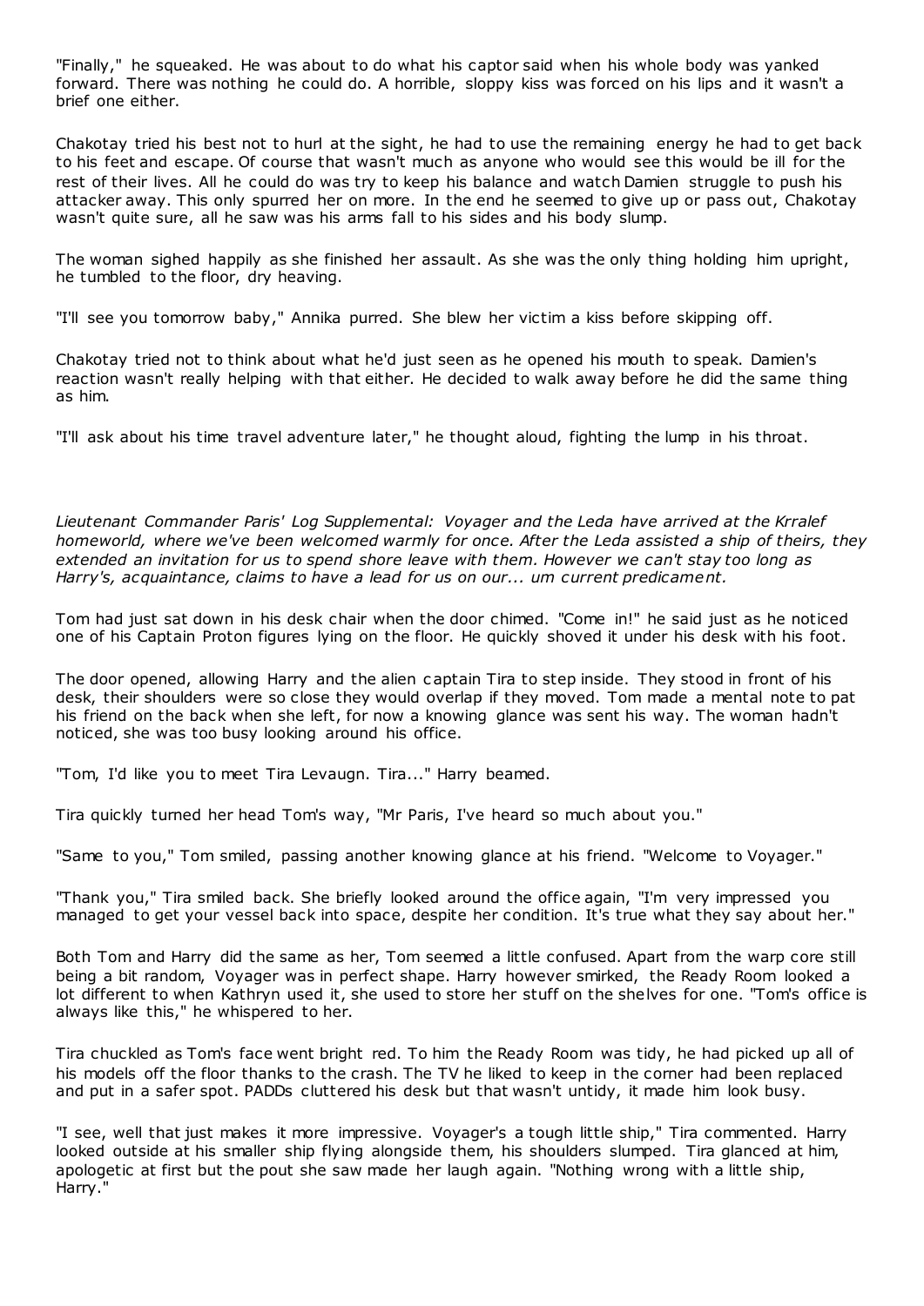"Finally," he squeaked. He was about to do what his captor said when his whole body was yanked forward. There was nothing he could do. A horrible, sloppy kiss was forced on his lips and it wasn't a brief one either.

Chakotay tried his best not to hurl at the sight, he had to use the remaining energy he had to get back to his feet and escape. Of course that wasn't much as anyone who would see this would be ill for the rest of their lives. All he could do was try to keep his balance and watch Damien struggle to push his attacker away. This only spurred her on more. In the end he seemed to give up or pass out, Chakotay wasn't quite sure, all he saw was his arms fall to his sides and his body slump.

The woman sighed happily as she finished her assault. As she was the only thing holding him upright, he tumbled to the floor, dry heaving.

"I'll see you tomorrow baby," Annika purred. She blew her victim a kiss before skipping off.

Chakotay tried not to think about what he'd just seen as he opened his mouth to speak. Damien's reaction wasn't really helping with that either. He decided to walk away before he did the same thing as him.

"I'll ask about his time travel adventure later," he thought aloud, fighting the lump in his throat.

*Lieutenant Commander Paris' Log Supplemental: Voyager and the Leda have arrived at the Krralef homeworld, where we've been welcomed warmly for once. After the Leda assisted a ship of theirs, they extended an invitation for us to spend shore leave with them. However we can't stay too long as Harry's, acquaintance, claims to have a lead for us on our... um current predicament.*

Tom had just sat down in his desk chair when the door chimed. "Come in!" he said just as he noticed one of his Captain Proton figures lying on the floor. He quickly shoved it under his desk with his foot.

The door opened, allowing Harry and the alien captain Tira to step inside. They stood in front of his desk, their shoulders were so close they would overlap if they moved. Tom made a mental note to pat his friend on the back when she left, for now a knowing glance was sent his way. The woman hadn't noticed, she was too busy looking around his office.

"Tom, I'd like you to meet Tira Levaugn. Tira..." Harry beamed.

Tira quickly turned her head Tom's way, "Mr Paris, I've heard so much about you."

"Same to you," Tom smiled, passing another knowing glance at his friend. "Welcome to Voyager."

"Thank you," Tira smiled back. She briefly looked around the office again, "I'm very impressed you managed to get your vessel back into space, despite her condition. It's true what they say about her."

Both Tom and Harry did the same as her, Tom seemed a little confused. Apart from the warp core still being a bit random, Voyager was in perfect shape. Harry however smirked, the Ready Room looked a lot different to when Kathryn used it, she used to store her stuff on the shelves for one. "Tom's office is always like this," he whispered to her.

Tira chuckled as Tom's face went bright red. To him the Ready Room was tidy, he had picked up all of his models off the floor thanks to the crash. The TV he liked to keep in the corner had been replaced and put in a safer spot. PADDs cluttered his desk but that wasn't untidy, it made him look busy.

"I see, well that just makes it more impressive. Voyager's a tough little ship," Tira commented. Harry looked outside at his smaller ship flying alongside them, his shoulders slumped. Tira glanced at him, apologetic at first but the pout she saw made her laugh again. "Nothing wrong with a little ship, Harry."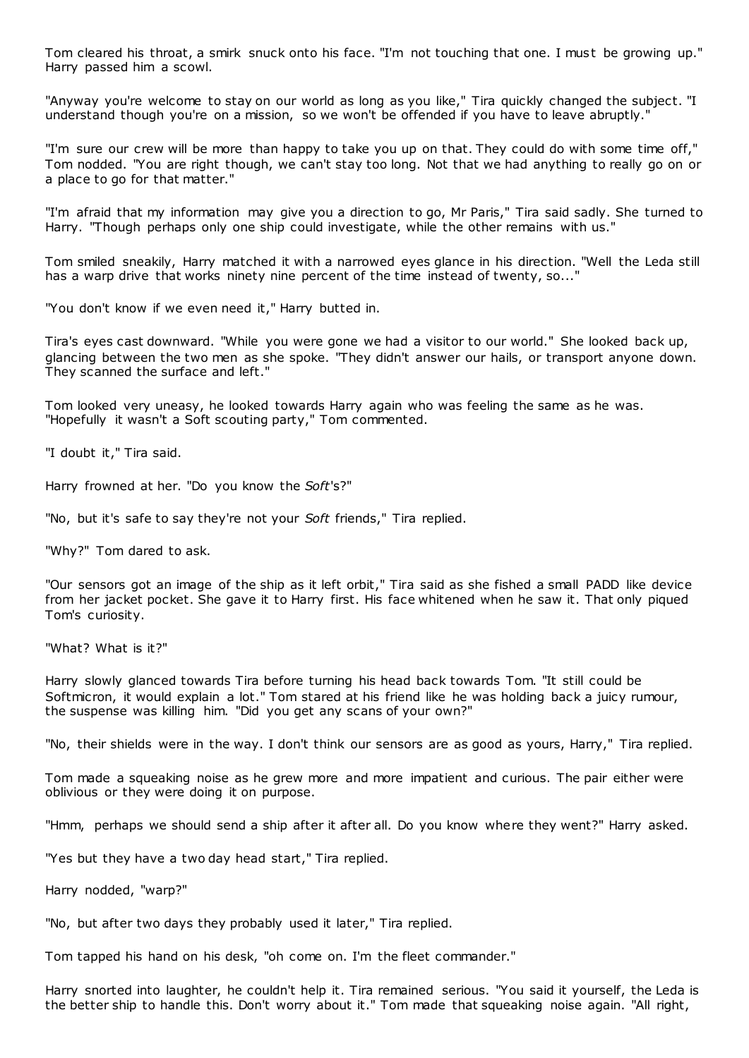Tom cleared his throat, a smirk snuck onto his face. "I'm not touching that one. I must be growing up." Harry passed him a scowl.

"Anyway you're welcome to stay on our world as long as you like," Tira quickly changed the subject. "I understand though you're on a mission, so we won't be offended if you have to leave abruptly."

"I'm sure our crew will be more than happy to take you up on that. They could do with some time off," Tom nodded. "You are right though, we can't stay too long. Not that we had anything to really go on or a place to go for that matter."

"I'm afraid that my information may give you a direction to go, Mr Paris," Tira said sadly. She turned to Harry. "Though perhaps only one ship could investigate, while the other remains with us."

Tom smiled sneakily, Harry matched it with a narrowed eyes glance in his direction. "Well the Leda still has a warp drive that works ninety nine percent of the time instead of twenty, so..."

"You don't know if we even need it," Harry butted in.

Tira's eyes cast downward. "While you were gone we had a visitor to our world." She looked back up, glancing between the two men as she spoke. "They didn't answer our hails, or transport anyone down. They scanned the surface and left."

Tom looked very uneasy, he looked towards Harry again who was feeling the same as he was. "Hopefully it wasn't a Soft scouting party," Tom commented.

"I doubt it," Tira said.

Harry frowned at her. "Do you know the *Soft*'s?"

"No, but it's safe to say they're not your *Soft* friends," Tira replied.

"Why?" Tom dared to ask.

"Our sensors got an image of the ship as it left orbit," Tira said as she fished a small PADD like device from her jacket pocket. She gave it to Harry first. His face whitened when he saw it. That only piqued Tom's curiosity.

"What? What is it?"

Harry slowly glanced towards Tira before turning his head back towards Tom. "It still could be Softmicron, it would explain a lot." Tom stared at his friend like he was holding back a juicy rumour, the suspense was killing him. "Did you get any scans of your own?"

"No, their shields were in the way. I don't think our sensors are as good as yours, Harry," Tira replied.

Tom made a squeaking noise as he grew more and more impatient and curious. The pair either were oblivious or they were doing it on purpose.

"Hmm, perhaps we should send a ship after it after all. Do you know where they went?" Harry asked.

"Yes but they have a two day head start," Tira replied.

Harry nodded, "warp?"

"No, but after two days they probably used it later," Tira replied.

Tom tapped his hand on his desk, "oh come on. I'm the fleet commander."

Harry snorted into laughter, he couldn't help it. Tira remained serious. "You said it yourself, the Leda is the better ship to handle this. Don't worry about it." Tom made that squeaking noise again. "All right,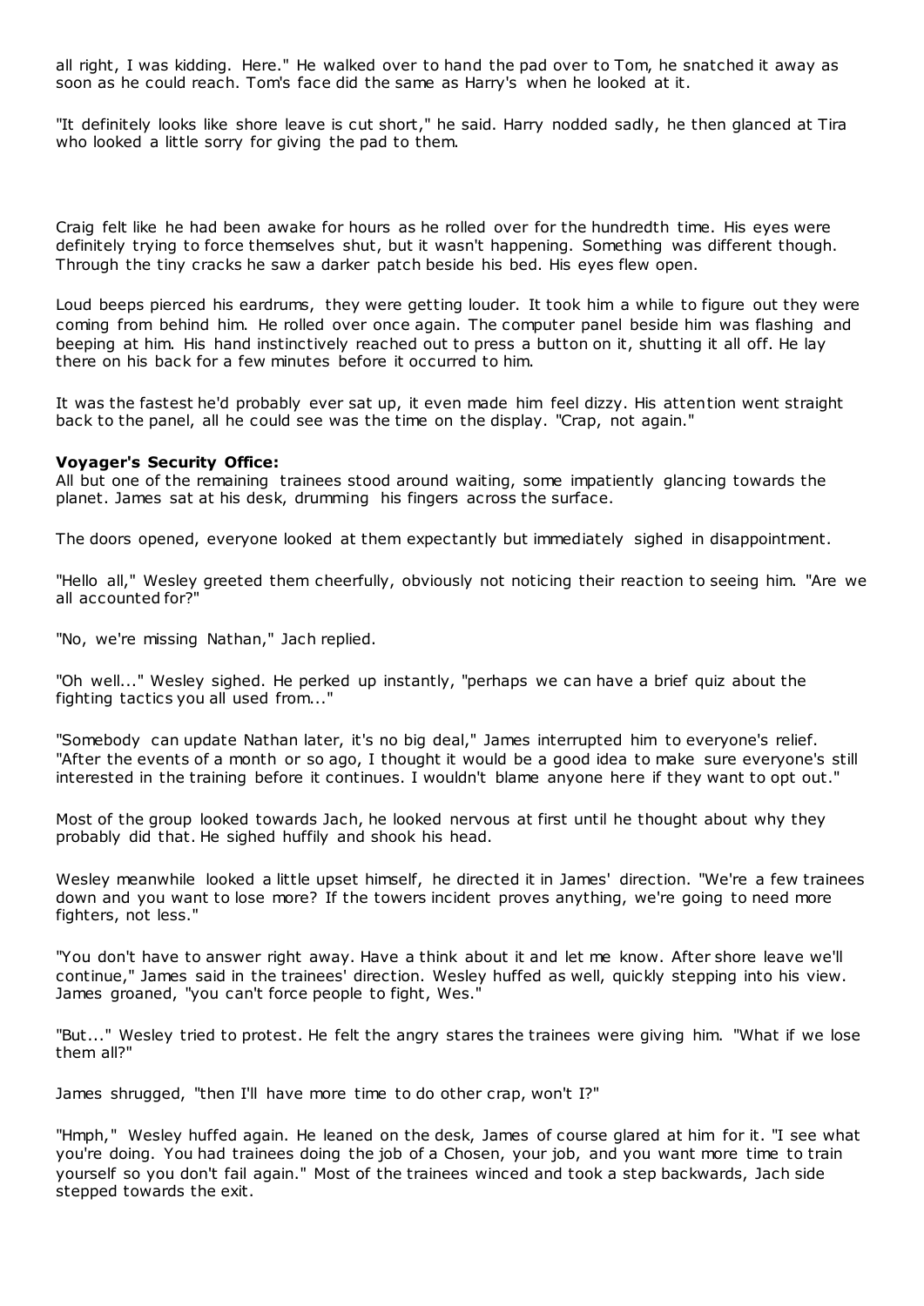all right, I was kidding. Here." He walked over to hand the pad over to Tom, he snatched it away as soon as he could reach. Tom's face did the same as Harry's when he looked at it.

"It definitely looks like shore leave is cut short," he said. Harry nodded sadly, he then glanced at Tira who looked a little sorry for giving the pad to them.

Craig felt like he had been awake for hours as he rolled over for the hundredth time. His eyes were definitely trying to force themselves shut, but it wasn't happening. Something was different though. Through the tiny cracks he saw a darker patch beside his bed. His eyes flew open.

Loud beeps pierced his eardrums, they were getting louder. It took him a while to figure out they were coming from behind him. He rolled over once again. The computer panel beside him was flashing and beeping at him. His hand instinctively reached out to press a button on it, shutting it all off. He lay there on his back for a few minutes before it occurred to him.

It was the fastest he'd probably ever sat up, it even made him feel dizzy. His attention went straight back to the panel, all he could see was the time on the display. "Crap, not again."

**Voyager's Security Office:**
All but one of the remaining trainees stood around waiting, some impatiently glancing towards the planet. James sat at his desk, drumming his fingers across the surface.

The doors opened, everyone looked at them expectantly but immediately sighed in disappointment.

"Hello all," Wesley greeted them cheerfully, obviously not noticing their reaction to seeing him. "Are we all accounted for?"

"No, we're missing Nathan," Jach replied.

"Oh well..." Wesley sighed. He perked up instantly, "perhaps we can have a brief quiz about the fighting tactics you all used from..."

"Somebody can update Nathan later, it's no big deal," James interrupted him to everyone's relief. "After the events of a month or so ago, I thought it would be a good idea to make sure everyone's still interested in the training before it continues. I wouldn't blame anyone here if they want to opt out."

Most of the group looked towards Jach, he looked nervous at first until he thought about why they probably did that. He sighed huffily and shook his head.

Wesley meanwhile looked a little upset himself, he directed it in James' direction. "We're a few trainees down and you want to lose more? If the towers incident proves anything, we're going to need more fighters, not less."

"You don't have to answer right away. Have a think about it and let me know. After shore leave we'll continue," James said in the trainees' direction. Wesley huffed as well, quickly stepping into his view. James groaned, "you can't force people to fight, Wes."

"But..." Wesley tried to protest. He felt the angry stares the trainees were giving him. "What if we lose them all?"

James shrugged, "then I'll have more time to do other crap, won't I?"

"Hmph," Wesley huffed again. He leaned on the desk, James of course glared at him for it. "I see what you're doing. You had trainees doing the job of a Chosen, your job, and you want more time to train yourself so you don't fail again." Most of the trainees winced and took a step backwards, Jach side stepped towards the exit.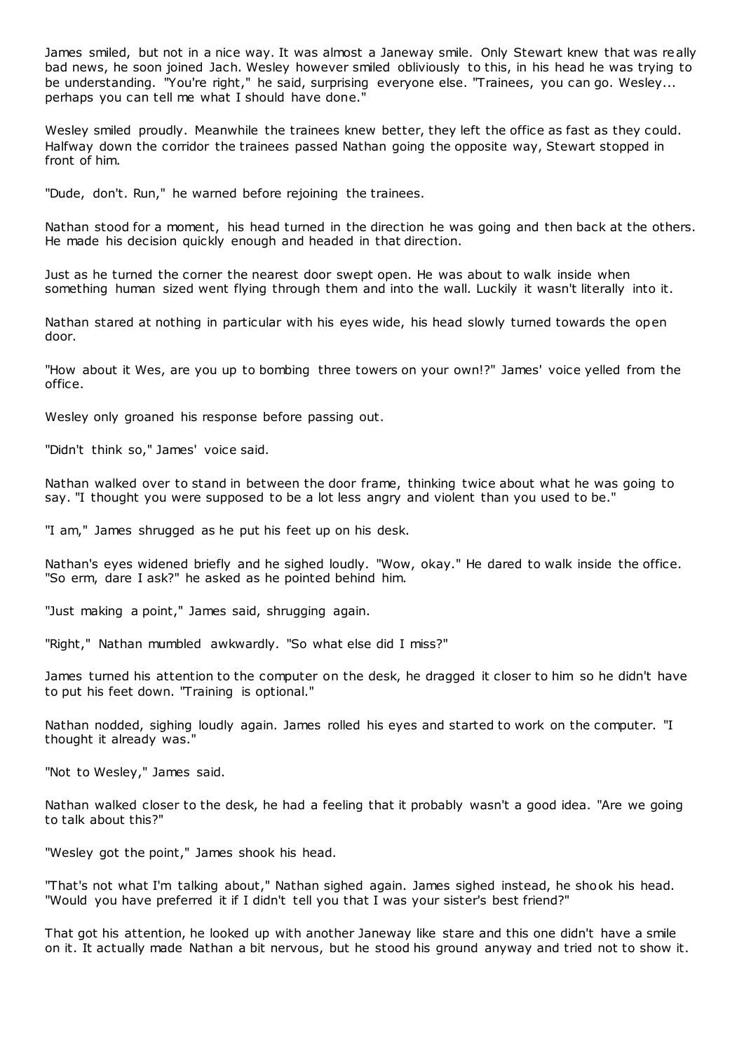James smiled, but not in a nice way. It was almost a Janeway smile. Only Stewart knew that was really bad news, he soon joined Jach. Wesley however smiled obliviously to this, in his head he was trying to be understanding. "You're right," he said, surprising everyone else. "Trainees, you can go. Wesley... perhaps you can tell me what I should have done."

Wesley smiled proudly. Meanwhile the trainees knew better, they left the office as fast as they could. Halfway down the corridor the trainees passed Nathan going the opposite way, Stewart stopped in front of him.

"Dude, don't. Run," he warned before rejoining the trainees.

Nathan stood for a moment, his head turned in the direction he was going and then back at the others. He made his decision quickly enough and headed in that direction.

Just as he turned the corner the nearest door swept open. He was about to walk inside when something human sized went flying through them and into the wall. Luckily it wasn't literally into it.

Nathan stared at nothing in particular with his eyes wide, his head slowly turned towards the open door.

"How about it Wes, are you up to bombing three towers on your own!?" James' voice yelled from the office.

Wesley only groaned his response before passing out.

"Didn't think so," James' voice said.

Nathan walked over to stand in between the door frame, thinking twice about what he was going to say. "I thought you were supposed to be a lot less angry and violent than you used to be."

"I am," James shrugged as he put his feet up on his desk.

Nathan's eyes widened briefly and he sighed loudly. "Wow, okay." He dared to walk inside the office. "So erm, dare I ask?" he asked as he pointed behind him.

"Just making a point," James said, shrugging again.

"Right," Nathan mumbled awkwardly. "So what else did I miss?"

James turned his attention to the computer on the desk, he dragged it closer to him so he didn't have to put his feet down. "Training is optional."

Nathan nodded, sighing loudly again. James rolled his eyes and started to work on the computer. "I thought it already was."

"Not to Wesley," James said.

Nathan walked closer to the desk, he had a feeling that it probably wasn't a good idea. "Are we going to talk about this?"

"Wesley got the point," James shook his head.

"That's not what I'm talking about," Nathan sighed again. James sighed instead, he shook his head. "Would you have preferred it if I didn't tell you that I was your sister's best friend?"

That got his attention, he looked up with another Janeway like stare and this one didn't have a smile on it. It actually made Nathan a bit nervous, but he stood his ground anyway and tried not to show it.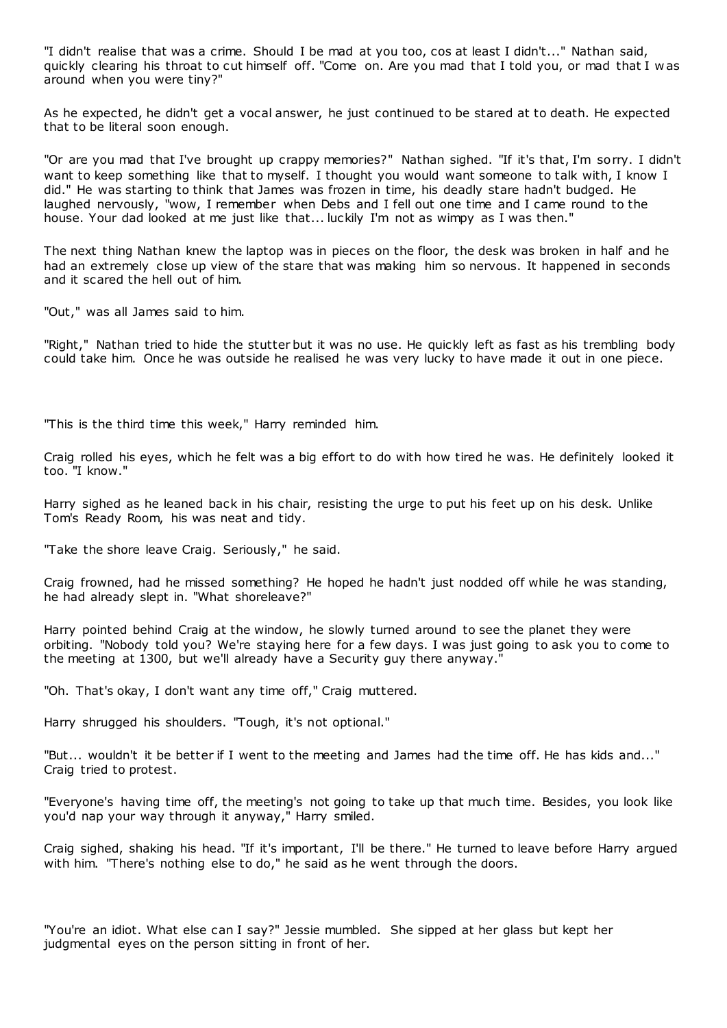"I didn't realise that was a crime. Should I be mad at you too, cos at least I didn't..." Nathan said, quickly clearing his throat to cut himself off. "Come on. Are you mad that I told you, or mad that I was around when you were tiny?"

As he expected, he didn't get a vocal answer, he just continued to be stared at to death. He expected that to be literal soon enough.

"Or are you mad that I've brought up crappy memories?" Nathan sighed. "If it's that, I'm sorry. I didn't want to keep something like that to myself. I thought you would want someone to talk with, I know I did." He was starting to think that James was frozen in time, his deadly stare hadn't budged. He laughed nervously, "wow, I remember when Debs and I fell out one time and I came round to the house. Your dad looked at me just like that... luckily I'm not as wimpy as I was then."

The next thing Nathan knew the laptop was in pieces on the floor, the desk was broken in half and he had an extremely close up view of the stare that was making him so nervous. It happened in seconds and it scared the hell out of him.

"Out," was all James said to him.

"Right," Nathan tried to hide the stutter but it was no use. He quickly left as fast as his trembling body could take him. Once he was outside he realised he was very lucky to have made it out in one piece.

"This is the third time this week," Harry reminded him.

Craig rolled his eyes, which he felt was a big effort to do with how tired he was. He definitely looked it too. "I know."

Harry sighed as he leaned back in his chair, resisting the urge to put his feet up on his desk. Unlike Tom's Ready Room, his was neat and tidy.

"Take the shore leave Craig. Seriously," he said.

Craig frowned, had he missed something? He hoped he hadn't just nodded off while he was standing, he had already slept in. "What shoreleave?"

Harry pointed behind Craig at the window, he slowly turned around to see the planet they were orbiting. "Nobody told you? We're staying here for a few days. I was just going to ask you to come to the meeting at 1300, but we'll already have a Security guy there anyway."

"Oh. That's okay, I don't want any time off," Craig muttered.

Harry shrugged his shoulders. "Tough, it's not optional."

"But... wouldn't it be better if I went to the meeting and James had the time off. He has kids and..." Craig tried to protest.

"Everyone's having time off, the meeting's not going to take up that much time. Besides, you look like you'd nap your way through it anyway," Harry smiled.

Craig sighed, shaking his head. "If it's important, I'll be there." He turned to leave before Harry argued with him. "There's nothing else to do," he said as he went through the doors.

"You're an idiot. What else can I say?" Jessie mumbled. She sipped at her glass but kept her judgmental eyes on the person sitting in front of her.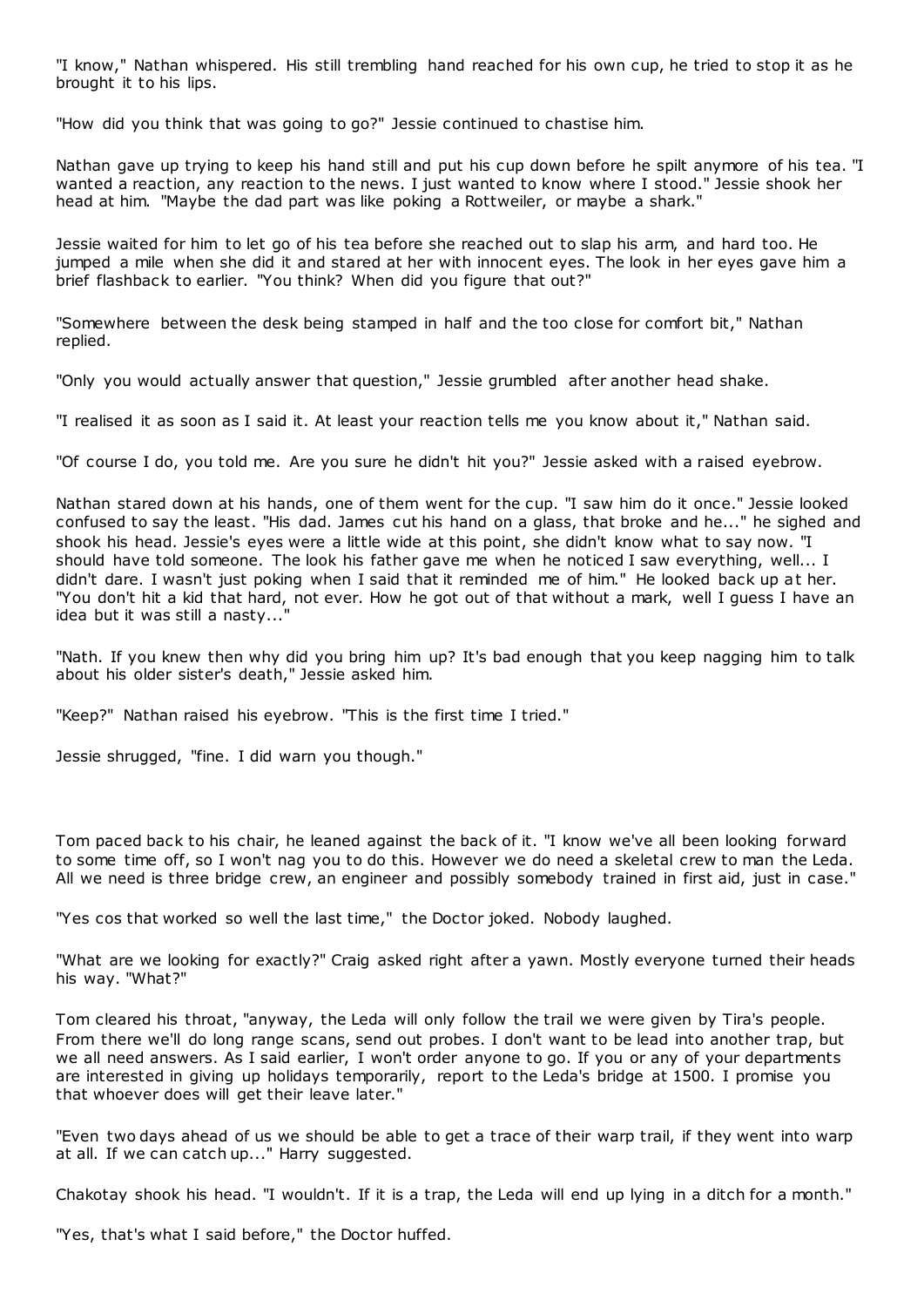"I know," Nathan whispered. His still trembling hand reached for his own cup, he tried to stop it as he brought it to his lips.

"How did you think that was going to go?" Jessie continued to chastise him.

Nathan gave up trying to keep his hand still and put his cup down before he spilt anymore of his tea. "I wanted a reaction, any reaction to the news. I just wanted to know where I stood." Jessie shook her head at him. "Maybe the dad part was like poking a Rottweiler, or maybe a shark."

Jessie waited for him to let go of his tea before she reached out to slap his arm, and hard too. He jumped a mile when she did it and stared at her with innocent eyes. The look in her eyes gave him a brief flashback to earlier. "You think? When did you figure that out?"

"Somewhere between the desk being stamped in half and the too close for comfort bit," Nathan replied.

"Only you would actually answer that question," Jessie grumbled after another head shake.

"I realised it as soon as I said it. At least your reaction tells me you know about it," Nathan said.

"Of course I do, you told me. Are you sure he didn't hit you?" Jessie asked with a raised eyebrow.

Nathan stared down at his hands, one of them went for the cup. "I saw him do it once." Jessie looked confused to say the least. "His dad. James cut his hand on a glass, that broke and he..." he sighed and shook his head. Jessie's eyes were a little wide at this point, she didn't know what to say now. "I should have told someone. The look his father gave me when he noticed I saw everything, well... I didn't dare. I wasn't just poking when I said that it reminded me of him." He looked back up at her. "You don't hit a kid that hard, not ever. How he got out of that without a mark, well I guess I have an idea but it was still a nasty..."

"Nath. If you knew then why did you bring him up? It's bad enough that you keep nagging him to talk about his older sister's death," Jessie asked him.

"Keep?" Nathan raised his eyebrow. "This is the first time I tried."

Jessie shrugged, "fine. I did warn you though."

Tom paced back to his chair, he leaned against the back of it. "I know we've all been looking forward to some time off, so I won't nag you to do this. However we do need a skeletal crew to man the Leda. All we need is three bridge crew, an engineer and possibly somebody trained in first aid, just in case."

"Yes cos that worked so well the last time," the Doctor joked. Nobody laughed.

"What are we looking for exactly?" Craig asked right after a yawn. Mostly everyone turned their heads his way. "What?"

Tom cleared his throat, "anyway, the Leda will only follow the trail we were given by Tira's people. From there we'll do long range scans, send out probes. I don't want to be lead into another trap, but we all need answers. As I said earlier, I won't order anyone to go. If you or any of your departments are interested in giving up holidays temporarily, report to the Leda's bridge at 1500. I promise you that whoever does will get their leave later."

"Even two days ahead of us we should be able to get a trace of their warp trail, if they went into warp at all. If we can catch up..." Harry suggested.

Chakotay shook his head. "I wouldn't. If it is a trap, the Leda will end up lying in a ditch for a month."

"Yes, that's what I said before," the Doctor huffed.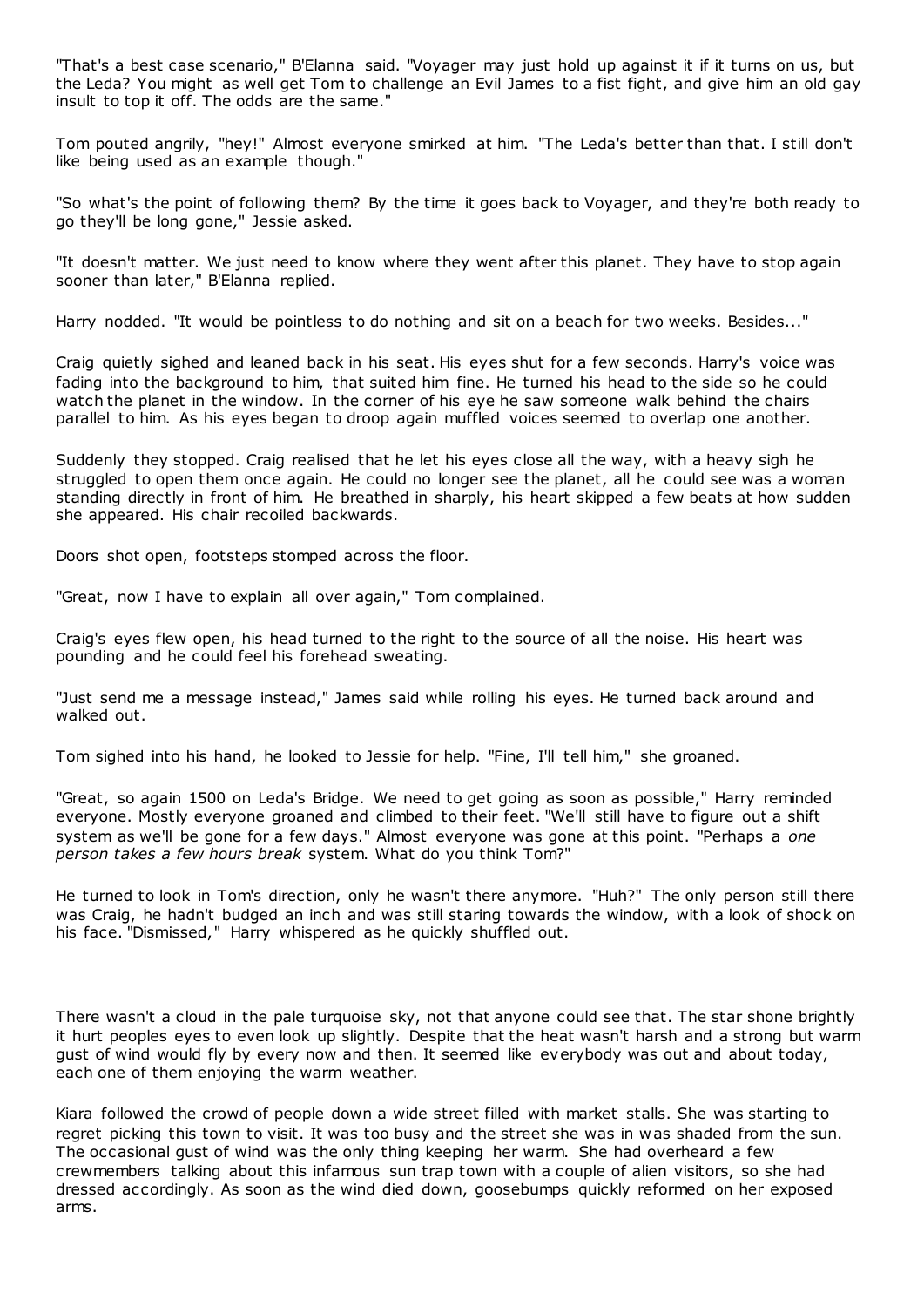"That's a best case scenario," B'Elanna said. "Voyager may just hold up against it if it turns on us, but the Leda? You might as well get Tom to challenge an Evil James to a fist fight, and give him an old gay insult to top it off. The odds are the same."

Tom pouted angrily, "hey!" Almost everyone smirked at him. "The Leda's better than that. I still don't like being used as an example though."

"So what's the point of following them? By the time it goes back to Voyager, and they're both ready to go they'll be long gone," Jessie asked.

"It doesn't matter. We just need to know where they went after this planet. They have to stop again sooner than later," B'Elanna replied.

Harry nodded. "It would be pointless to do nothing and sit on a beach for two weeks. Besides..."

Craig quietly sighed and leaned back in his seat. His eyes shut for a few seconds. Harry's voice was fading into the background to him, that suited him fine. He turned his head to the side so he could watch the planet in the window. In the corner of his eye he saw someone walk behind the chairs parallel to him. As his eyes began to droop again muffled voices seemed to overlap one another.

Suddenly they stopped. Craig realised that he let his eyes close all the way, with a heavy sigh he struggled to open them once again. He could no longer see the planet, all he could see was a woman standing directly in front of him. He breathed in sharply, his heart skipped a few beats at how sudden she appeared. His chair recoiled backwards.

Doors shot open, footsteps stomped across the floor.

"Great, now I have to explain all over again," Tom complained.

Craig's eyes flew open, his head turned to the right to the source of all the noise. His heart was pounding and he could feel his forehead sweating.

"Just send me a message instead," James said while rolling his eyes. He turned back around and walked out.

Tom sighed into his hand, he looked to Jessie for help. "Fine, I'll tell him," she groaned.

"Great, so again 1500 on Leda's Bridge. We need to get going as soon as possible," Harry reminded everyone. Mostly everyone groaned and climbed to their feet. "We'll still have to figure out a shift system as we'll be gone for a few days." Almost everyone was gone at this point. "Perhaps a *one person takes a few hours break* system. What do you think Tom?"

He turned to look in Tom's direction, only he wasn't there anymore. "Huh?" The only person still there was Craig, he hadn't budged an inch and was still staring towards the window, with a look of shock on his face. "Dismissed," Harry whispered as he quickly shuffled out.

There wasn't a cloud in the pale turquoise sky, not that anyone could see that. The star shone brightly it hurt peoples eyes to even look up slightly. Despite that the heat wasn't harsh and a strong but warm gust of wind would fly by every now and then. It seemed like everybody was out and about today, each one of them enjoying the warm weather.

Kiara followed the crowd of people down a wide street filled with market stalls. She was starting to regret picking this town to visit. It was too busy and the street she was in was shaded from the sun. The occasional gust of wind was the only thing keeping her warm. She had overheard a few crewmembers talking about this infamous sun trap town with a couple of alien visitors, so she had dressed accordingly. As soon as the wind died down, goosebumps quickly reformed on her exposed arms.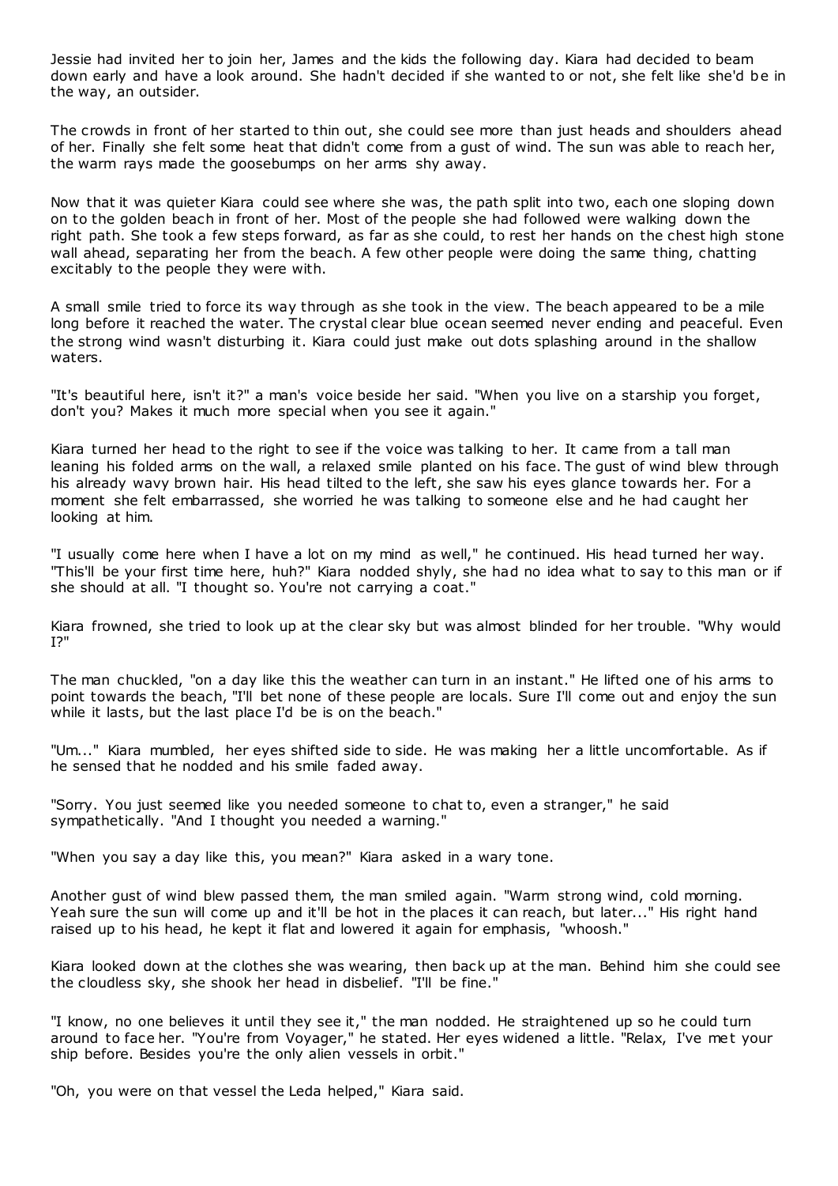Jessie had invited her to join her, James and the kids the following day. Kiara had decided to beam down early and have a look around. She hadn't decided if she wanted to or not, she felt like she'd be in the way, an outsider.

The crowds in front of her started to thin out, she could see more than just heads and shoulders ahead of her. Finally she felt some heat that didn't come from a gust of wind. The sun was able to reach her, the warm rays made the goosebumps on her arms shy away.

Now that it was quieter Kiara could see where she was, the path split into two, each one sloping down on to the golden beach in front of her. Most of the people she had followed were walking down the right path. She took a few steps forward, as far as she could, to rest her hands on the chest high stone wall ahead, separating her from the beach. A few other people were doing the same thing, chatting excitably to the people they were with.

A small smile tried to force its way through as she took in the view. The beach appeared to be a mile long before it reached the water. The crystal clear blue ocean seemed never ending and peaceful. Even the strong wind wasn't disturbing it. Kiara could just make out dots splashing around in the shallow waters.

"It's beautiful here, isn't it?" a man's voice beside her said. "When you live on a starship you forget, don't you? Makes it much more special when you see it again."

Kiara turned her head to the right to see if the voice was talking to her. It came from a tall man leaning his folded arms on the wall, a relaxed smile planted on his face. The gust of wind blew through his already wavy brown hair. His head tilted to the left, she saw his eyes glance towards her. For a moment she felt embarrassed, she worried he was talking to someone else and he had caught her looking at him.

"I usually come here when I have a lot on my mind as well," he continued. His head turned her way. "This'll be your first time here, huh?" Kiara nodded shyly, she had no idea what to say to this man or if she should at all. "I thought so. You're not carrying a coat."

Kiara frowned, she tried to look up at the clear sky but was almost blinded for her trouble. "Why would I?"

The man chuckled, "on a day like this the weather can turn in an instant." He lifted one of his arms to point towards the beach, "I'll bet none of these people are locals. Sure I'll come out and enjoy the sun while it lasts, but the last place I'd be is on the beach."

"Um..." Kiara mumbled, her eyes shifted side to side. He was making her a little uncomfortable. As if he sensed that he nodded and his smile faded away.

"Sorry. You just seemed like you needed someone to chat to, even a stranger," he said sympathetically. "And I thought you needed a warning."

"When you say a day like this, you mean?" Kiara asked in a wary tone.

Another gust of wind blew passed them, the man smiled again. "Warm strong wind, cold morning. Yeah sure the sun will come up and it'll be hot in the places it can reach, but later..." His right hand raised up to his head, he kept it flat and lowered it again for emphasis, "whoosh."

Kiara looked down at the clothes she was wearing, then back up at the man. Behind him she could see the cloudless sky, she shook her head in disbelief. "I'll be fine."

"I know, no one believes it until they see it," the man nodded. He straightened up so he could turn around to face her. "You're from Voyager," he stated. Her eyes widened a little. "Relax, I've met your ship before. Besides you're the only alien vessels in orbit."

"Oh, you were on that vessel the Leda helped," Kiara said.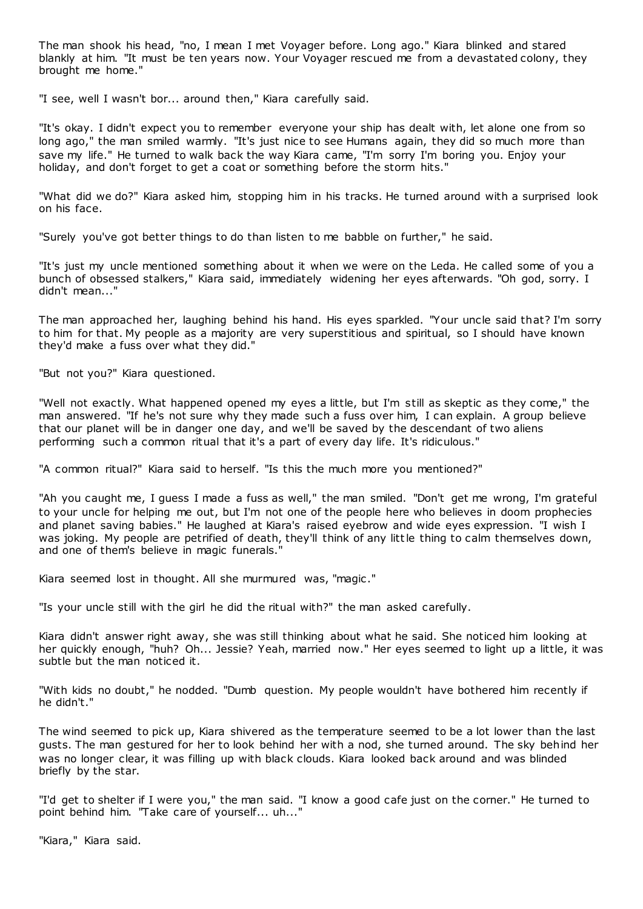The man shook his head, "no, I mean I met Voyager before. Long ago." Kiara blinked and stared blankly at him. "It must be ten years now. Your Voyager rescued me from a devastated colony, they brought me home."

"I see, well I wasn't bor... around then," Kiara carefully said.

"It's okay. I didn't expect you to remember everyone your ship has dealt with, let alone one from so long ago," the man smiled warmly. "It's just nice to see Humans again, they did so much more than save my life." He turned to walk back the way Kiara came, "I'm sorry I'm boring you. Enjoy your holiday, and don't forget to get a coat or something before the storm hits."

"What did we do?" Kiara asked him, stopping him in his tracks. He turned around with a surprised look on his face.

"Surely you've got better things to do than listen to me babble on further," he said.

"It's just my uncle mentioned something about it when we were on the Leda. He called some of you a bunch of obsessed stalkers," Kiara said, immediately widening her eyes afterwards. "Oh god, sorry. I didn't mean..."

The man approached her, laughing behind his hand. His eyes sparkled. "Your uncle said that? I'm sorry to him for that. My people as a majority are very superstitious and spiritual, so I should have known they'd make a fuss over what they did."

"But not you?" Kiara questioned.

"Well not exactly. What happened opened my eyes a little, but I'm still as skeptic as they come," the man answered. "If he's not sure why they made such a fuss over him, I can explain. A group believe that our planet will be in danger one day, and we'll be saved by the descendant of two aliens performing such a common ritual that it's a part of every day life. It's ridiculous."

"A common ritual?" Kiara said to herself. "Is this the much more you mentioned?"

"Ah you caught me, I guess I made a fuss as well," the man smiled. "Don't get me wrong, I'm grateful to your uncle for helping me out, but I'm not one of the people here who believes in doom prophecies and planet saving babies." He laughed at Kiara's raised eyebrow and wide eyes expression. "I wish I was joking. My people are petrified of death, they'll think of any little thing to calm themselves down, and one of them's believe in magic funerals."

Kiara seemed lost in thought. All she murmured was, "magic."

"Is your uncle still with the girl he did the ritual with?" the man asked carefully.

Kiara didn't answer right away, she was still thinking about what he said. She noticed him looking at her quickly enough, "huh? Oh... Jessie? Yeah, married now." Her eyes seemed to light up a little, it was subtle but the man noticed it.

"With kids no doubt," he nodded. "Dumb question. My people wouldn't have bothered him recently if he didn't."

The wind seemed to pick up, Kiara shivered as the temperature seemed to be a lot lower than the last gusts. The man gestured for her to look behind her with a nod, she turned around. The sky behind her was no longer clear, it was filling up with black clouds. Kiara looked back around and was blinded briefly by the star.

"I'd get to shelter if I were you," the man said. "I know a good cafe just on the corner." He turned to point behind him. "Take care of yourself... uh..."

"Kiara," Kiara said.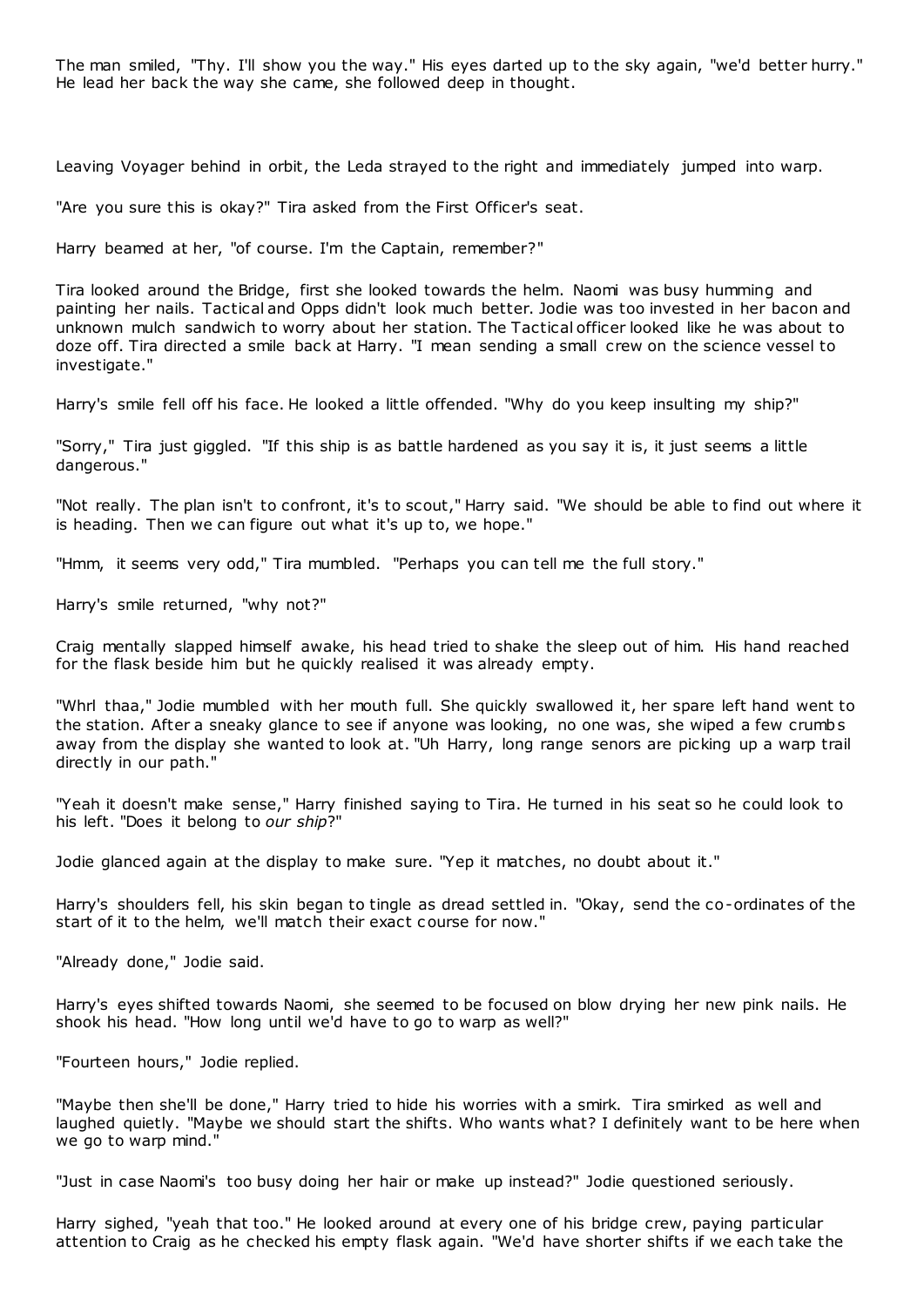The man smiled, "Thy. I'll show you the way." His eyes darted up to the sky again, "we'd better hurry." He lead her back the way she came, she followed deep in thought.

Leaving Voyager behind in orbit, the Leda strayed to the right and immediately jumped into warp.

"Are you sure this is okay?" Tira asked from the First Officer's seat.

Harry beamed at her, "of course. I'm the Captain, remember?"

Tira looked around the Bridge, first she looked towards the helm. Naomi was busy humming and painting her nails. Tactical and Opps didn't look much better. Jodie was too invested in her bacon and unknown mulch sandwich to worry about her station. The Tactical officer looked like he was about to doze off. Tira directed a smile back at Harry. "I mean sending a small crew on the science vessel to investigate."

Harry's smile fell off his face. He looked a little offended. "Why do you keep insulting my ship?"

"Sorry," Tira just giggled. "If this ship is as battle hardened as you say it is, it just seems a little dangerous."

"Not really. The plan isn't to confront, it's to scout," Harry said. "We should be able to find out where it is heading. Then we can figure out what it's up to, we hope."

"Hmm, it seems very odd," Tira mumbled. "Perhaps you can tell me the full story."

Harry's smile returned, "why not?"

Craig mentally slapped himself awake, his head tried to shake the sleep out of him. His hand reached for the flask beside him but he quickly realised it was already empty.

"Whrl thaa," Jodie mumbled with her mouth full. She quickly swallowed it, her spare left hand went to the station. After a sneaky glance to see if anyone was looking, no one was, she wiped a few crumbs away from the display she wanted to look at. "Uh Harry, long range senors are picking up a warp trail directly in our path."

"Yeah it doesn't make sense," Harry finished saying to Tira. He turned in his seat so he could look to his left. "Does it belong to *our ship*?"

Jodie glanced again at the display to make sure. "Yep it matches, no doubt about it."

Harry's shoulders fell, his skin began to tingle as dread settled in. "Okay, send the co-ordinates of the start of it to the helm, we'll match their exact course for now."

"Already done," Jodie said.

Harry's eyes shifted towards Naomi, she seemed to be focused on blow drying her new pink nails. He shook his head. "How long until we'd have to go to warp as well?"

"Fourteen hours," Jodie replied.

"Maybe then she'll be done," Harry tried to hide his worries with a smirk. Tira smirked as well and laughed quietly. "Maybe we should start the shifts. Who wants what? I definitely want to be here when we go to warp mind."

"Just in case Naomi's too busy doing her hair or make up instead?" Jodie questioned seriously.

Harry sighed, "yeah that too." He looked around at every one of his bridge crew, paying particular attention to Craig as he checked his empty flask again. "We'd have shorter shifts if we each take the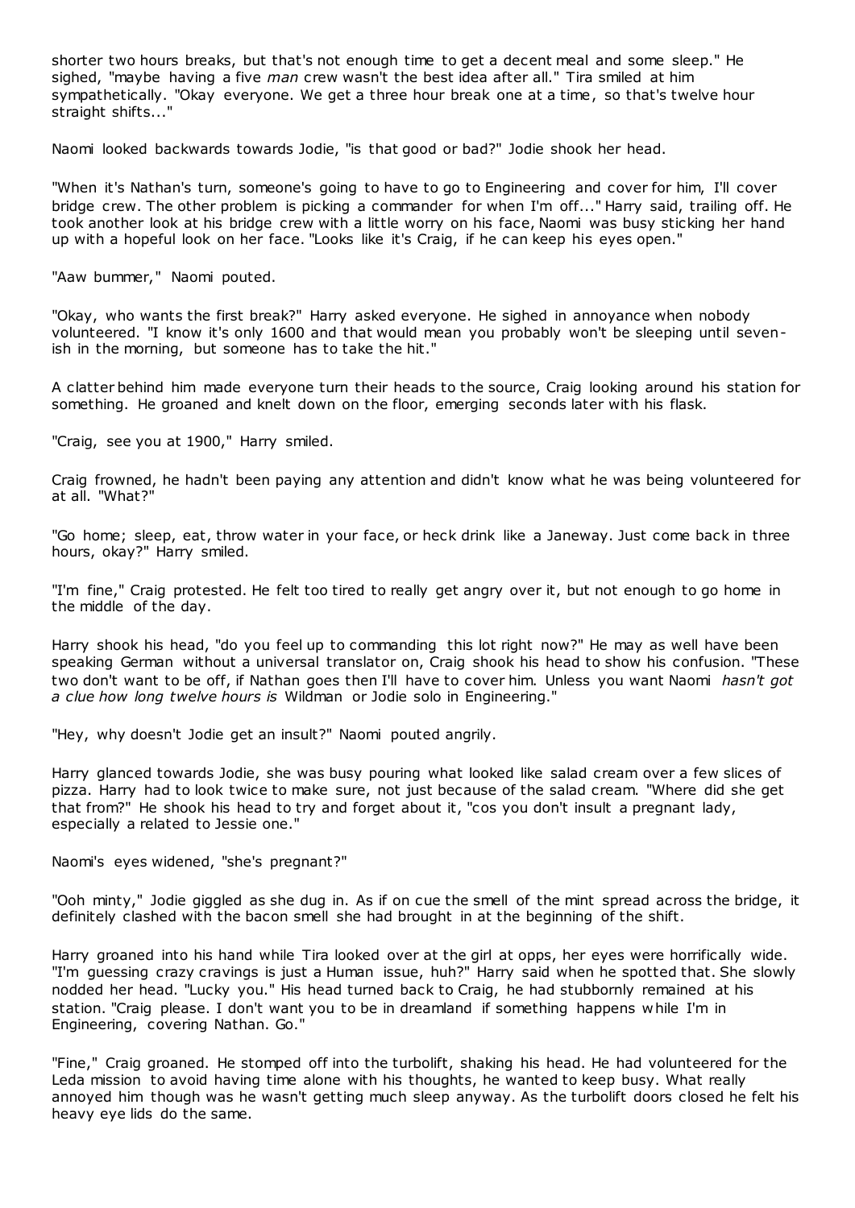shorter two hours breaks, but that's not enough time to get a decent meal and some sleep." He sighed, "maybe having a five *man* crew wasn't the best idea after all." Tira smiled at him sympathetically. "Okay everyone. We get a three hour break one at a time, so that's twelve hour straight shifts..."

Naomi looked backwards towards Jodie, "is that good or bad?" Jodie shook her head.

"When it's Nathan's turn, someone's going to have to go to Engineering and cover for him, I'll cover bridge crew. The other problem is picking a commander for when I'm off..." Harry said, trailing off. He took another look at his bridge crew with a little worry on his face, Naomi was busy sticking her hand up with a hopeful look on her face. "Looks like it's Craig, if he can keep his eyes open."

"Aaw bummer," Naomi pouted.

"Okay, who wants the first break?" Harry asked everyone. He sighed in annoyance when nobody volunteered. "I know it's only 1600 and that would mean you probably won't be sleeping until seven-ish in the morning, but someone has to take the hit."

A clatter behind him made everyone turn their heads to the source, Craig looking around his station for something. He groaned and knelt down on the floor, emerging seconds later with his flask.

"Craig, see you at 1900," Harry smiled.

Craig frowned, he hadn't been paying any attention and didn't know what he was being volunteered for at all. "What?"

"Go home; sleep, eat, throw water in your face, or heck drink like a Janeway. Just come back in three hours, okay?" Harry smiled.

"I'm fine," Craig protested. He felt too tired to really get angry over it, but not enough to go home in the middle of the day.

Harry shook his head, "do you feel up to commanding this lot right now?" He may as well have been speaking German without a universal translator on, Craig shook his head to show his confusion. "These two don't want to be off, if Nathan goes then I'll have to cover him. Unless you want Naomi *hasn't got a clue how long twelve hours is* Wildman or Jodie solo in Engineering."

"Hey, why doesn't Jodie get an insult?" Naomi pouted angrily.

Harry glanced towards Jodie, she was busy pouring what looked like salad cream over a few slices of pizza. Harry had to look twice to make sure, not just because of the salad cream. "Where did she get that from?" He shook his head to try and forget about it, "cos you don't insult a pregnant lady, especially a related to Jessie one."

Naomi's eyes widened, "she's pregnant?"

"Ooh minty," Jodie giggled as she dug in. As if on cue the smell of the mint spread across the bridge, it definitely clashed with the bacon smell she had brought in at the beginning of the shift.

Harry groaned into his hand while Tira looked over at the girl at opps, her eyes were horrifically wide. "I'm guessing crazy cravings is just a Human issue, huh?" Harry said when he spotted that. She slowly nodded her head. "Lucky you." His head turned back to Craig, he had stubbornly remained at his station. "Craig please. I don't want you to be in dreamland if something happens while I'm in Engineering, covering Nathan. Go."

"Fine," Craig groaned. He stomped off into the turbolift, shaking his head. He had volunteered for the Leda mission to avoid having time alone with his thoughts, he wanted to keep busy. What really annoyed him though was he wasn't getting much sleep anyway. As the turbolift doors closed he felt his heavy eye lids do the same.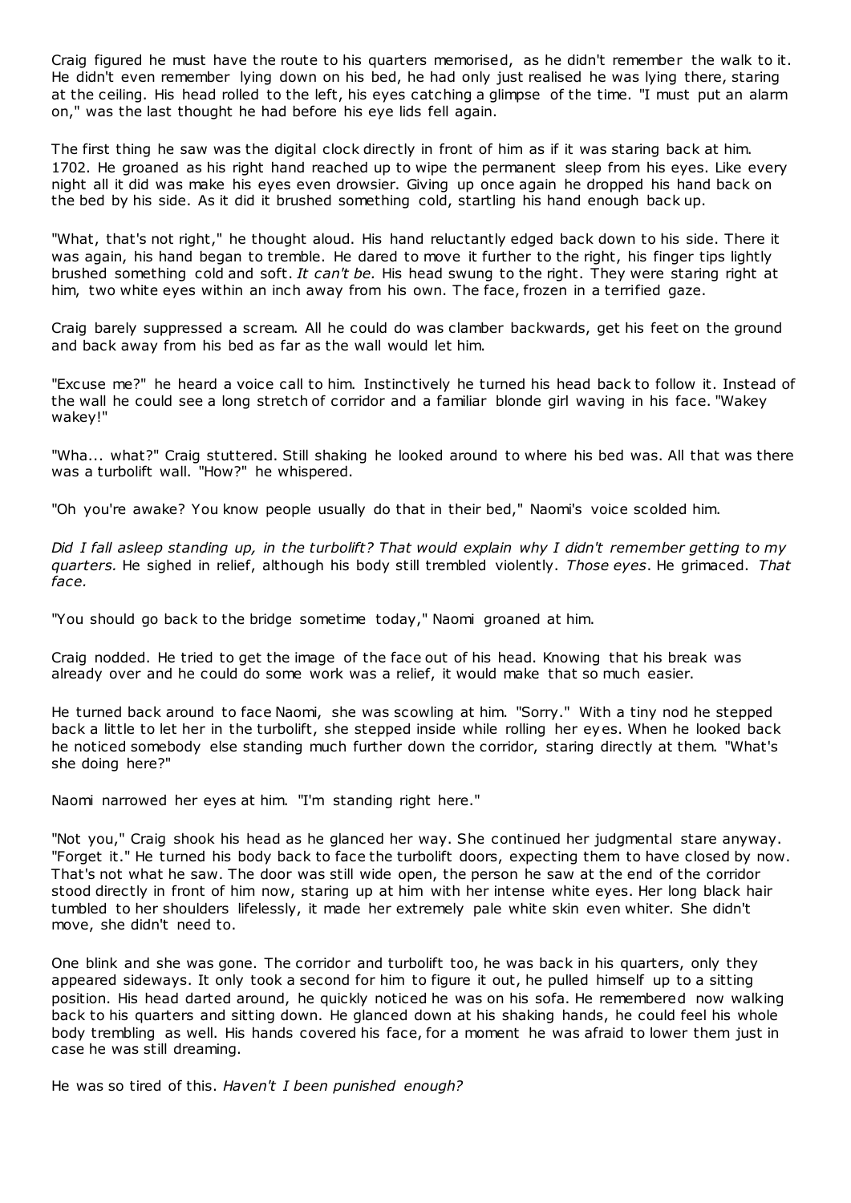Craig figured he must have the route to his quarters memorised, as he didn't remember the walk to it. He didn't even remember lying down on his bed, he had only just realised he was lying there, staring at the ceiling. His head rolled to the left, his eyes catching a glimpse of the time. "I must put an alarm on," was the last thought he had before his eye lids fell again.

The first thing he saw was the digital clock directly in front of him as if it was staring back at him. 1702. He groaned as his right hand reached up to wipe the permanent sleep from his eyes. Like every night all it did was make his eyes even drowsier. Giving up once again he dropped his hand back on the bed by his side. As it did it brushed something cold, startling his hand enough back up.

"What, that's not right," he thought aloud. His hand reluctantly edged back down to his side. There it was again, his hand began to tremble. He dared to move it further to the right, his finger tips lightly brushed something cold and soft. *It can't be.* His head swung to the right. They were staring right at him, two white eyes within an inch away from his own. The face, frozen in a terrified gaze.

Craig barely suppressed a scream. All he could do was clamber backwards, get his feet on the ground and back away from his bed as far as the wall would let him.

"Excuse me?" he heard a voice call to him. Instinctively he turned his head back to follow it. Instead of the wall he could see a long stretch of corridor and a familiar blonde girl waving in his face. "Wakey wakey!"

"Wha... what?" Craig stuttered. Still shaking he looked around to where his bed was. All that was there was a turbolift wall. "How?" he whispered.

"Oh you're awake? You know people usually do that in their bed," Naomi's voice scolded him.

*Did I fall asleep standing up, in the turbolift? That would explain why I didn't remember getting to my quarters.* He sighed in relief, although his body still trembled violently. *Those eyes.* He grimaced. *That face.*

"You should go back to the bridge sometime today," Naomi groaned at him.

Craig nodded. He tried to get the image of the face out of his head. Knowing that his break was already over and he could do some work was a relief, it would make that so much easier.

He turned back around to face Naomi, she was scowling at him. "Sorry." With a tiny nod he stepped back a little to let her in the turbolift, she stepped inside while rolling her eyes. When he looked back he noticed somebody else standing much further down the corridor, staring directly at them. "What's she doing here?"

Naomi narrowed her eyes at him. "I'm standing right here."

"Not you," Craig shook his head as he glanced her way. She continued her judgmental stare anyway. "Forget it." He turned his body back to face the turbolift doors, expecting them to have closed by now. That's not what he saw. The door was still wide open, the person he saw at the end of the corridor stood directly in front of him now, staring up at him with her intense white eyes. Her long black hair tumbled to her shoulders lifelessly, it made her extremely pale white skin even whiter. She didn't move, she didn't need to.

One blink and she was gone. The corridor and turbolift too, he was back in his quarters, only they appeared sideways. It only took a second for him to figure it out, he pulled himself up to a sitting position. His head darted around, he quickly noticed he was on his sofa. He remembered now walking back to his quarters and sitting down. He glanced down at his shaking hands, he could feel his whole body trembling as well. His hands covered his face, for a moment he was afraid to lower them just in case he was still dreaming.

He was so tired of this. *Haven't I been punished enough?*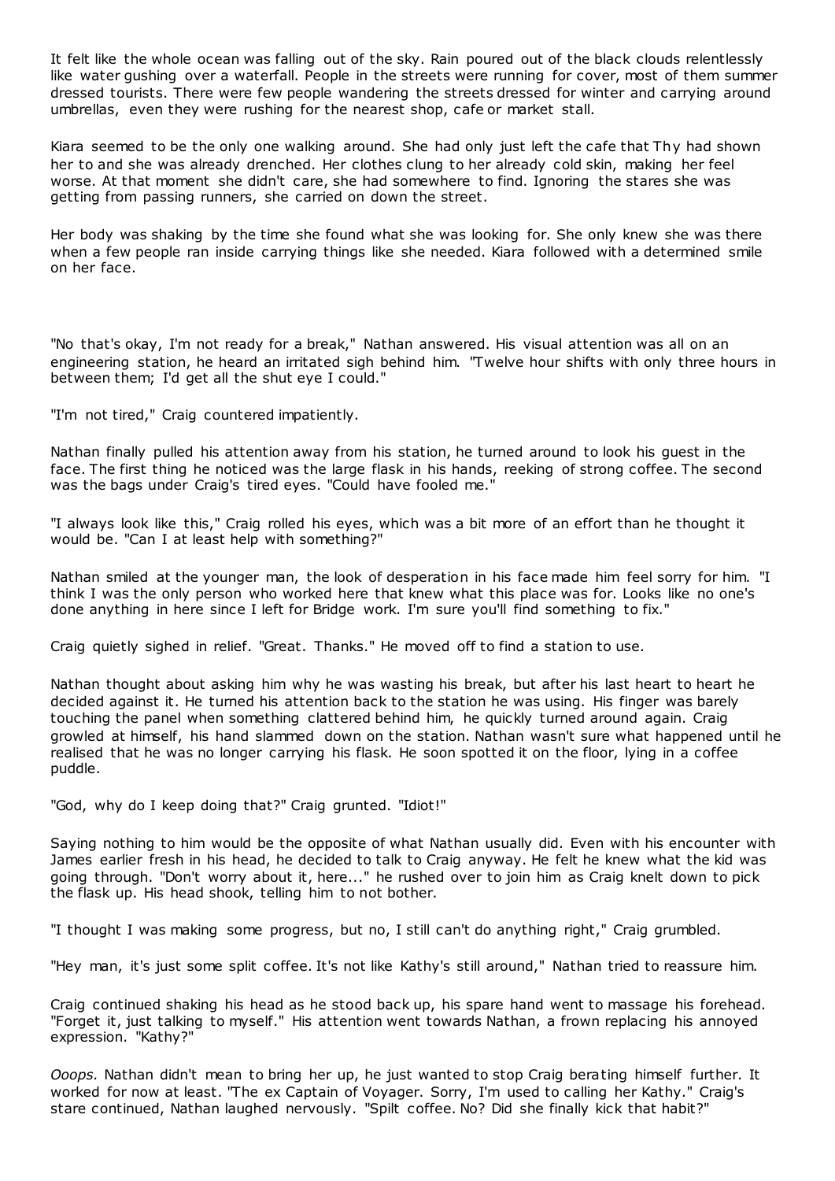It felt like the whole ocean was falling out of the sky. Rain poured out of the black clouds relentlessly like water gushing over a waterfall. People in the streets were running for cover, most of them summer dressed tourists. There were few people wandering the streets dressed for winter and carrying around umbrellas, even they were rushing for the nearest shop, cafe or market stall.

Kiara seemed to be the only one walking around. She had only just left the cafe that Thy had shown her to and she was already drenched. Her clothes clung to her already cold skin, making her feel worse. At that moment she didn't care, she had somewhere to find. Ignoring the stares she was getting from passing runners, she carried on down the street.

Her body was shaking by the time she found what she was looking for. She only knew she was there when a few people ran inside carrying things like she needed. Kiara followed with a determined smile on her face.

"No that's okay, I'm not ready for a break," Nathan answered. His visual attention was all on an engineering station, he heard an irritated sigh behind him. "Twelve hour shifts with only three hours in between them; I'd get all the shut eye I could."

"I'm not tired," Craig countered impatiently.

Nathan finally pulled his attention away from his station, he turned around to look his guest in the face. The first thing he noticed was the large flask in his hands, reeking of strong coffee. The second was the bags under Craig's tired eyes. "Could have fooled me."

"I always look like this," Craig rolled his eyes, which was a bit more of an effort than he thought it would be. "Can I at least help with something?"

Nathan smiled at the younger man, the look of desperation in his face made him feel sorry for him. "I think I was the only person who worked here that knew what this place was for. Looks like no one's done anything in here since I left for Bridge work. I'm sure you'll find something to fix."

Craig quietly sighed in relief. "Great. Thanks." He moved off to find a station to use.

Nathan thought about asking him why he was wasting his break, but after his last heart to heart he decided against it. He turned his attention back to the station he was using. His finger was barely touching the panel when something clattered behind him, he quickly turned around again. Craig growled at himself, his hand slammed down on the station. Nathan wasn't sure what happened until he realised that he was no longer carrying his flask. He soon spotted it on the floor, lying in a coffee puddle.

"God, why do I keep doing that?" Craig grunted. "Idiot!"

Saying nothing to him would be the opposite of what Nathan usually did. Even with his encounter with James earlier fresh in his head, he decided to talk to Craig anyway. He felt he knew what the kid was going through. "Don't worry about it, here..." he rushed over to join him as Craig knelt down to pick the flask up. His head shook, telling him to not bother.

"I thought I was making some progress, but no, I still can't do anything right," Craig grumbled.

"Hey man, it's just some split coffee. It's not like Kathy's still around," Nathan tried to reassure him.

Craig continued shaking his head as he stood back up, his spare hand went to massage his forehead. "Forget it, just talking to myself." His attention went towards Nathan, a frown replacing his annoyed expression. "Kathy?"

*Ooops.* Nathan didn't mean to bring her up, he just wanted to stop Craig berating himself further. It worked for now at least. "The ex Captain of Voyager. Sorry, I'm used to calling her Kathy." Craig's stare continued, Nathan laughed nervously. "Spilt coffee. No? Did she finally kick that habit?"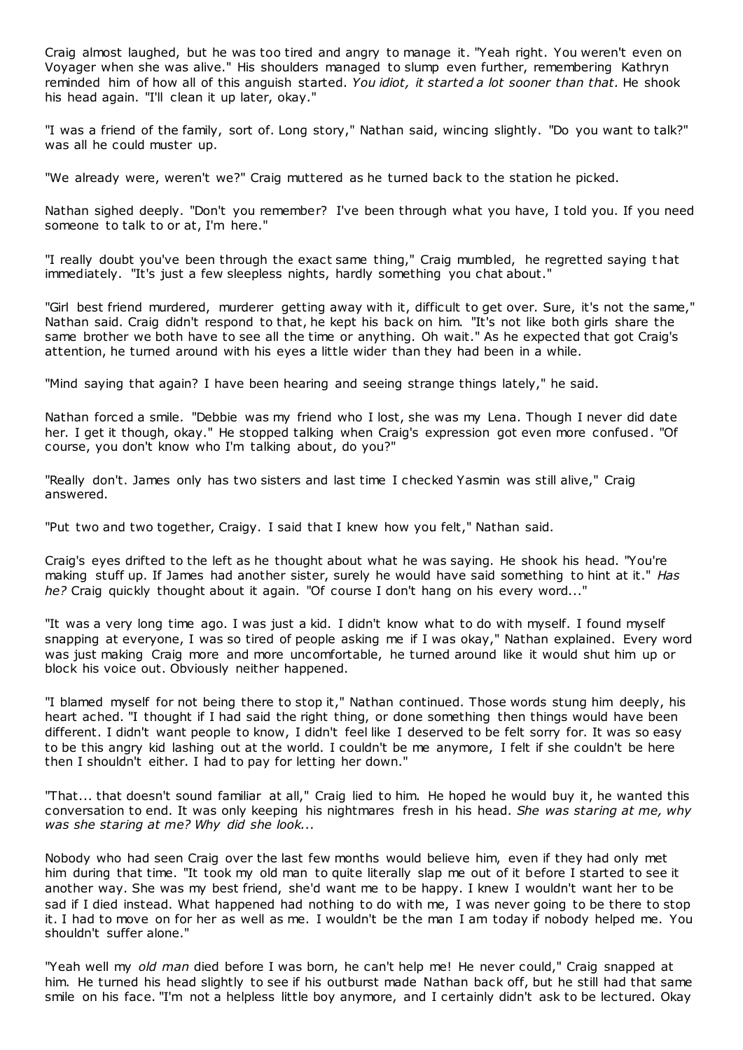Craig almost laughed, but he was too tired and angry to manage it. "Yeah right. You weren't even on Voyager when she was alive." His shoulders managed to slump even further, remembering Kathryn reminded him of how all of this anguish started. *You idiot, it started a lot sooner than that.* He shook his head again. "I'll clean it up later, okay."

"I was a friend of the family, sort of. Long story," Nathan said, wincing slightly. "Do you want to talk?" was all he could muster up.

"We already were, weren't we?" Craig muttered as he turned back to the station he picked.

Nathan sighed deeply. "Don't you remember? I've been through what you have, I told you. If you need someone to talk to or at, I'm here."

"I really doubt you've been through the exact same thing," Craig mumbled, he regretted saying that immediately. "It's just a few sleepless nights, hardly something you chat about."

"Girl best friend murdered, murderer getting away with it, difficult to get over. Sure, it's not the same," Nathan said. Craig didn't respond to that, he kept his back on him. "It's not like both girls share the same brother we both have to see all the time or anything. Oh wait." As he expected that got Craig's attention, he turned around with his eyes a little wider than they had been in a while.

"Mind saying that again? I have been hearing and seeing strange things lately," he said.

Nathan forced a smile. "Debbie was my friend who I lost, she was my Lena. Though I never did date her. I get it though, okay." He stopped talking when Craig's expression got even more confused. "Of course, you don't know who I'm talking about, do you?"

"Really don't. James only has two sisters and last time I checked Yasmin was still alive," Craig answered.

"Put two and two together, Craigy. I said that I knew how you felt," Nathan said.

Craig's eyes drifted to the left as he thought about what he was saying. He shook his head. "You're making stuff up. If James had another sister, surely he would have said something to hint at it." *Has he?* Craig quickly thought about it again. "Of course I don't hang on his every word..."

"It was a very long time ago. I was just a kid. I didn't know what to do with myself. I found myself snapping at everyone, I was so tired of people asking me if I was okay," Nathan explained. Every word was just making Craig more and more uncomfortable, he turned around like it would shut him up or block his voice out. Obviously neither happened.

"I blamed myself for not being there to stop it," Nathan continued. Those words stung him deeply, his heart ached. "I thought if I had said the right thing, or done something then things would have been different. I didn't want people to know, I didn't feel like I deserved to be felt sorry for. It was so easy to be this angry kid lashing out at the world. I couldn't be me anymore, I felt if she couldn't be here then I shouldn't either. I had to pay for letting her down."

"That... that doesn't sound familiar at all," Craig lied to him. He hoped he would buy it, he wanted this conversation to end. It was only keeping his nightmares fresh in his head. *She was staring at me, why was she staring at me? Why did she look...*

Nobody who had seen Craig over the last few months would believe him, even if they had only met him during that time. "It took my old man to quite literally slap me out of it before I started to see it another way. She was my best friend, she'd want me to be happy. I knew I wouldn't want her to be sad if I died instead. What happened had nothing to do with me, I was never going to be there to stop it. I had to move on for her as well as me. I wouldn't be the man I am today if nobody helped me. You shouldn't suffer alone."

"Yeah well my *old man* died before I was born, he can't help me! He never could," Craig snapped at him. He turned his head slightly to see if his outburst made Nathan back off, but he still had that same smile on his face. "I'm not a helpless little boy anymore, and I certainly didn't ask to be lectured. Okay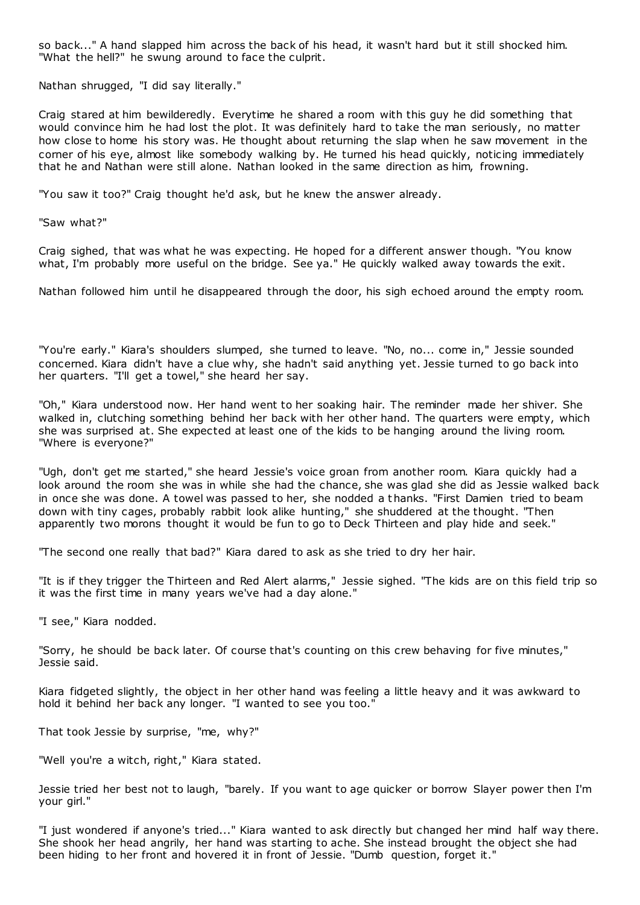so back..." A hand slapped him across the back of his head, it wasn't hard but it still shocked him. "What the hell?" he swung around to face the culprit.

Nathan shrugged, "I did say literally."

Craig stared at him bewilderedly. Everytime he shared a room with this guy he did something that would convince him he had lost the plot. It was definitely hard to take the man seriously, no matter how close to home his story was. He thought about returning the slap when he saw movement in the corner of his eye, almost like somebody walking by. He turned his head quickly, noticing immediately that he and Nathan were still alone. Nathan looked in the same direction as him, frowning.

"You saw it too?" Craig thought he'd ask, but he knew the answer already.

"Saw what?"

Craig sighed, that was what he was expecting. He hoped for a different answer though. "You know what, I'm probably more useful on the bridge. See ya." He quickly walked away towards the exit.

Nathan followed him until he disappeared through the door, his sigh echoed around the empty room.

"You're early." Kiara's shoulders slumped, she turned to leave. "No, no... come in," Jessie sounded concerned. Kiara didn't have a clue why, she hadn't said anything yet. Jessie turned to go back into her quarters. "I'll get a towel," she heard her say.

"Oh," Kiara understood now. Her hand went to her soaking hair. The reminder made her shiver. She walked in, clutching something behind her back with her other hand. The quarters were empty, which she was surprised at. She expected at least one of the kids to be hanging around the living room. "Where is everyone?"

"Ugh, don't get me started," she heard Jessie's voice groan from another room. Kiara quickly had a look around the room she was in while she had the chance, she was glad she did as Jessie walked back in once she was done. A towel was passed to her, she nodded a thanks. "First Damien tried to beam down with tiny cages, probably rabbit look alike hunting," she shuddered at the thought. "Then apparently two morons thought it would be fun to go to Deck Thirteen and play hide and seek."

"The second one really that bad?" Kiara dared to ask as she tried to dry her hair.

"It is if they trigger the Thirteen and Red Alert alarms," Jessie sighed. "The kids are on this field trip so it was the first time in many years we've had a day alone."

"I see," Kiara nodded.

"Sorry, he should be back later. Of course that's counting on this crew behaving for five minutes," Jessie said.

Kiara fidgeted slightly, the object in her other hand was feeling a little heavy and it was awkward to hold it behind her back any longer. "I wanted to see you too."

That took Jessie by surprise, "me, why?"

"Well you're a witch, right," Kiara stated.

Jessie tried her best not to laugh, "barely. If you want to age quicker or borrow Slayer power then I'm your girl."

"I just wondered if anyone's tried..." Kiara wanted to ask directly but changed her mind half way there. She shook her head angrily, her hand was starting to ache. She instead brought the object she had been hiding to her front and hovered it in front of Jessie. "Dumb question, forget it."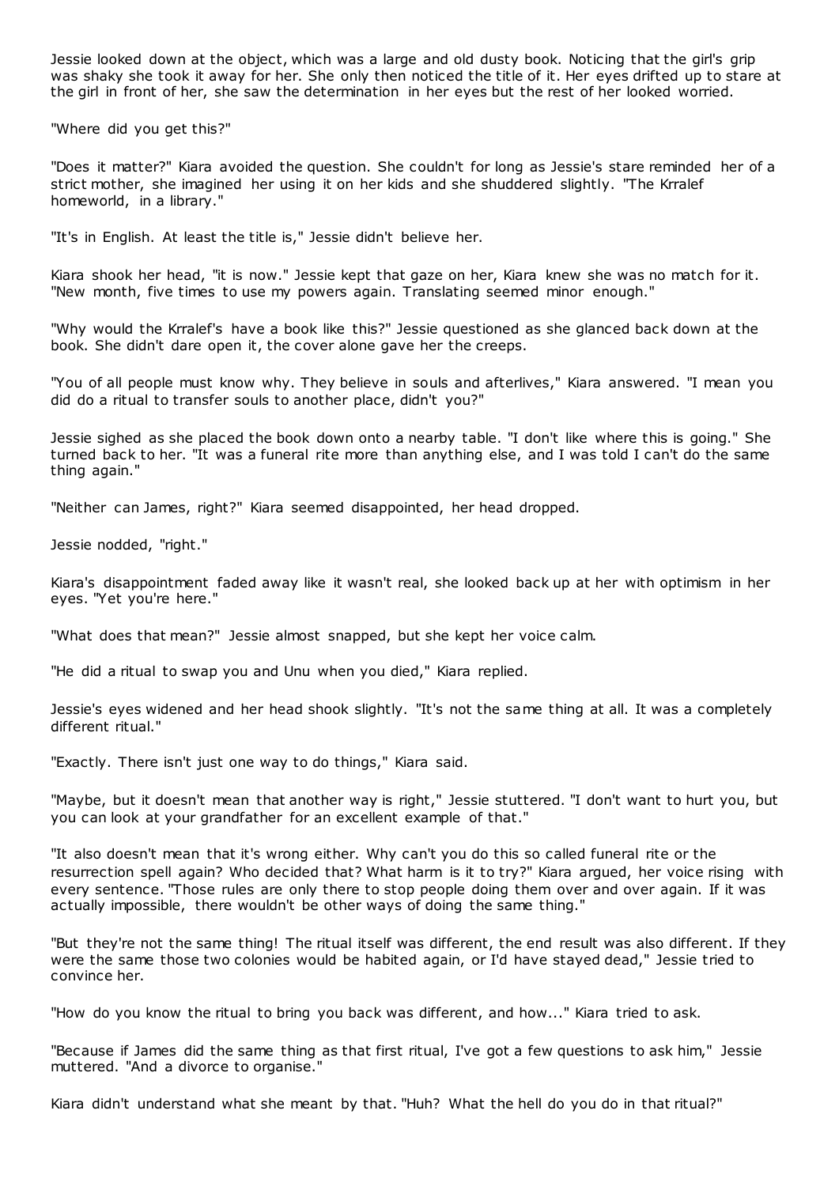Jessie looked down at the object, which was a large and old dusty book. Noticing that the girl's grip was shaky she took it away for her. She only then noticed the title of it. Her eyes drifted up to stare at the girl in front of her, she saw the determination in her eyes but the rest of her looked worried.

"Where did you get this?"

"Does it matter?" Kiara avoided the question. She couldn't for long as Jessie's stare reminded her of a strict mother, she imagined her using it on her kids and she shuddered slightly. "The Krralef homeworld, in a library."

"It's in English. At least the title is," Jessie didn't believe her.

Kiara shook her head, "it is now." Jessie kept that gaze on her, Kiara knew she was no match for it. "New month, five times to use my powers again. Translating seemed minor enough."

"Why would the Krralef's have a book like this?" Jessie questioned as she glanced back down at the book. She didn't dare open it, the cover alone gave her the creeps.

"You of all people must know why. They believe in souls and afterlives," Kiara answered. "I mean you did do a ritual to transfer souls to another place, didn't you?"

Jessie sighed as she placed the book down onto a nearby table. "I don't like where this is going." She turned back to her. "It was a funeral rite more than anything else, and I was told I can't do the same thing again."

"Neither can James, right?" Kiara seemed disappointed, her head dropped.

Jessie nodded, "right."

Kiara's disappointment faded away like it wasn't real, she looked back up at her with optimism in her eyes. "Yet you're here."

"What does that mean?" Jessie almost snapped, but she kept her voice calm.

"He did a ritual to swap you and Unu when you died," Kiara replied.

Jessie's eyes widened and her head shook slightly. "It's not the same thing at all. It was a completely different ritual."

"Exactly. There isn't just one way to do things," Kiara said.

"Maybe, but it doesn't mean that another way is right," Jessie stuttered. "I don't want to hurt you, but you can look at your grandfather for an excellent example of that."

"It also doesn't mean that it's wrong either. Why can't you do this so called funeral rite or the resurrection spell again? Who decided that? What harm is it to try?" Kiara argued, her voice rising with every sentence. "Those rules are only there to stop people doing them over and over again. If it was actually impossible, there wouldn't be other ways of doing the same thing."

"But they're not the same thing! The ritual itself was different, the end result was also different. If they were the same those two colonies would be habited again, or I'd have stayed dead," Jessie tried to convince her.

"How do you know the ritual to bring you back was different, and how..." Kiara tried to ask.

"Because if James did the same thing as that first ritual, I've got a few questions to ask him," Jessie muttered. "And a divorce to organise."

Kiara didn't understand what she meant by that. "Huh? What the hell do you do in that ritual?"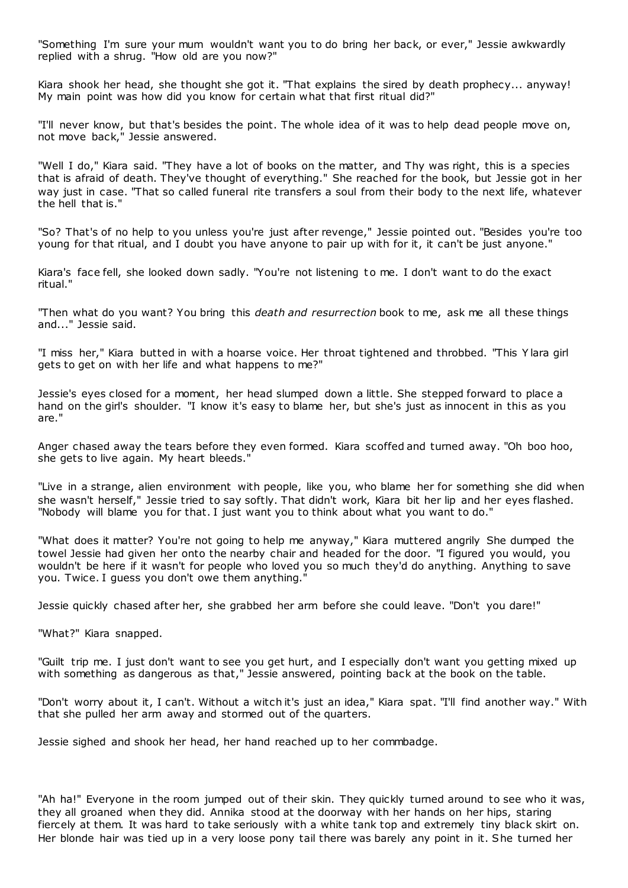"Something I'm sure your mum wouldn't want you to do bring her back, or ever," Jessie awkwardly replied with a shrug. "How old are you now?"

Kiara shook her head, she thought she got it. "That explains the sired by death prophecy... anyway! My main point was how did you know for certain what that first ritual did?"

"I'll never know, but that's besides the point. The whole idea of it was to help dead people move on, not move back," Jessie answered.

"Well I do," Kiara said. "They have a lot of books on the matter, and Thy was right, this is a species that is afraid of death. They've thought of everything." She reached for the book, but Jessie got in her way just in case. "That so called funeral rite transfers a soul from their body to the next life, whatever the hell that is."

"So? That's of no help to you unless you're just after revenge," Jessie pointed out. "Besides you're too young for that ritual, and I doubt you have anyone to pair up with for it, it can't be just anyone."

Kiara's face fell, she looked down sadly. "You're not listening to me. I don't want to do the exact ritual."

"Then what do you want? You bring this *death and resurrection* book to me, ask me all these things and..." Jessie said.

"I miss her," Kiara butted in with a hoarse voice. Her throat tightened and throbbed. "This Ylara girl gets to get on with her life and what happens to me?"

Jessie's eyes closed for a moment, her head slumped down a little. She stepped forward to place a hand on the girl's shoulder. "I know it's easy to blame her, but she's just as innocent in this as you are."

Anger chased away the tears before they even formed. Kiara scoffed and turned away. "Oh boo hoo, she gets to live again. My heart bleeds."

"Live in a strange, alien environment with people, like you, who blame her for something she did when she wasn't herself," Jessie tried to say softly. That didn't work, Kiara bit her lip and her eyes flashed. "Nobody will blame you for that. I just want you to think about what you want to do."

"What does it matter? You're not going to help me anyway," Kiara muttered angrily She dumped the towel Jessie had given her onto the nearby chair and headed for the door. "I figured you would, you wouldn't be here if it wasn't for people who loved you so much they'd do anything. Anything to save you. Twice. I guess you don't owe them anything."

Jessie quickly chased after her, she grabbed her arm before she could leave. "Don't you dare!"

"What?" Kiara snapped.

"Guilt trip me. I just don't want to see you get hurt, and I especially don't want you getting mixed up with something as dangerous as that," Jessie answered, pointing back at the book on the table.

"Don't worry about it, I can't. Without a witch it's just an idea," Kiara spat. "I'll find another way." With that she pulled her arm away and stormed out of the quarters.

Jessie sighed and shook her head, her hand reached up to her commbadge.

"Ah ha!" Everyone in the room jumped out of their skin. They quickly turned around to see who it was, they all groaned when they did. Annika stood at the doorway with her hands on her hips, staring fiercely at them. It was hard to take seriously with a white tank top and extremely tiny black skirt on. Her blonde hair was tied up in a very loose pony tail there was barely any point in it. She turned her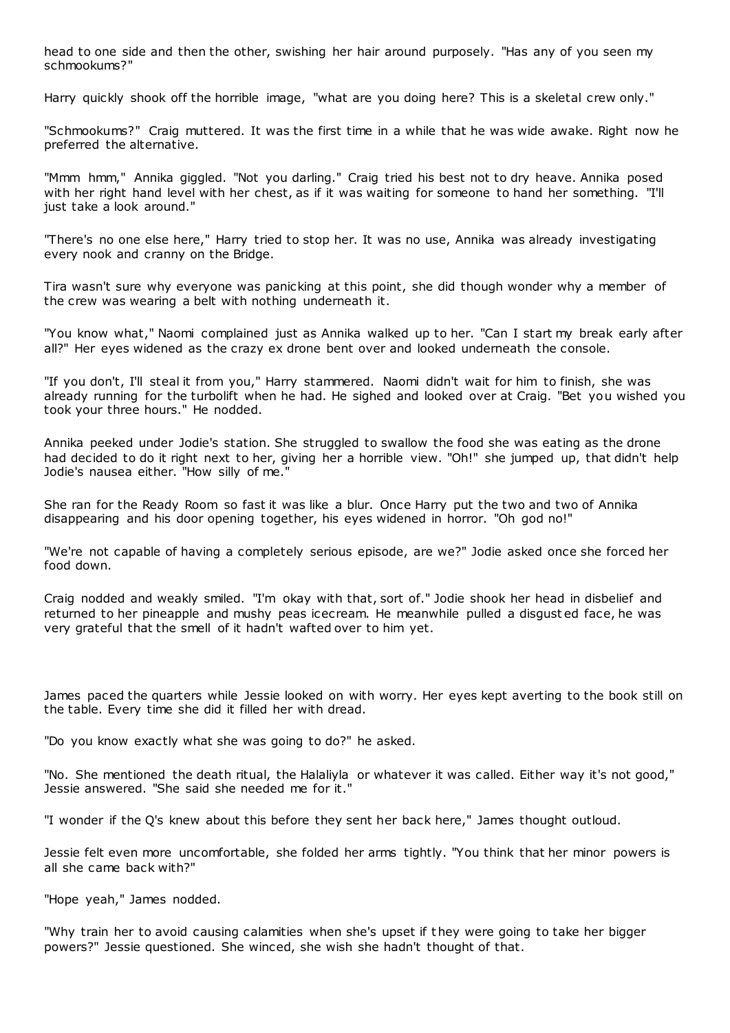head to one side and then the other, swishing her hair around purposely. "Has any of you seen my schmookums?"

Harry quickly shook off the horrible image, "what are you doing here? This is a skeletal crew only."

"Schmookums?" Craig muttered. It was the first time in a while that he was wide awake. Right now he preferred the alternative.

"Mmm hmm," Annika giggled. "Not you darling." Craig tried his best not to dry heave. Annika posed with her right hand level with her chest, as if it was waiting for someone to hand her something. "I'll just take a look around."

"There's no one else here," Harry tried to stop her. It was no use, Annika was already investigating every nook and cranny on the Bridge.

Tira wasn't sure why everyone was panicking at this point, she did though wonder why a member of the crew was wearing a belt with nothing underneath it.

"You know what," Naomi complained just as Annika walked up to her. "Can I start my break early after all?" Her eyes widened as the crazy ex drone bent over and looked underneath the console.

"If you don't, I'll steal it from you," Harry stammered. Naomi didn't wait for him to finish, she was already running for the turbolift when he had. He sighed and looked over at Craig. "Bet you wished you took your three hours." He nodded.

Annika peeked under Jodie's station. She struggled to swallow the food she was eating as the drone had decided to do it right next to her, giving her a horrible view. "Oh!" she jumped up, that didn't help Jodie's nausea either. "How silly of me."

She ran for the Ready Room so fast it was like a blur. Once Harry put the two and two of Annika disappearing and his door opening together, his eyes widened in horror. "Oh god no!"

"We're not capable of having a completely serious episode, are we?" Jodie asked once she forced her food down.

Craig nodded and weakly smiled. "I'm okay with that, sort of." Jodie shook her head in disbelief and returned to her pineapple and mushy peas icecream. He meanwhile pulled a disgusted face, he was very grateful that the smell of it hadn't wafted over to him yet.

James paced the quarters while Jessie looked on with worry. Her eyes kept averting to the book still on the table. Every time she did it filled her with dread.

"Do you know exactly what she was going to do?" he asked.

"No. She mentioned the death ritual, the Halaliyla or whatever it was called. Either way it's not good," Jessie answered. "She said she needed me for it."

"I wonder if the Q's knew about this before they sent her back here," James thought outloud.

Jessie felt even more uncomfortable, she folded her arms tightly. "You think that her minor powers is all she came back with?"

"Hope yeah," James nodded.

"Why train her to avoid causing calamities when she's upset if they were going to take her bigger powers?" Jessie questioned. She winced, she wish she hadn't thought of that.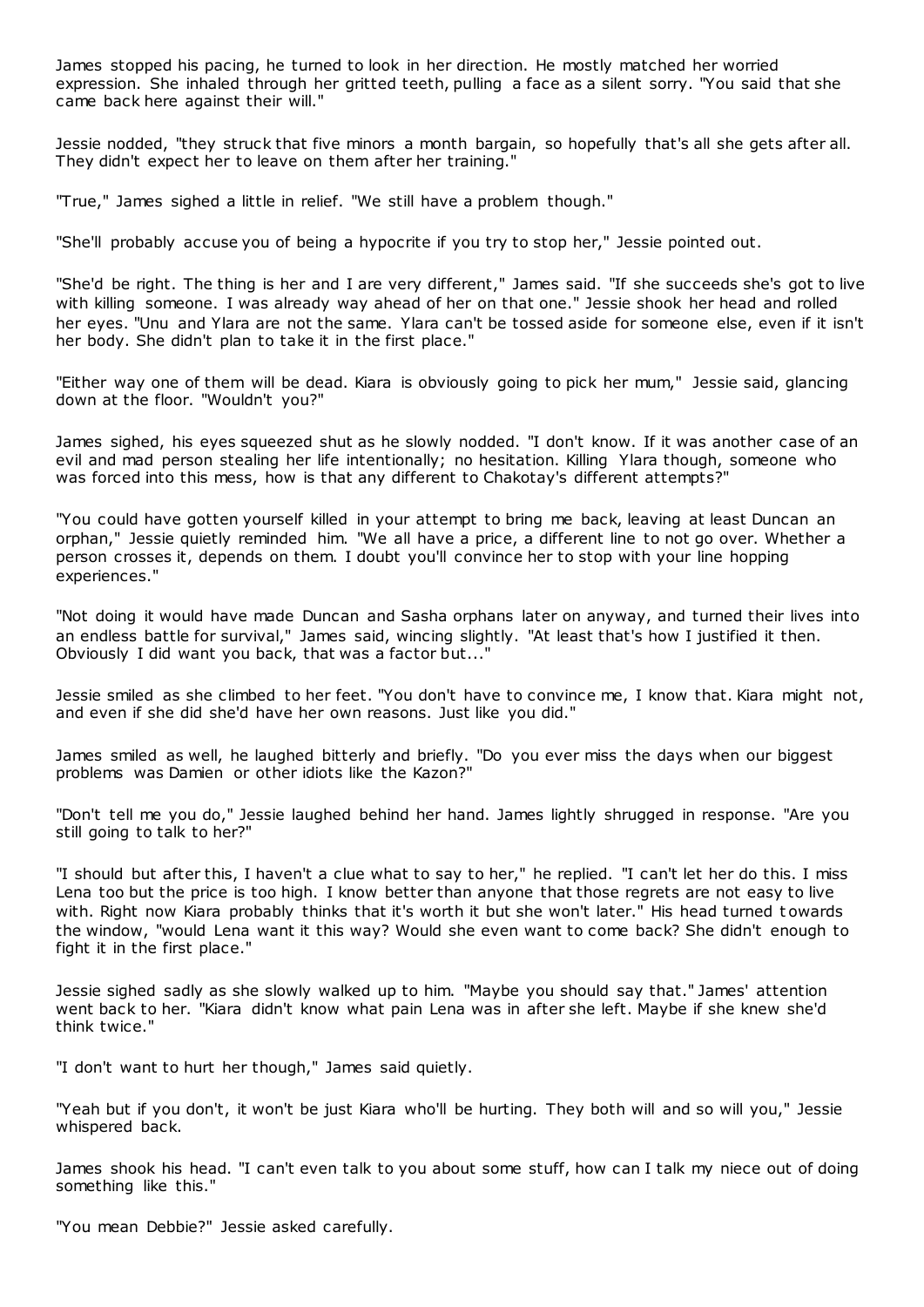James stopped his pacing, he turned to look in her direction. He mostly matched her worried expression. She inhaled through her gritted teeth, pulling a face as a silent sorry. "You said that she came back here against their will."

Jessie nodded, "they struck that five minors a month bargain, so hopefully that's all she gets after all. They didn't expect her to leave on them after her training."

"True," James sighed a little in relief. "We still have a problem though."

"She'll probably accuse you of being a hypocrite if you try to stop her," Jessie pointed out.

"She'd be right. The thing is her and I are very different," James said. "If she succeeds she's got to live with killing someone. I was already way ahead of her on that one." Jessie shook her head and rolled her eyes. "Unu and Ylara are not the same. Ylara can't be tossed aside for someone else, even if it isn't her body. She didn't plan to take it in the first place."

"Either way one of them will be dead. Kiara is obviously going to pick her mum," Jessie said, glancing down at the floor. "Wouldn't you?"

James sighed, his eyes squeezed shut as he slowly nodded. "I don't know. If it was another case of an evil and mad person stealing her life intentionally; no hesitation. Killing Ylara though, someone who was forced into this mess, how is that any different to Chakotay's different attempts?"

"You could have gotten yourself killed in your attempt to bring me back, leaving at least Duncan an orphan," Jessie quietly reminded him. "We all have a price, a different line to not go over. Whether a person crosses it, depends on them. I doubt you'll convince her to stop with your line hopping experiences."

"Not doing it would have made Duncan and Sasha orphans later on anyway, and turned their lives into an endless battle for survival," James said, wincing slightly. "At least that's how I justified it then. Obviously I did want you back, that was a factor but..."

Jessie smiled as she climbed to her feet. "You don't have to convince me, I know that. Kiara might not, and even if she did she'd have her own reasons. Just like you did."

James smiled as well, he laughed bitterly and briefly. "Do you ever miss the days when our biggest problems was Damien or other idiots like the Kazon?"

"Don't tell me you do," Jessie laughed behind her hand. James lightly shrugged in response. "Are you still going to talk to her?"

"I should but after this, I haven't a clue what to say to her," he replied. "I can't let her do this. I miss Lena too but the price is too high. I know better than anyone that those regrets are not easy to live with. Right now Kiara probably thinks that it's worth it but she won't later." His head turned towards the window, "would Lena want it this way? Would she even want to come back? She didn't enough to fight it in the first place."

Jessie sighed sadly as she slowly walked up to him. "Maybe you should say that." James' attention went back to her. "Kiara didn't know what pain Lena was in after she left. Maybe if she knew she'd think twice."

"I don't want to hurt her though," James said quietly.

"Yeah but if you don't, it won't be just Kiara who'll be hurting. They both will and so will you," Jessie whispered back.

James shook his head. "I can't even talk to you about some stuff, how can I talk my niece out of doing something like this."

"You mean Debbie?" Jessie asked carefully.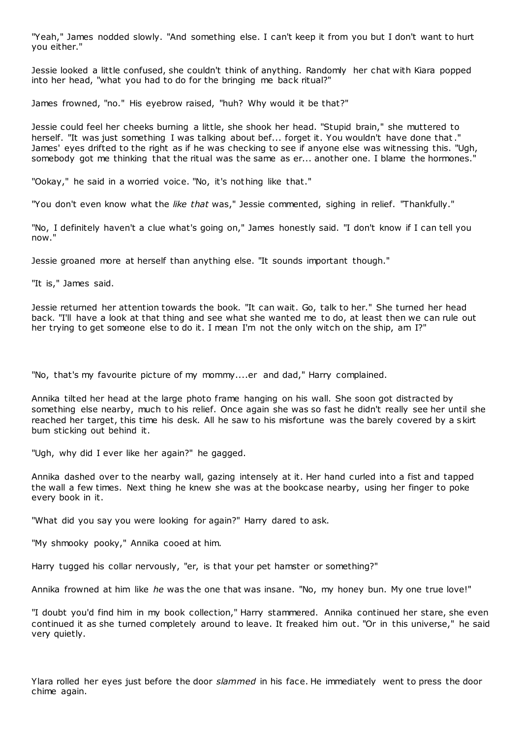"Yeah," James nodded slowly. "And something else. I can't keep it from you but I don't want to hurt you either."

Jessie looked a little confused, she couldn't think of anything. Randomly her chat with Kiara popped into her head, "what you had to do for the bringing me back ritual?"

James frowned, "no." His eyebrow raised, "huh? Why would it be that?"

Jessie could feel her cheeks burning a little, she shook her head. "Stupid brain," she muttered to herself. "It was just something I was talking about bef... forget it. You wouldn't have done that." James' eyes drifted to the right as if he was checking to see if anyone else was witnessing this. "Ugh, somebody got me thinking that the ritual was the same as er... another one. I blame the hormones."

"Ookay," he said in a worried voice. "No, it's nothing like that."

"You don't even know what the *like that* was," Jessie commented, sighing in relief. "Thankfully."

"No, I definitely haven't a clue what's going on," James honestly said. "I don't know if I can tell you now."

Jessie groaned more at herself than anything else. "It sounds important though."

"It is," James said.

Jessie returned her attention towards the book. "It can wait. Go, talk to her." She turned her head back. "I'll have a look at that thing and see what she wanted me to do, at least then we can rule out her trying to get someone else to do it. I mean I'm not the only witch on the ship, am I?"

"No, that's my favourite picture of my mommy....er and dad," Harry complained.

Annika tilted her head at the large photo frame hanging on his wall. She soon got distracted by something else nearby, much to his relief. Once again she was so fast he didn't really see her until she reached her target, this time his desk. All he saw to his misfortune was the barely covered by a skirt bum sticking out behind it.

"Ugh, why did I ever like her again?" he gagged.

Annika dashed over to the nearby wall, gazing intensely at it. Her hand curled into a fist and tapped the wall a few times. Next thing he knew she was at the bookcase nearby, using her finger to poke every book in it.

"What did you say you were looking for again?" Harry dared to ask.

"My shmooky pooky," Annika cooed at him.

Harry tugged his collar nervously, "er, is that your pet hamster or something?"

Annika frowned at him like *he* was the one that was insane. "No, my honey bun. My one true love!"

"I doubt you'd find him in my book collection," Harry stammered. Annika continued her stare, she even continued it as she turned completely around to leave. It freaked him out. "Or in this universe," he said very quietly.

Ylara rolled her eyes just before the door *slammed* in his face. He immediately went to press the door chime again.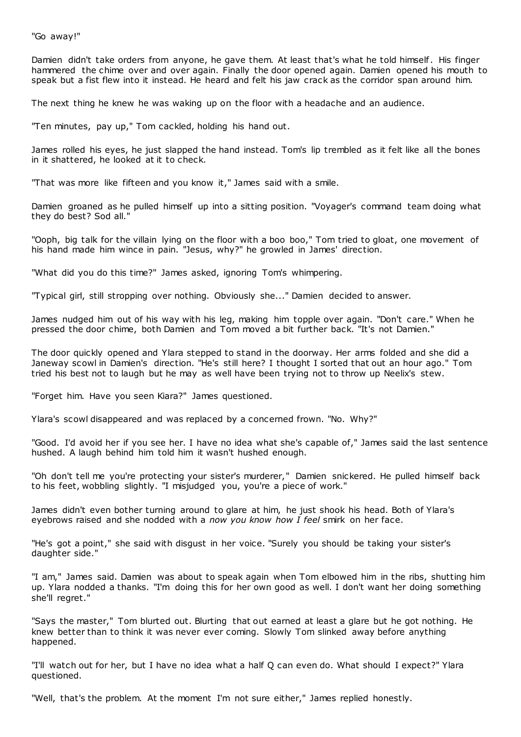"Go away!"

Damien didn't take orders from anyone, he gave them. At least that's what he told himself. His finger hammered the chime over and over again. Finally the door opened again. Damien opened his mouth to speak but a fist flew into it instead. He heard and felt his jaw crack as the corridor span around him.

The next thing he knew he was waking up on the floor with a headache and an audience.

"Ten minutes, pay up," Tom cackled, holding his hand out.

James rolled his eyes, he just slapped the hand instead. Tom's lip trembled as it felt like all the bones in it shattered, he looked at it to check.

"That was more like fifteen and you know it," James said with a smile.

Damien groaned as he pulled himself up into a sitting position. "Voyager's command team doing what they do best? Sod all."

"Ooph, big talk for the villain lying on the floor with a boo boo," Tom tried to gloat, one movement of his hand made him wince in pain. "Jesus, why?" he growled in James' direction.

"What did you do this time?" James asked, ignoring Tom's whimpering.

"Typical girl, still stropping over nothing. Obviously she..." Damien decided to answer.

James nudged him out of his way with his leg, making him topple over again. "Don't care." When he pressed the door chime, both Damien and Tom moved a bit further back. "It's not Damien."

The door quickly opened and Ylara stepped to stand in the doorway. Her arms folded and she did a Janeway scowl in Damien's direction. "He's still here? I thought I sorted that out an hour ago." Tom tried his best not to laugh but he may as well have been trying not to throw up Neelix's stew.

"Forget him. Have you seen Kiara?" James questioned.

Ylara's scowl disappeared and was replaced by a concerned frown. "No. Why?"

"Good. I'd avoid her if you see her. I have no idea what she's capable of," James said the last sentence hushed. A laugh behind him told him it wasn't hushed enough.

"Oh don't tell me you're protecting your sister's murderer," Damien snickered. He pulled himself back to his feet, wobbling slightly. "I misjudged you, you're a piece of work."

James didn't even bother turning around to glare at him, he just shook his head. Both of Ylara's eyebrows raised and she nodded with a *now you know how I feel* smirk on her face.

"He's got a point," she said with disgust in her voice. "Surely you should be taking your sister's daughter side."

"I am," James said. Damien was about to speak again when Tom elbowed him in the ribs, shutting him up. Ylara nodded a thanks. "I'm doing this for her own good as well. I don't want her doing something she'll regret."

"Says the master," Tom blurted out. Blurting that out earned at least a glare but he got nothing. He knew better than to think it was never ever coming. Slowly Tom slinked away before anything happened.

"I'll watch out for her, but I have no idea what a half Q can even do. What should I expect?" Ylara questioned.

"Well, that's the problem. At the moment I'm not sure either," James replied honestly.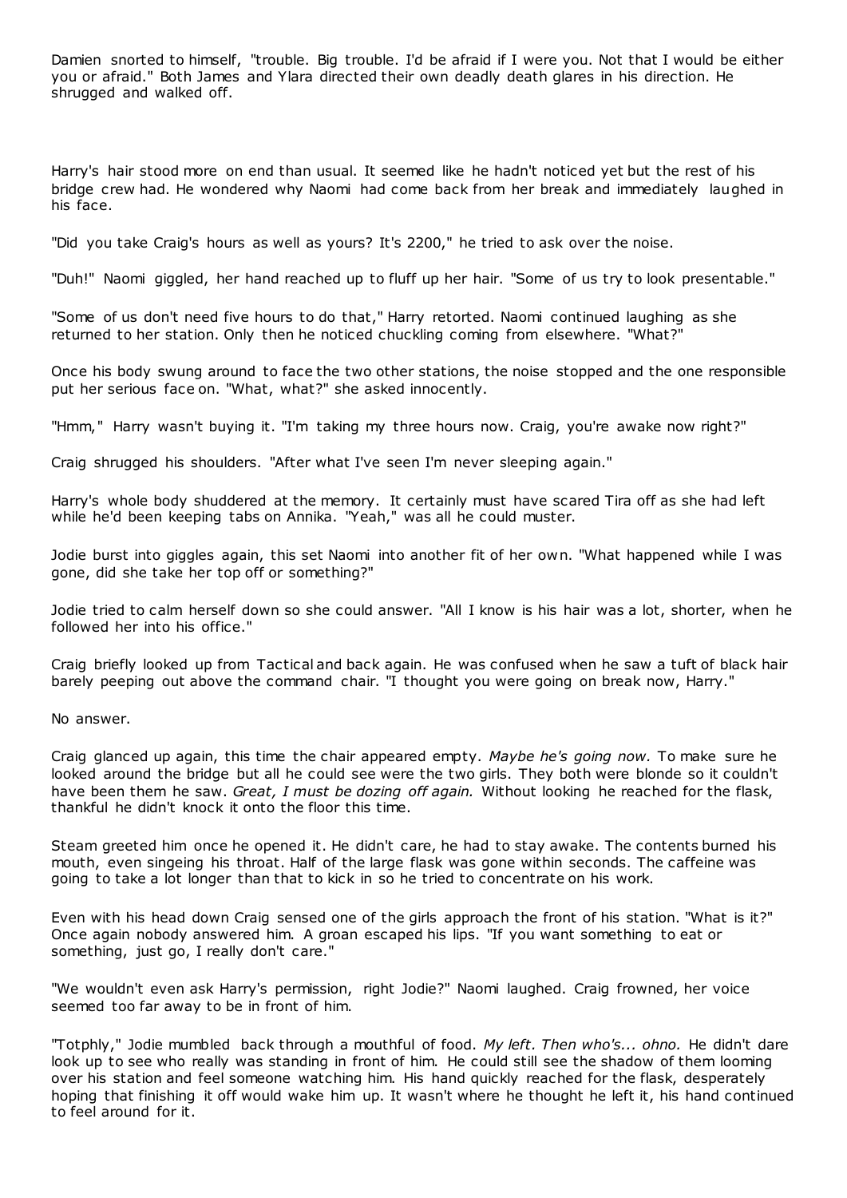Damien snorted to himself, "trouble. Big trouble. I'd be afraid if I were you. Not that I would be either you or afraid." Both James and Ylara directed their own deadly death glares in his direction. He shrugged and walked off.

Harry's hair stood more on end than usual. It seemed like he hadn't noticed yet but the rest of his bridge crew had. He wondered why Naomi had come back from her break and immediately laughed in his face.

"Did you take Craig's hours as well as yours? It's 2200," he tried to ask over the noise.

"Duh!" Naomi giggled, her hand reached up to fluff up her hair. "Some of us try to look presentable."

"Some of us don't need five hours to do that," Harry retorted. Naomi continued laughing as she returned to her station. Only then he noticed chuckling coming from elsewhere. "What?"

Once his body swung around to face the two other stations, the noise stopped and the one responsible put her serious face on. "What, what?" she asked innocently.

"Hmm," Harry wasn't buying it. "I'm taking my three hours now. Craig, you're awake now right?"

Craig shrugged his shoulders. "After what I've seen I'm never sleeping again."

Harry's whole body shuddered at the memory. It certainly must have scared Tira off as she had left while he'd been keeping tabs on Annika. "Yeah," was all he could muster.

Jodie burst into giggles again, this set Naomi into another fit of her own. "What happened while I was gone, did she take her top off or something?"

Jodie tried to calm herself down so she could answer. "All I know is his hair was a lot, shorter, when he followed her into his office."

Craig briefly looked up from Tactical and back again. He was confused when he saw a tuft of black hair barely peeping out above the command chair. "I thought you were going on break now, Harry."

No answer.

Craig glanced up again, this time the chair appeared empty. *Maybe he's going now.* To make sure he looked around the bridge but all he could see were the two girls. They both were blonde so it couldn't have been them he saw. *Great, I must be dozing off again.* Without looking he reached for the flask, thankful he didn't knock it onto the floor this time.

Steam greeted him once he opened it. He didn't care, he had to stay awake. The contents burned his mouth, even singeing his throat. Half of the large flask was gone within seconds. The caffeine was going to take a lot longer than that to kick in so he tried to concentrate on his work.

Even with his head down Craig sensed one of the girls approach the front of his station. "What is it?" Once again nobody answered him. A groan escaped his lips. "If you want something to eat or something, just go, I really don't care."

"We wouldn't even ask Harry's permission, right Jodie?" Naomi laughed. Craig frowned, her voice seemed too far away to be in front of him.

"Totphly," Jodie mumbled back through a mouthful of food. *My left. Then who's... ohno.* He didn't dare look up to see who really was standing in front of him. He could still see the shadow of them looming over his station and feel someone watching him. His hand quickly reached for the flask, desperately hoping that finishing it off would wake him up. It wasn't where he thought he left it, his hand continued to feel around for it.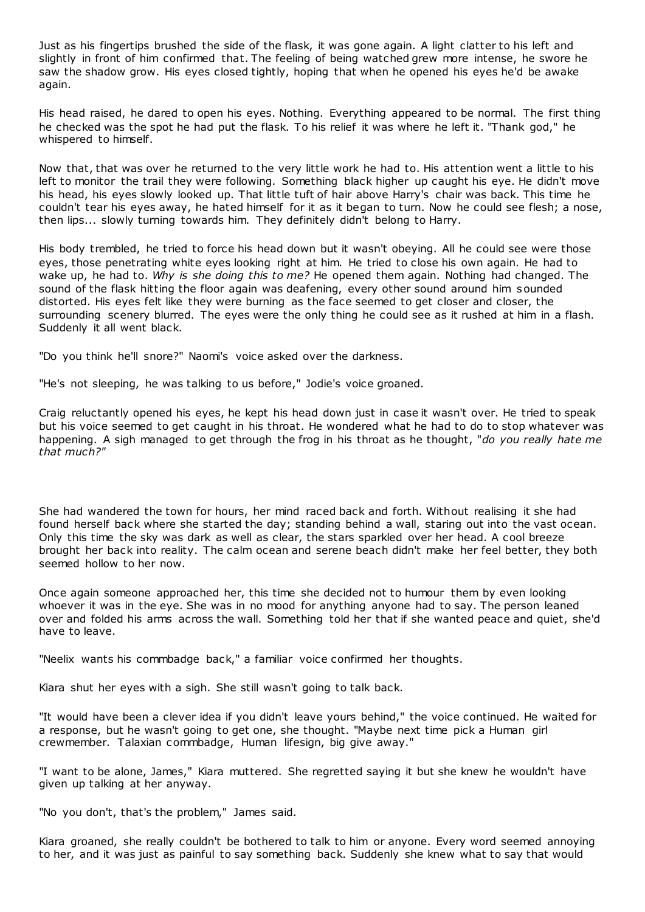Just as his fingertips brushed the side of the flask, it was gone again. A light clatter to his left and slightly in front of him confirmed that. The feeling of being watched grew more intense, he swore he saw the shadow grow. His eyes closed tightly, hoping that when he opened his eyes he'd be awake again.

His head raised, he dared to open his eyes. Nothing. Everything appeared to be normal. The first thing he checked was the spot he had put the flask. To his relief it was where he left it. "Thank god," he whispered to himself.

Now that, that was over he returned to the very little work he had to. His attention went a little to his left to monitor the trail they were following. Something black higher up caught his eye. He didn't move his head, his eyes slowly looked up. That little tuft of hair above Harry's chair was back. This time he couldn't tear his eyes away, he hated himself for it as it began to turn. Now he could see flesh; a nose, then lips... slowly turning towards him. They definitely didn't belong to Harry.

His body trembled, he tried to force his head down but it wasn't obeying. All he could see were those eyes, those penetrating white eyes looking right at him. He tried to close his own again. He had to wake up, he had to. *Why is she doing this to me?* He opened them again. Nothing had changed. The sound of the flask hitting the floor again was deafening, every other sound around him sounded distorted. His eyes felt like they were burning as the face seemed to get closer and closer, the surrounding scenery blurred. The eyes were the only thing he could see as it rushed at him in a flash. Suddenly it all went black.

"Do you think he'll snore?" Naomi's voice asked over the darkness.

"He's not sleeping, he was talking to us before," Jodie's voice groaned.

Craig reluctantly opened his eyes, he kept his head down just in case it wasn't over. He tried to speak but his voice seemed to get caught in his throat. He wondered what he had to do to stop whatever was happening. A sigh managed to get through the frog in his throat as he thought, "*do you really hate me that much?*"

She had wandered the town for hours, her mind raced back and forth. Without realising it she had found herself back where she started the day; standing behind a wall, staring out into the vast ocean. Only this time the sky was dark as well as clear, the stars sparkled over her head. A cool breeze brought her back into reality. The calm ocean and serene beach didn't make her feel better, they both seemed hollow to her now.

Once again someone approached her, this time she decided not to humour them by even looking whoever it was in the eye. She was in no mood for anything anyone had to say. The person leaned over and folded his arms across the wall. Something told her that if she wanted peace and quiet, she'd have to leave.

"Neelix wants his commbadge back," a familiar voice confirmed her thoughts.

Kiara shut her eyes with a sigh. She still wasn't going to talk back.

"It would have been a clever idea if you didn't leave yours behind," the voice continued. He waited for a response, but he wasn't going to get one, she thought. "Maybe next time pick a Human girl crewmember. Talaxian commbadge, Human lifesign, big give away."

"I want to be alone, James," Kiara muttered. She regretted saying it but she knew he wouldn't have given up talking at her anyway.

"No you don't, that's the problem," James said.

Kiara groaned, she really couldn't be bothered to talk to him or anyone. Every word seemed annoying to her, and it was just as painful to say something back. Suddenly she knew what to say that would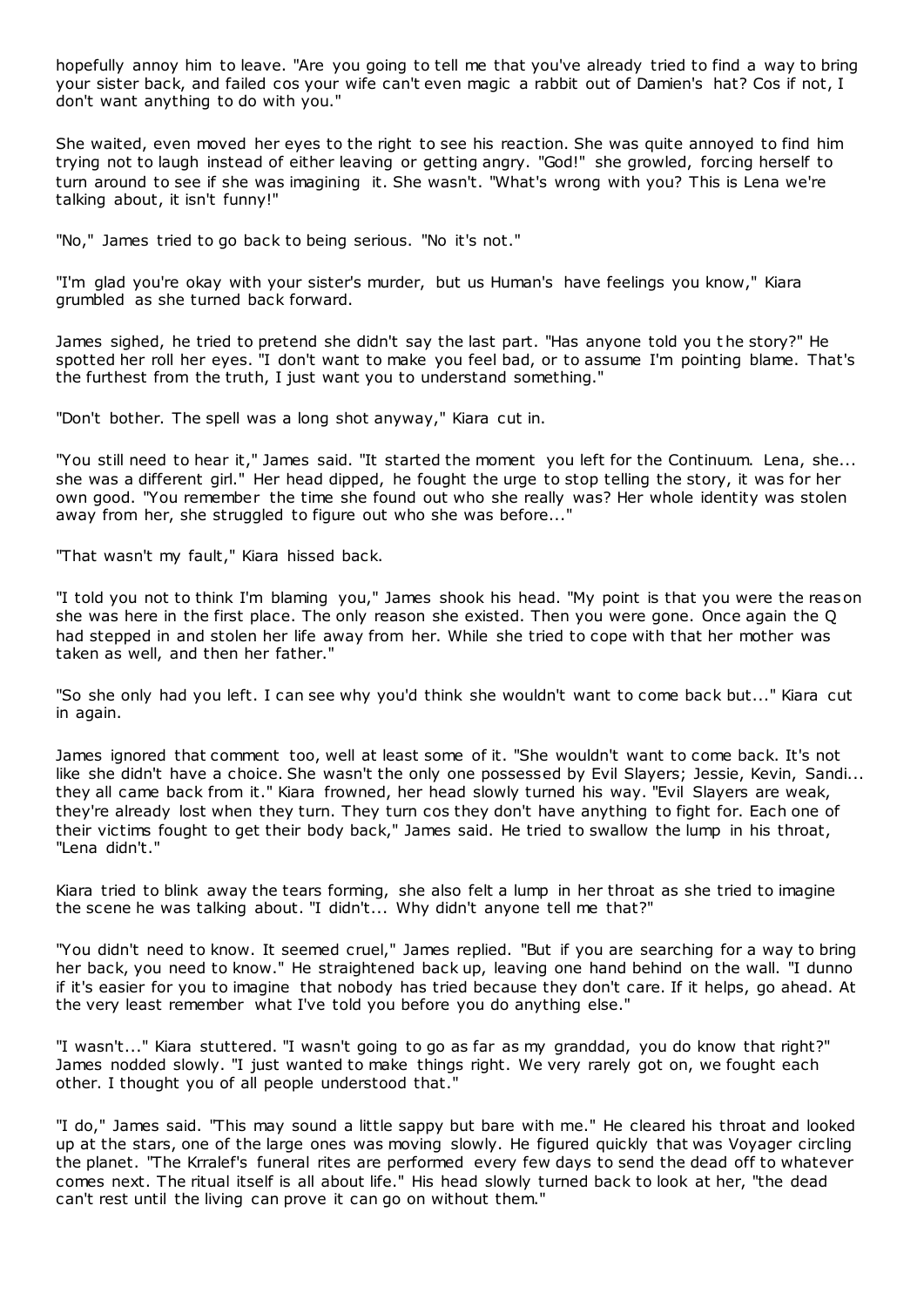hopefully annoy him to leave. "Are you going to tell me that you've already tried to find a way to bring your sister back, and failed cos your wife can't even magic a rabbit out of Damien's hat? Cos if not, I don't want anything to do with you."

She waited, even moved her eyes to the right to see his reaction. She was quite annoyed to find him trying not to laugh instead of either leaving or getting angry. "God!" she growled, forcing herself to turn around to see if she was imagining it. She wasn't. "What's wrong with you? This is Lena we're talking about, it isn't funny!"

"No," James tried to go back to being serious. "No it's not."

"I'm glad you're okay with your sister's murder, but us Human's have feelings you know," Kiara grumbled as she turned back forward.

James sighed, he tried to pretend she didn't say the last part. "Has anyone told you the story?" He spotted her roll her eyes. "I don't want to make you feel bad, or to assume I'm pointing blame. That's the furthest from the truth, I just want you to understand something."

"Don't bother. The spell was a long shot anyway," Kiara cut in.

"You still need to hear it," James said. "It started the moment you left for the Continuum. Lena, she... she was a different girl." Her head dipped, he fought the urge to stop telling the story, it was for her own good. "You remember the time she found out who she really was? Her whole identity was stolen away from her, she struggled to figure out who she was before..."

"That wasn't my fault," Kiara hissed back.

"I told you not to think I'm blaming you," James shook his head. "My point is that you were the reason she was here in the first place. The only reason she existed. Then you were gone. Once again the Q had stepped in and stolen her life away from her. While she tried to cope with that her mother was taken as well, and then her father."

"So she only had you left. I can see why you'd think she wouldn't want to come back but..." Kiara cut in again.

James ignored that comment too, well at least some of it. "She wouldn't want to come back. It's not like she didn't have a choice. She wasn't the only one possessed by Evil Slayers; Jessie, Kevin, Sandi... they all came back from it." Kiara frowned, her head slowly turned his way. "Evil Slayers are weak, they're already lost when they turn. They turn cos they don't have anything to fight for. Each one of their victims fought to get their body back," James said. He tried to swallow the lump in his throat, "Lena didn't."

Kiara tried to blink away the tears forming, she also felt a lump in her throat as she tried to imagine the scene he was talking about. "I didn't... Why didn't anyone tell me that?"

"You didn't need to know. It seemed cruel," James replied. "But if you are searching for a way to bring her back, you need to know." He straightened back up, leaving one hand behind on the wall. "I dunno if it's easier for you to imagine that nobody has tried because they don't care. If it helps, go ahead. At the very least remember what I've told you before you do anything else."

"I wasn't..." Kiara stuttered. "I wasn't going to go as far as my granddad, you do know that right?" James nodded slowly. "I just wanted to make things right. We very rarely got on, we fought each other. I thought you of all people understood that."

"I do," James said. "This may sound a little sappy but bare with me." He cleared his throat and looked up at the stars, one of the large ones was moving slowly. He figured quickly that was Voyager circling the planet. "The Krralef's funeral rites are performed every few days to send the dead off to whatever comes next. The ritual itself is all about life." His head slowly turned back to look at her, "the dead can't rest until the living can prove it can go on without them."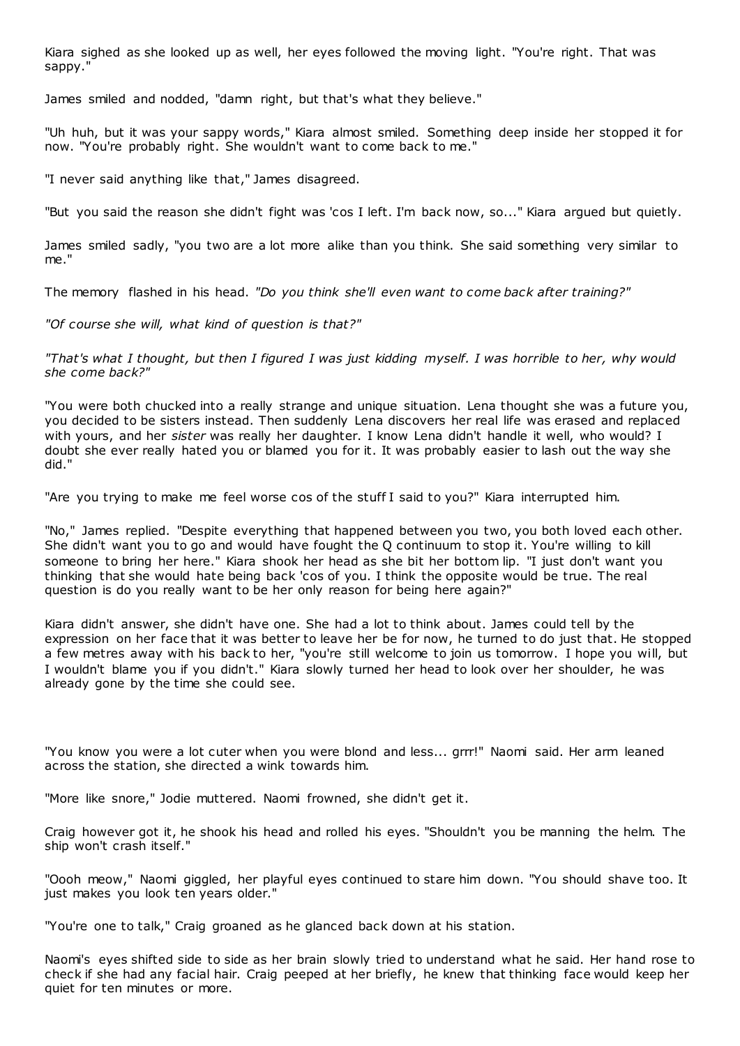Kiara sighed as she looked up as well, her eyes followed the moving light. "You're right. That was sappy."

James smiled and nodded, "damn right, but that's what they believe."

"Uh huh, but it was your sappy words," Kiara almost smiled. Something deep inside her stopped it for now. "You're probably right. She wouldn't want to come back to me."

"I never said anything like that," James disagreed.

"But you said the reason she didn't fight was 'cos I left. I'm back now, so..." Kiara argued but quietly.

James smiled sadly, "you two are a lot more alike than you think. She said something very similar to me."

The memory flashed in his head. *"Do you think she'll even want to come back after training?"*

*"Of course she will, what kind of question is that?"*

*"That's what I thought, but then I figured I was just kidding myself. I was horrible to her, why would she come back?"*

"You were both chucked into a really strange and unique situation. Lena thought she was a future you, you decided to be sisters instead. Then suddenly Lena discovers her real life was erased and replaced with yours, and her *sister* was really her daughter. I know Lena didn't handle it well, who would? I doubt she ever really hated you or blamed you for it. It was probably easier to lash out the way she did."

"Are you trying to make me feel worse cos of the stuff I said to you?" Kiara interrupted him.

"No," James replied. "Despite everything that happened between you two, you both loved each other. She didn't want you to go and would have fought the Q continuum to stop it. You're willing to kill someone to bring her here." Kiara shook her head as she bit her bottom lip. "I just don't want you thinking that she would hate being back 'cos of you. I think the opposite would be true. The real question is do you really want to be her only reason for being here again?"

Kiara didn't answer, she didn't have one. She had a lot to think about. James could tell by the expression on her face that it was better to leave her be for now, he turned to do just that. He stopped a few metres away with his back to her, "you're still welcome to join us tomorrow. I hope you will, but I wouldn't blame you if you didn't." Kiara slowly turned her head to look over her shoulder, he was already gone by the time she could see.

"You know you were a lot cuter when you were blond and less... grrr!" Naomi said. Her arm leaned across the station, she directed a wink towards him.

"More like snore," Jodie muttered. Naomi frowned, she didn't get it.

Craig however got it, he shook his head and rolled his eyes. "Shouldn't you be manning the helm. The ship won't crash itself."

"Oooh meow," Naomi giggled, her playful eyes continued to stare him down. "You should shave too. It just makes you look ten years older."

"You're one to talk," Craig groaned as he glanced back down at his station.

Naomi's eyes shifted side to side as her brain slowly tried to understand what he said. Her hand rose to check if she had any facial hair. Craig peeped at her briefly, he knew that thinking face would keep her quiet for ten minutes or more.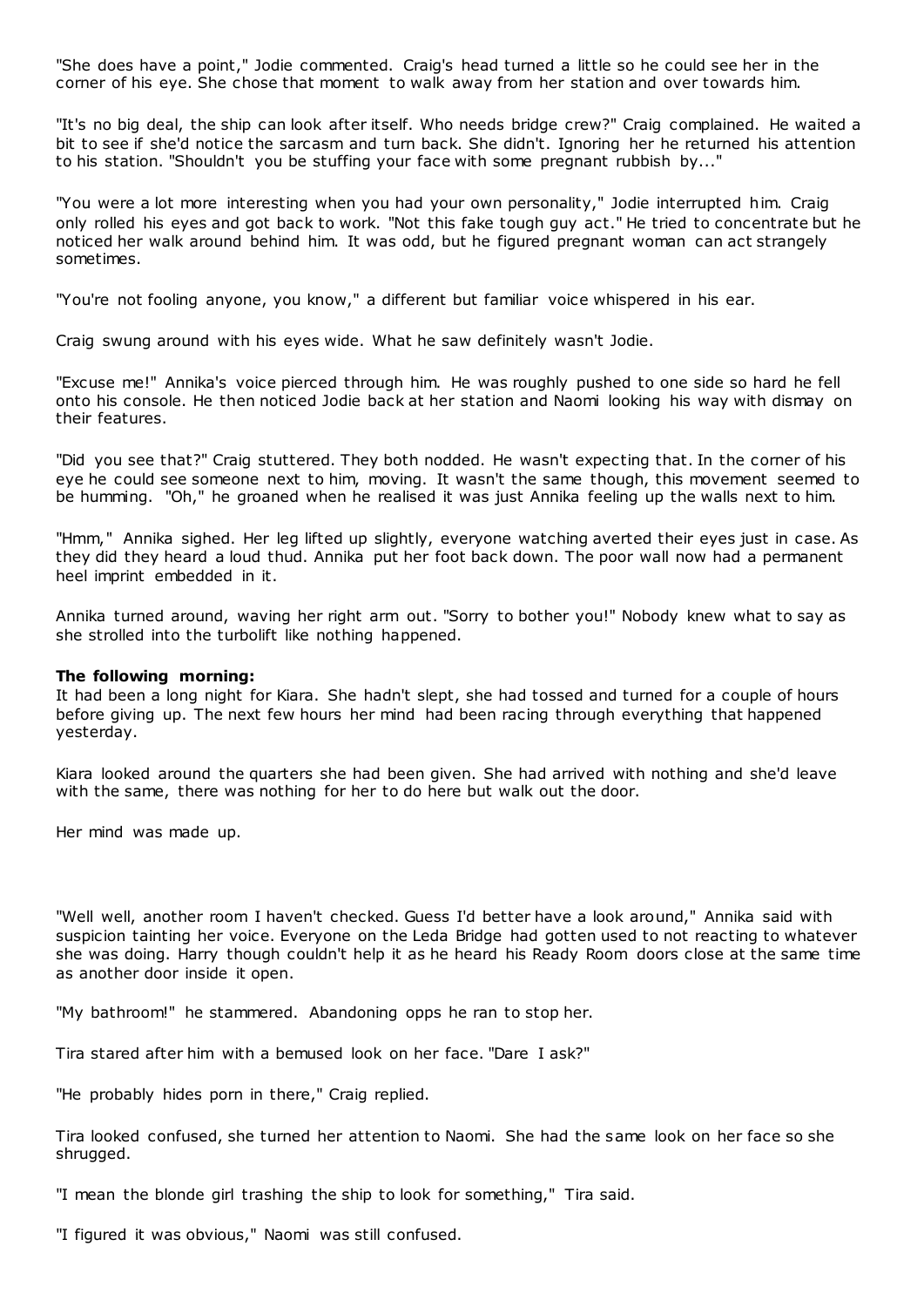"She does have a point," Jodie commented. Craig's head turned a little so he could see her in the corner of his eye. She chose that moment to walk away from her station and over towards him.

"It's no big deal, the ship can look after itself. Who needs bridge crew?" Craig complained. He waited a bit to see if she'd notice the sarcasm and turn back. She didn't. Ignoring her he returned his attention to his station. "Shouldn't you be stuffing your face with some pregnant rubbish by..."

"You were a lot more interesting when you had your own personality," Jodie interrupted him. Craig only rolled his eyes and got back to work. "Not this fake tough guy act." He tried to concentrate but he noticed her walk around behind him. It was odd, but he figured pregnant woman can act strangely sometimes.

"You're not fooling anyone, you know," a different but familiar voice whispered in his ear.

Craig swung around with his eyes wide. What he saw definitely wasn't Jodie.

"Excuse me!" Annika's voice pierced through him. He was roughly pushed to one side so hard he fell onto his console. He then noticed Jodie back at her station and Naomi looking his way with dismay on their features.

"Did you see that?" Craig stuttered. They both nodded. He wasn't expecting that. In the corner of his eye he could see someone next to him, moving. It wasn't the same though, this movement seemed to be humming. "Oh," he groaned when he realised it was just Annika feeling up the walls next to him.

"Hmm," Annika sighed. Her leg lifted up slightly, everyone watching averted their eyes just in case. As they did they heard a loud thud. Annika put her foot back down. The poor wall now had a permanent heel imprint embedded in it.

Annika turned around, waving her right arm out. "Sorry to bother you!" Nobody knew what to say as she strolled into the turbolift like nothing happened.

**The following morning:**
It had been a long night for Kiara. She hadn't slept, she had tossed and turned for a couple of hours before giving up. The next few hours her mind had been racing through everything that happened yesterday.

Kiara looked around the quarters she had been given. She had arrived with nothing and she'd leave with the same, there was nothing for her to do here but walk out the door.

Her mind was made up.

"Well well, another room I haven't checked. Guess I'd better have a look around," Annika said with suspicion tainting her voice. Everyone on the Leda Bridge had gotten used to not reacting to whatever she was doing. Harry though couldn't help it as he heard his Ready Room doors close at the same time as another door inside it open.

"My bathroom!" he stammered. Abandoning opps he ran to stop her.

Tira stared after him with a bemused look on her face. "Dare I ask?"

"He probably hides porn in there," Craig replied.

Tira looked confused, she turned her attention to Naomi. She had the same look on her face so she shrugged.

"I mean the blonde girl trashing the ship to look for something," Tira said.

"I figured it was obvious," Naomi was still confused.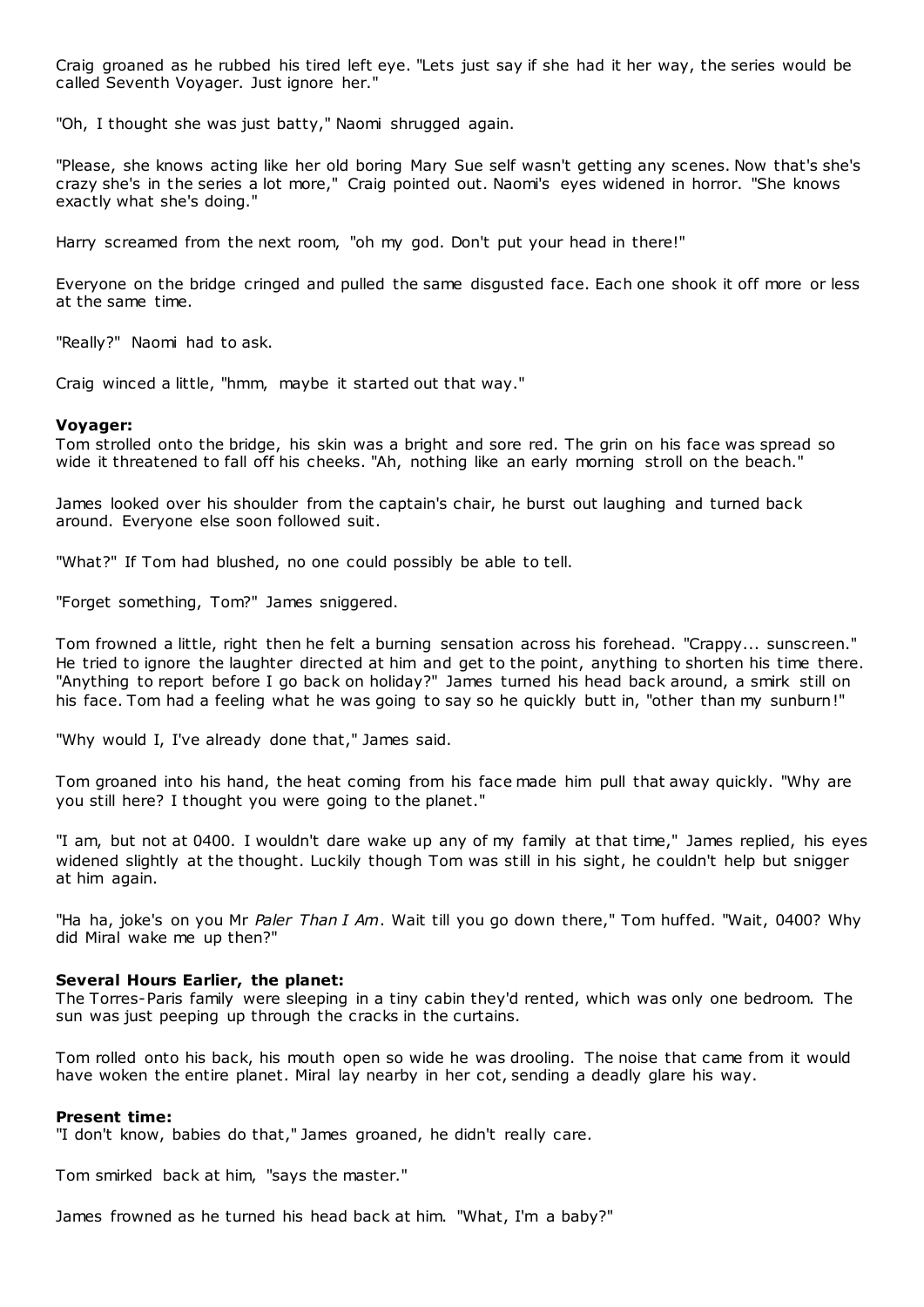Craig groaned as he rubbed his tired left eye. "Lets just say if she had it her way, the series would be called Seventh Voyager. Just ignore her."

"Oh, I thought she was just batty," Naomi shrugged again.

"Please, she knows acting like her old boring Mary Sue self wasn't getting any scenes. Now that's she's crazy she's in the series a lot more," Craig pointed out. Naomi's eyes widened in horror. "She knows exactly what she's doing."

Harry screamed from the next room, "oh my god. Don't put your head in there!"

Everyone on the bridge cringed and pulled the same disgusted face. Each one shook it off more or less at the same time.

"Really?" Naomi had to ask.

Craig winced a little, "hmm, maybe it started out that way."

**Voyager:**
Tom strolled onto the bridge, his skin was a bright and sore red. The grin on his face was spread so wide it threatened to fall off his cheeks. "Ah, nothing like an early morning stroll on the beach."

James looked over his shoulder from the captain's chair, he burst out laughing and turned back around. Everyone else soon followed suit.

"What?" If Tom had blushed, no one could possibly be able to tell.

"Forget something, Tom?" James sniggered.

Tom frowned a little, right then he felt a burning sensation across his forehead. "Crappy... sunscreen." He tried to ignore the laughter directed at him and get to the point, anything to shorten his time there. "Anything to report before I go back on holiday?" James turned his head back around, a smirk still on his face. Tom had a feeling what he was going to say so he quickly butt in, "other than my sunburn!"

"Why would I, I've already done that," James said.

Tom groaned into his hand, the heat coming from his face made him pull that away quickly. "Why are you still here? I thought you were going to the planet."

"I am, but not at 0400. I wouldn't dare wake up any of my family at that time," James replied, his eyes widened slightly at the thought. Luckily though Tom was still in his sight, he couldn't help but snigger at him again.

"Ha ha, joke's on you Mr *Paler Than I Am*. Wait till you go down there," Tom huffed. "Wait, 0400? Why did Miral wake me up then?"

**Several Hours Earlier, the planet:**
The Torres-Paris family were sleeping in a tiny cabin they'd rented, which was only one bedroom. The sun was just peeping up through the cracks in the curtains.

Tom rolled onto his back, his mouth open so wide he was drooling. The noise that came from it would have woken the entire planet. Miral lay nearby in her cot, sending a deadly glare his way.

**Present time:**
"I don't know, babies do that," James groaned, he didn't really care.

Tom smirked back at him, "says the master."

James frowned as he turned his head back at him. "What, I'm a baby?"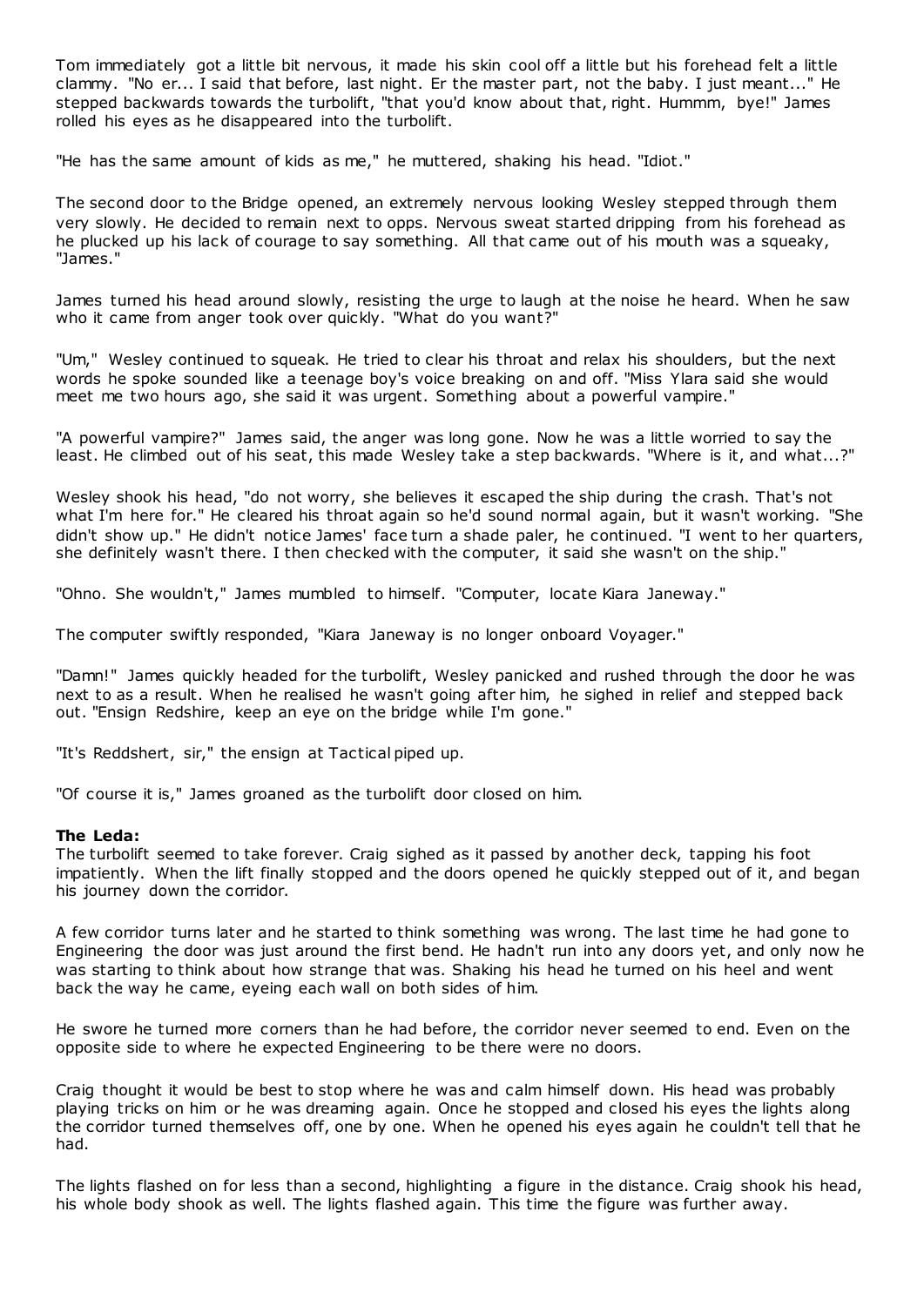Tom immediately got a little bit nervous, it made his skin cool off a little but his forehead felt a little clammy. "No er... I said that before, last night. Er the master part, not the baby. I just meant..." He stepped backwards towards the turbolift, "that you'd know about that, right. Hummm, bye!" James rolled his eyes as he disappeared into the turbolift.

"He has the same amount of kids as me," he muttered, shaking his head. "Idiot."

The second door to the Bridge opened, an extremely nervous looking Wesley stepped through them very slowly. He decided to remain next to opps. Nervous sweat started dripping from his forehead as he plucked up his lack of courage to say something. All that came out of his mouth was a squeaky, "James."

James turned his head around slowly, resisting the urge to laugh at the noise he heard. When he saw who it came from anger took over quickly. "What do you want?"

"Um," Wesley continued to squeak. He tried to clear his throat and relax his shoulders, but the next words he spoke sounded like a teenage boy's voice breaking on and off. "Miss Ylara said she would meet me two hours ago, she said it was urgent. Something about a powerful vampire."

"A powerful vampire?" James said, the anger was long gone. Now he was a little worried to say the least. He climbed out of his seat, this made Wesley take a step backwards. "Where is it, and what...?"

Wesley shook his head, "do not worry, she believes it escaped the ship during the crash. That's not what I'm here for." He cleared his throat again so he'd sound normal again, but it wasn't working. "She didn't show up." He didn't notice James' face turn a shade paler, he continued. "I went to her quarters, she definitely wasn't there. I then checked with the computer, it said she wasn't on the ship."

"Ohno. She wouldn't," James mumbled to himself. "Computer, locate Kiara Janeway."

The computer swiftly responded, "Kiara Janeway is no longer onboard Voyager."

"Damn!" James quickly headed for the turbolift, Wesley panicked and rushed through the door he was next to as a result. When he realised he wasn't going after him, he sighed in relief and stepped back out. "Ensign Redshire, keep an eye on the bridge while I'm gone."

"It's Reddshert, sir," the ensign at Tactical piped up.

"Of course it is," James groaned as the turbolift door closed on him.

**The Leda:**
The turbolift seemed to take forever. Craig sighed as it passed by another deck, tapping his foot impatiently. When the lift finally stopped and the doors opened he quickly stepped out of it, and began his journey down the corridor.

A few corridor turns later and he started to think something was wrong. The last time he had gone to Engineering the door was just around the first bend. He hadn't run into any doors yet, and only now he was starting to think about how strange that was. Shaking his head he turned on his heel and went back the way he came, eyeing each wall on both sides of him.

He swore he turned more corners than he had before, the corridor never seemed to end. Even on the opposite side to where he expected Engineering to be there were no doors.

Craig thought it would be best to stop where he was and calm himself down. His head was probably playing tricks on him or he was dreaming again. Once he stopped and closed his eyes the lights along the corridor turned themselves off, one by one. When he opened his eyes again he couldn't tell that he had.

The lights flashed on for less than a second, highlighting a figure in the distance. Craig shook his head, his whole body shook as well. The lights flashed again. This time the figure was further away.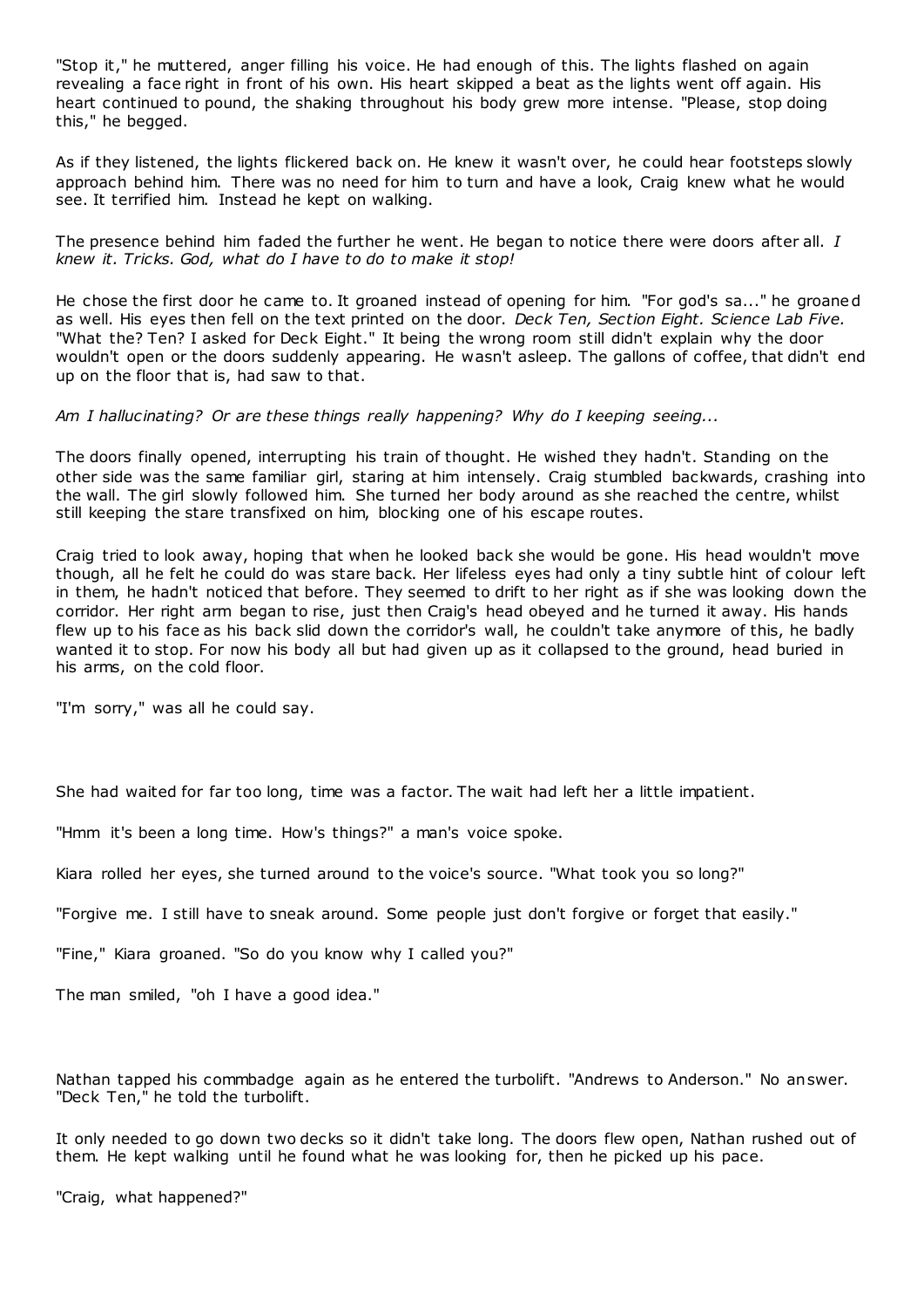"Stop it," he muttered, anger filling his voice. He had enough of this. The lights flashed on again revealing a face right in front of his own. His heart skipped a beat as the lights went off again. His heart continued to pound, the shaking throughout his body grew more intense. "Please, stop doing this," he begged.

As if they listened, the lights flickered back on. He knew it wasn't over, he could hear footsteps slowly approach behind him. There was no need for him to turn and have a look, Craig knew what he would see. It terrified him. Instead he kept on walking.

The presence behind him faded the further he went. He began to notice there were doors after all. *I knew it. Tricks. God, what do I have to do to make it stop!*

He chose the first door he came to. It groaned instead of opening for him. "For god's sa..." he groaned as well. His eyes then fell on the text printed on the door. *Deck Ten, Section Eight. Science Lab Five.* "What the? Ten? I asked for Deck Eight." It being the wrong room still didn't explain why the door wouldn't open or the doors suddenly appearing. He wasn't asleep. The gallons of coffee, that didn't end up on the floor that is, had saw to that.

*Am I hallucinating? Or are these things really happening? Why do I keeping seeing...*

The doors finally opened, interrupting his train of thought. He wished they hadn't. Standing on the other side was the same familiar girl, staring at him intensely. Craig stumbled backwards, crashing into the wall. The girl slowly followed him. She turned her body around as she reached the centre, whilst still keeping the stare transfixed on him, blocking one of his escape routes.

Craig tried to look away, hoping that when he looked back she would be gone. His head wouldn't move though, all he felt he could do was stare back. Her lifeless eyes had only a tiny subtle hint of colour left in them, he hadn't noticed that before. They seemed to drift to her right as if she was looking down the corridor. Her right arm began to rise, just then Craig's head obeyed and he turned it away. His hands flew up to his face as his back slid down the corridor's wall, he couldn't take anymore of this, he badly wanted it to stop. For now his body all but had given up as it collapsed to the ground, head buried in his arms, on the cold floor.

"I'm sorry," was all he could say.

She had waited for far too long, time was a factor. The wait had left her a little impatient.

"Hmm it's been a long time. How's things?" a man's voice spoke.

Kiara rolled her eyes, she turned around to the voice's source. "What took you so long?"

"Forgive me. I still have to sneak around. Some people just don't forgive or forget that easily."

"Fine," Kiara groaned. "So do you know why I called you?"

The man smiled, "oh I have a good idea."

Nathan tapped his commbadge again as he entered the turbolift. "Andrews to Anderson." No answer. "Deck Ten," he told the turbolift.

It only needed to go down two decks so it didn't take long. The doors flew open, Nathan rushed out of them. He kept walking until he found what he was looking for, then he picked up his pace.

"Craig, what happened?"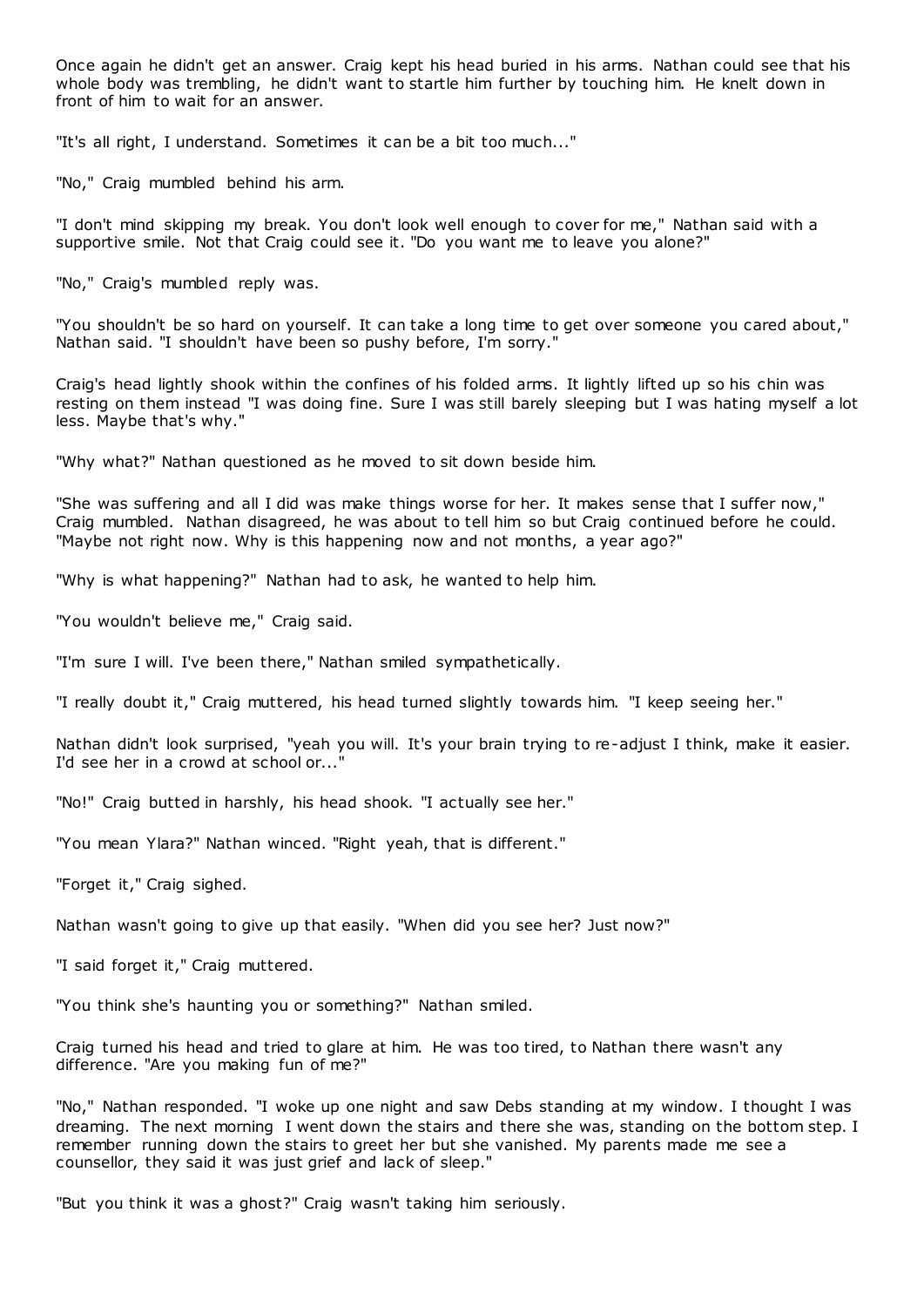Once again he didn't get an answer. Craig kept his head buried in his arms. Nathan could see that his whole body was trembling, he didn't want to startle him further by touching him. He knelt down in front of him to wait for an answer.

"It's all right, I understand. Sometimes it can be a bit too much..."

"No," Craig mumbled behind his arm.

"I don't mind skipping my break. You don't look well enough to cover for me," Nathan said with a supportive smile. Not that Craig could see it. "Do you want me to leave you alone?"

"No," Craig's mumbled reply was.

"You shouldn't be so hard on yourself. It can take a long time to get over someone you cared about," Nathan said. "I shouldn't have been so pushy before, I'm sorry."

Craig's head lightly shook within the confines of his folded arms. It lightly lifted up so his chin was resting on them instead "I was doing fine. Sure I was still barely sleeping but I was hating myself a lot less. Maybe that's why."

"Why what?" Nathan questioned as he moved to sit down beside him.

"She was suffering and all I did was make things worse for her. It makes sense that I suffer now," Craig mumbled. Nathan disagreed, he was about to tell him so but Craig continued before he could. "Maybe not right now. Why is this happening now and not months, a year ago?"

"Why is what happening?" Nathan had to ask, he wanted to help him.

"You wouldn't believe me," Craig said.

"I'm sure I will. I've been there," Nathan smiled sympathetically.

"I really doubt it," Craig muttered, his head turned slightly towards him. "I keep seeing her."

Nathan didn't look surprised, "yeah you will. It's your brain trying to re-adjust I think, make it easier. I'd see her in a crowd at school or..."

"No!" Craig butted in harshly, his head shook. "I actually see her."

"You mean Ylara?" Nathan winced. "Right yeah, that is different."

"Forget it," Craig sighed.

Nathan wasn't going to give up that easily. "When did you see her? Just now?"

"I said forget it," Craig muttered.

"You think she's haunting you or something?" Nathan smiled.

Craig turned his head and tried to glare at him. He was too tired, to Nathan there wasn't any difference. "Are you making fun of me?"

"No," Nathan responded. "I woke up one night and saw Debs standing at my window. I thought I was dreaming. The next morning I went down the stairs and there she was, standing on the bottom step. I remember running down the stairs to greet her but she vanished. My parents made me see a counsellor, they said it was just grief and lack of sleep."

"But you think it was a ghost?" Craig wasn't taking him seriously.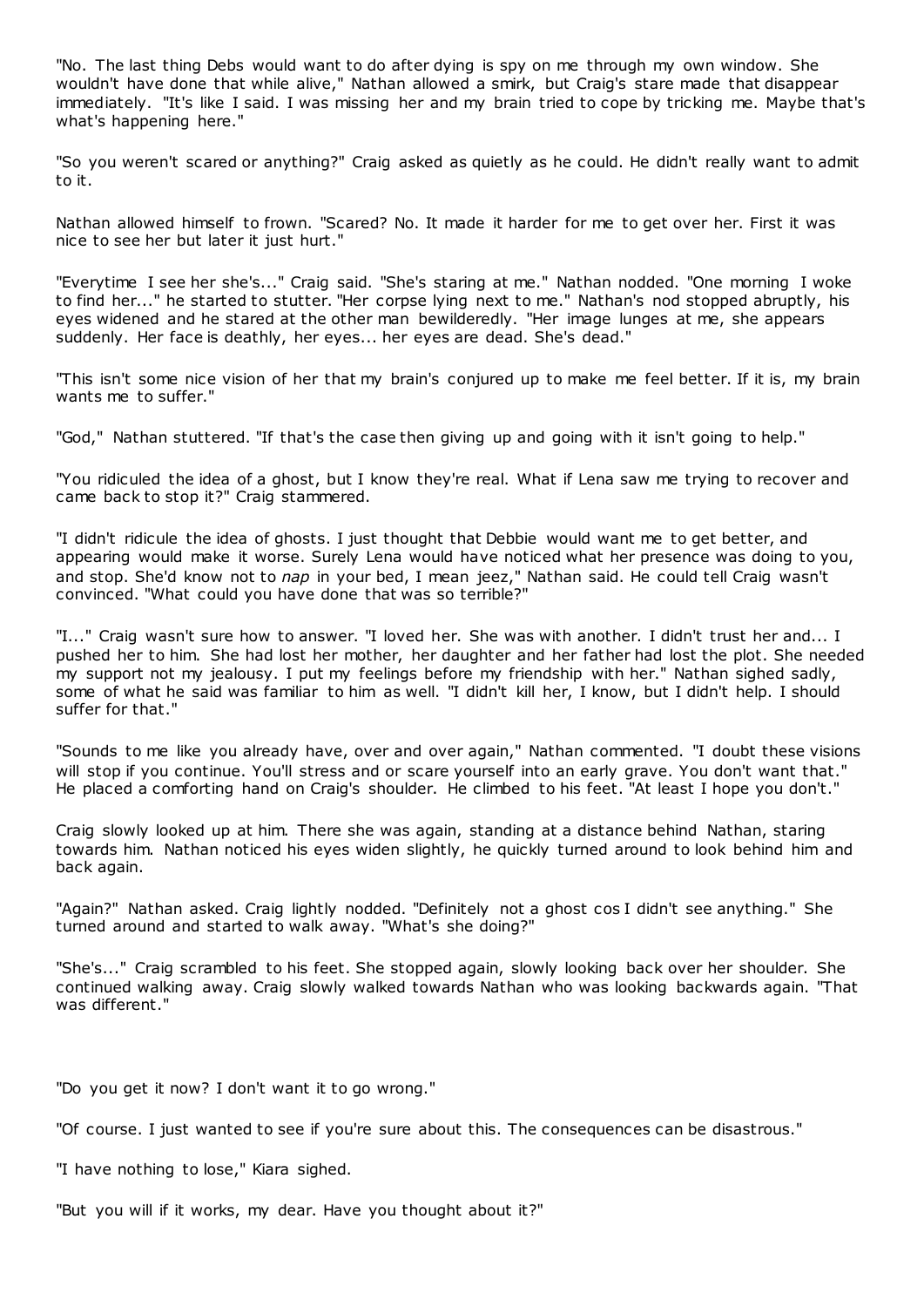"No. The last thing Debs would want to do after dying is spy on me through my own window. She wouldn't have done that while alive," Nathan allowed a smirk, but Craig's stare made that disappear immediately. "It's like I said. I was missing her and my brain tried to cope by tricking me. Maybe that's what's happening here."

"So you weren't scared or anything?" Craig asked as quietly as he could. He didn't really want to admit to it.

Nathan allowed himself to frown. "Scared? No. It made it harder for me to get over her. First it was nice to see her but later it just hurt."

"Everytime I see her she's..." Craig said. "She's staring at me." Nathan nodded. "One morning I woke to find her..." he started to stutter. "Her corpse lying next to me." Nathan's nod stopped abruptly, his eyes widened and he stared at the other man bewilderedly. "Her image lunges at me, she appears suddenly. Her face is deathly, her eyes... her eyes are dead. She's dead."

"This isn't some nice vision of her that my brain's conjured up to make me feel better. If it is, my brain wants me to suffer."

"God," Nathan stuttered. "If that's the case then giving up and going with it isn't going to help."

"You ridiculed the idea of a ghost, but I know they're real. What if Lena saw me trying to recover and came back to stop it?" Craig stammered.

"I didn't ridicule the idea of ghosts. I just thought that Debbie would want me to get better, and appearing would make it worse. Surely Lena would have noticed what her presence was doing to you, and stop. She'd know not to *nap* in your bed, I mean jeez," Nathan said. He could tell Craig wasn't convinced. "What could you have done that was so terrible?"

"I..." Craig wasn't sure how to answer. "I loved her. She was with another. I didn't trust her and... I pushed her to him. She had lost her mother, her daughter and her father had lost the plot. She needed my support not my jealousy. I put my feelings before my friendship with her." Nathan sighed sadly, some of what he said was familiar to him as well. "I didn't kill her, I know, but I didn't help. I should suffer for that."

"Sounds to me like you already have, over and over again," Nathan commented. "I doubt these visions will stop if you continue. You'll stress and or scare yourself into an early grave. You don't want that." He placed a comforting hand on Craig's shoulder. He climbed to his feet. "At least I hope you don't."

Craig slowly looked up at him. There she was again, standing at a distance behind Nathan, staring towards him. Nathan noticed his eyes widen slightly, he quickly turned around to look behind him and back again.

"Again?" Nathan asked. Craig lightly nodded. "Definitely not a ghost cos I didn't see anything." She turned around and started to walk away. "What's she doing?"

"She's..." Craig scrambled to his feet. She stopped again, slowly looking back over her shoulder. She continued walking away. Craig slowly walked towards Nathan who was looking backwards again. "That was different."

"Do you get it now? I don't want it to go wrong."

"Of course. I just wanted to see if you're sure about this. The consequences can be disastrous."

"I have nothing to lose," Kiara sighed.

"But you will if it works, my dear. Have you thought about it?"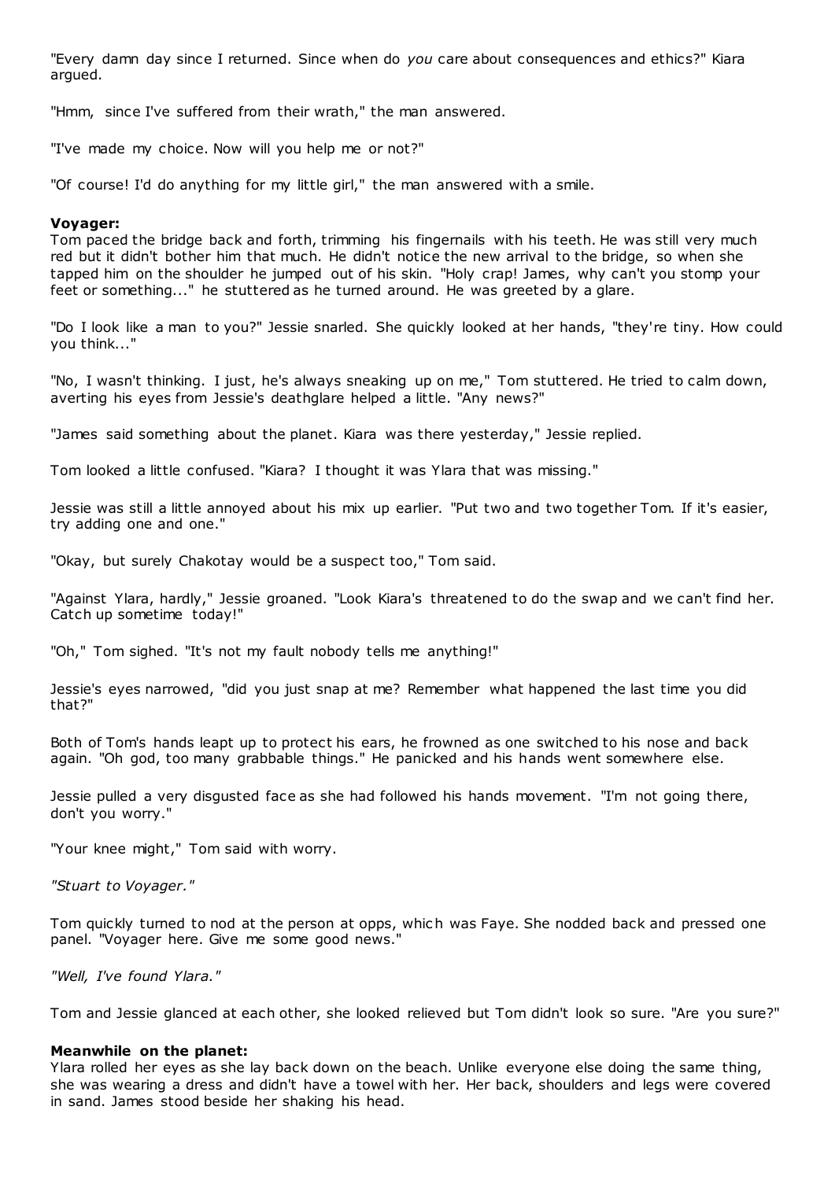"Every damn day since I returned. Since when do *you* care about consequences and ethics?" Kiara argued.

"Hmm, since I've suffered from their wrath," the man answered.

"I've made my choice. Now will you help me or not?"

"Of course! I'd do anything for my little girl," the man answered with a smile.

**Voyager:**
Tom paced the bridge back and forth, trimming his fingernails with his teeth. He was still very much red but it didn't bother him that much. He didn't notice the new arrival to the bridge, so when she tapped him on the shoulder he jumped out of his skin. "Holy crap! James, why can't you stomp your feet or something..." he stuttered as he turned around. He was greeted by a glare.

"Do I look like a man to you?" Jessie snarled. She quickly looked at her hands, "they're tiny. How could you think..."

"No, I wasn't thinking. I just, he's always sneaking up on me," Tom stuttered. He tried to calm down, averting his eyes from Jessie's deathglare helped a little. "Any news?"

"James said something about the planet. Kiara was there yesterday," Jessie replied.

Tom looked a little confused. "Kiara? I thought it was Ylara that was missing."

Jessie was still a little annoyed about his mix up earlier. "Put two and two together Tom. If it's easier, try adding one and one."

"Okay, but surely Chakotay would be a suspect too," Tom said.

"Against Ylara, hardly," Jessie groaned. "Look Kiara's threatened to do the swap and we can't find her. Catch up sometime today!"

"Oh," Tom sighed. "It's not my fault nobody tells me anything!"

Jessie's eyes narrowed, "did you just snap at me? Remember what happened the last time you did that?"

Both of Tom's hands leapt up to protect his ears, he frowned as one switched to his nose and back again. "Oh god, too many grabbable things." He panicked and his hands went somewhere else.

Jessie pulled a very disgusted face as she had followed his hands movement. "I'm not going there, don't you worry."

"Your knee might," Tom said with worry.

*"Stuart to Voyager."*

Tom quickly turned to nod at the person at opps, which was Faye. She nodded back and pressed one panel. "Voyager here. Give me some good news."

*"Well, I've found Ylara."*

Tom and Jessie glanced at each other, she looked relieved but Tom didn't look so sure. "Are you sure?"

**Meanwhile on the planet:**
Ylara rolled her eyes as she lay back down on the beach. Unlike everyone else doing the same thing, she was wearing a dress and didn't have a towel with her. Her back, shoulders and legs were covered in sand. James stood beside her shaking his head.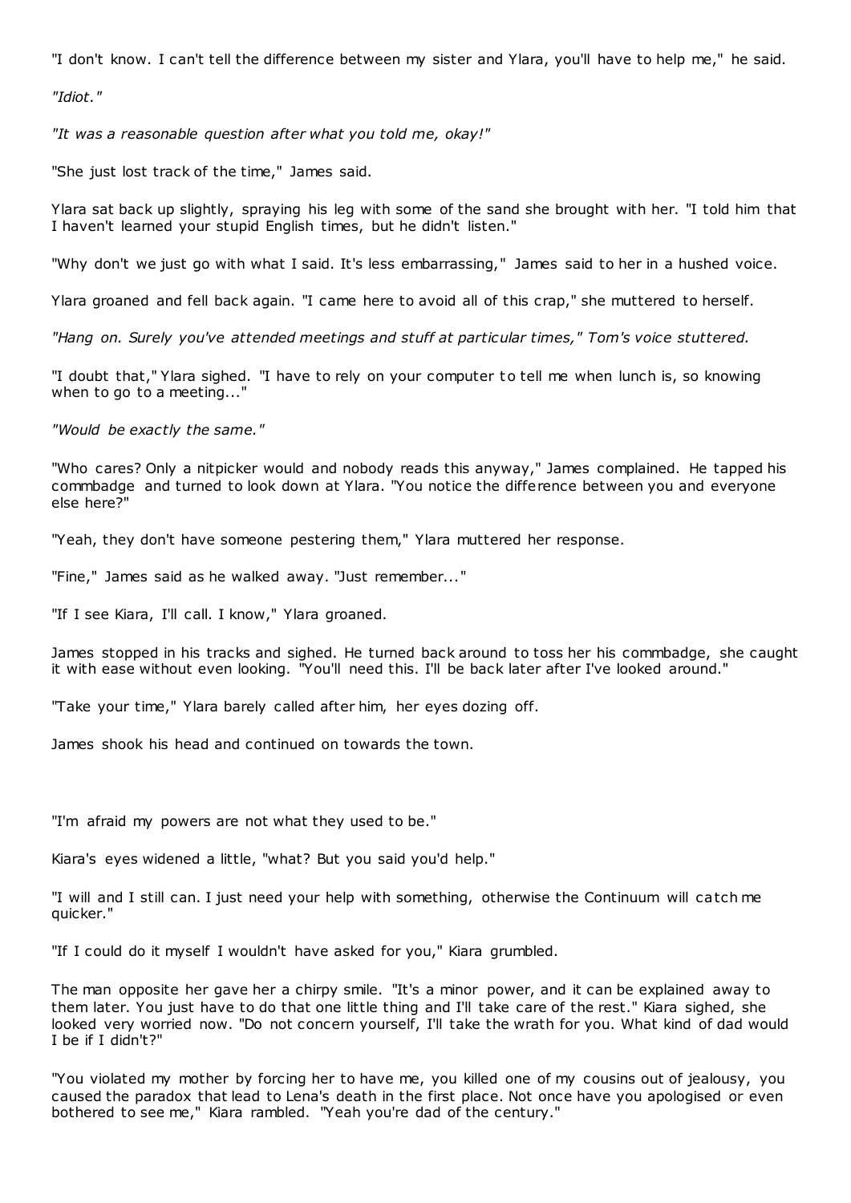"I don't know. I can't tell the difference between my sister and Ylara, you'll have to help me," he said.

*"Idiot."*

*"It was a reasonable question after what you told me, okay!"*

"She just lost track of the time," James said.

Ylara sat back up slightly, spraying his leg with some of the sand she brought with her. "I told him that I haven't learned your stupid English times, but he didn't listen."

"Why don't we just go with what I said. It's less embarrassing," James said to her in a hushed voice.

Ylara groaned and fell back again. "I came here to avoid all of this crap," she muttered to herself.

*"Hang on. Surely you've attended meetings and stuff at particular times," Tom's voice stuttered.*

"I doubt that," Ylara sighed. "I have to rely on your computer to tell me when lunch is, so knowing when to go to a meeting..."

*"Would be exactly the same."*

"Who cares? Only a nitpicker would and nobody reads this anyway," James complained. He tapped his commbadge and turned to look down at Ylara. "You notice the difference between you and everyone else here?"

"Yeah, they don't have someone pestering them," Ylara muttered her response.

"Fine," James said as he walked away. "Just remember..."

"If I see Kiara, I'll call. I know," Ylara groaned.

James stopped in his tracks and sighed. He turned back around to toss her his commbadge, she caught it with ease without even looking. "You'll need this. I'll be back later after I've looked around."

"Take your time," Ylara barely called after him, her eyes dozing off.

James shook his head and continued on towards the town.

"I'm afraid my powers are not what they used to be."

Kiara's eyes widened a little, "what? But you said you'd help."

"I will and I still can. I just need your help with something, otherwise the Continuum will catch me quicker."

"If I could do it myself I wouldn't have asked for you," Kiara grumbled.

The man opposite her gave her a chirpy smile. "It's a minor power, and it can be explained away to them later. You just have to do that one little thing and I'll take care of the rest." Kiara sighed, she looked very worried now. "Do not concern yourself, I'll take the wrath for you. What kind of dad would I be if I didn't?"

"You violated my mother by forcing her to have me, you killed one of my cousins out of jealousy, you caused the paradox that lead to Lena's death in the first place. Not once have you apologised or even bothered to see me," Kiara rambled. "Yeah you're dad of the century."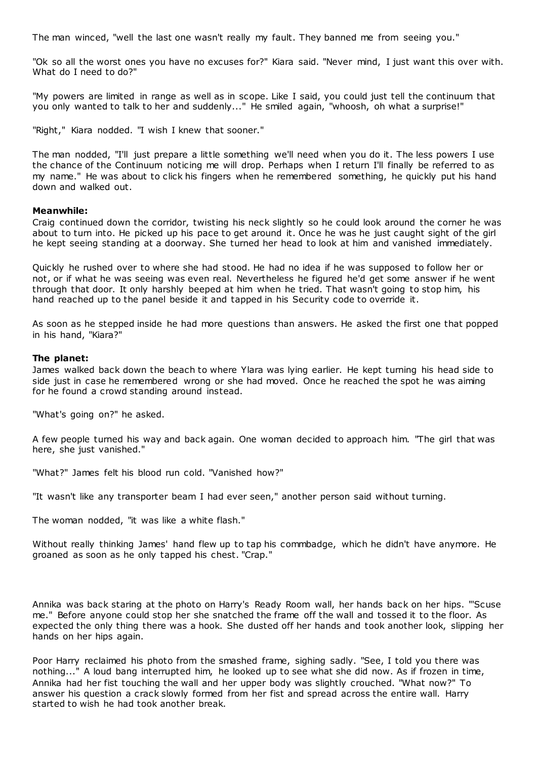The man winced, "well the last one wasn't really my fault. They banned me from seeing you."

"Ok so all the worst ones you have no excuses for?" Kiara said. "Never mind, I just want this over with. What do I need to do?"

"My powers are limited in range as well as in scope. Like I said, you could just tell the continuum that you only wanted to talk to her and suddenly..." He smiled again, "whoosh, oh what a surprise!"

"Right," Kiara nodded. "I wish I knew that sooner."

The man nodded, "I'll just prepare a little something we'll need when you do it. The less powers I use the chance of the Continuum noticing me will drop. Perhaps when I return I'll finally be referred to as my name." He was about to click his fingers when he remembered something, he quickly put his hand down and walked out.

**Meanwhile:**
Craig continued down the corridor, twisting his neck slightly so he could look around the corner he was about to turn into. He picked up his pace to get around it. Once he was he just caught sight of the girl he kept seeing standing at a doorway. She turned her head to look at him and vanished immediately.

Quickly he rushed over to where she had stood. He had no idea if he was supposed to follow her or not, or if what he was seeing was even real. Nevertheless he figured he'd get some answer if he went through that door. It only harshly beeped at him when he tried. That wasn't going to stop him, his hand reached up to the panel beside it and tapped in his Security code to override it.

As soon as he stepped inside he had more questions than answers. He asked the first one that popped in his hand, "Kiara?"

**The planet:**
James walked back down the beach to where Ylara was lying earlier. He kept turning his head side to side just in case he remembered wrong or she had moved. Once he reached the spot he was aiming for he found a crowd standing around instead.

"What's going on?" he asked.

A few people turned his way and back again. One woman decided to approach him. "The girl that was here, she just vanished."

"What?" James felt his blood run cold. "Vanished how?"

"It wasn't like any transporter beam I had ever seen," another person said without turning.

The woman nodded, "it was like a white flash."

Without really thinking James' hand flew up to tap his commbadge, which he didn't have anymore. He groaned as soon as he only tapped his chest. "Crap."

Annika was back staring at the photo on Harry's Ready Room wall, her hands back on her hips. "'Scuse me." Before anyone could stop her she snatched the frame off the wall and tossed it to the floor. As expected the only thing there was a hook. She dusted off her hands and took another look, slipping her hands on her hips again.

Poor Harry reclaimed his photo from the smashed frame, sighing sadly. "See, I told you there was nothing..." A loud bang interrupted him, he looked up to see what she did now. As if frozen in time, Annika had her fist touching the wall and her upper body was slightly crouched. "What now?" To answer his question a crack slowly formed from her fist and spread across the entire wall. Harry started to wish he had took another break.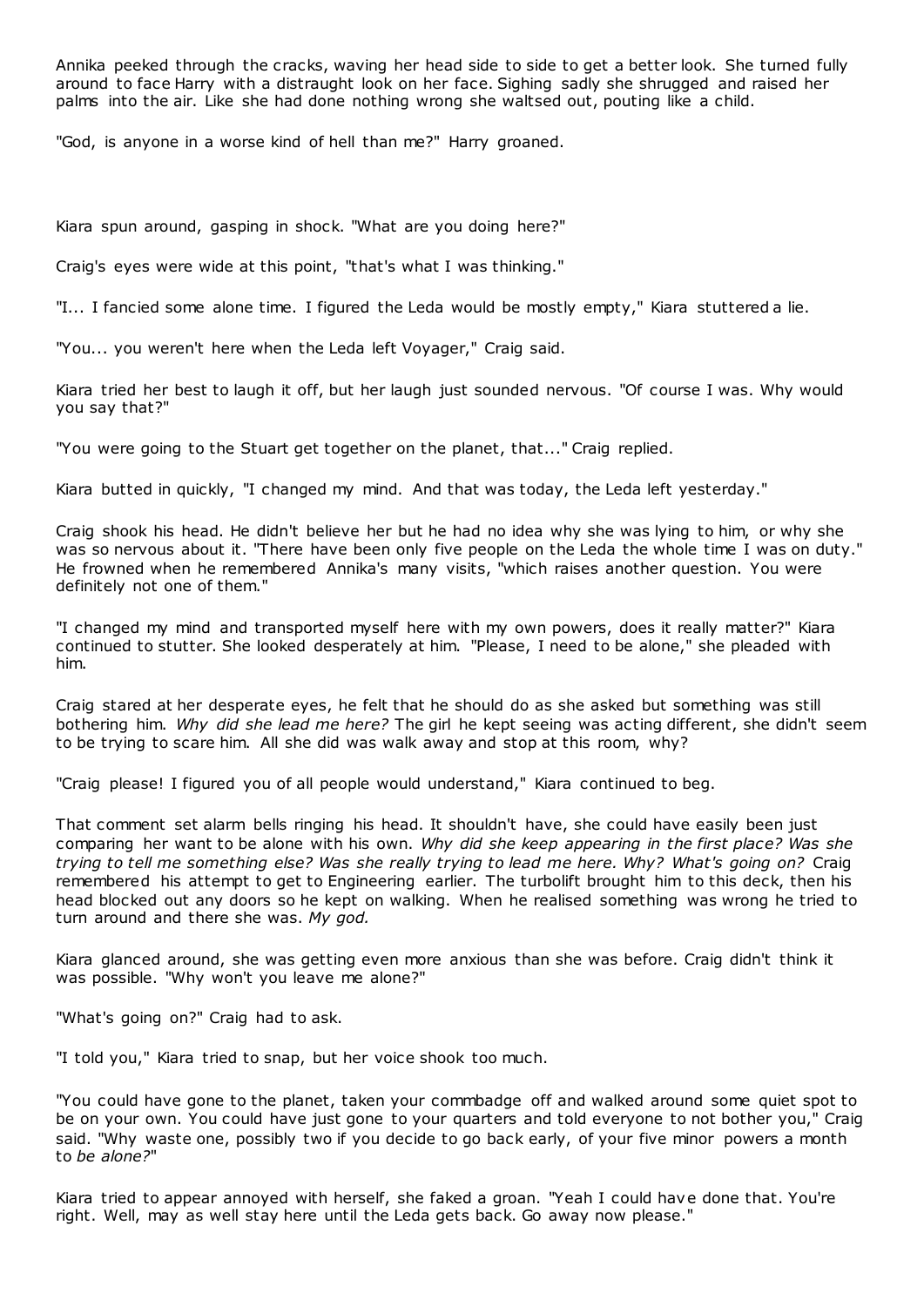Annika peeked through the cracks, waving her head side to side to get a better look. She turned fully around to face Harry with a distraught look on her face. Sighing sadly she shrugged and raised her palms into the air. Like she had done nothing wrong she waltsed out, pouting like a child.

"God, is anyone in a worse kind of hell than me?" Harry groaned.

Kiara spun around, gasping in shock. "What are you doing here?"

Craig's eyes were wide at this point, "that's what I was thinking."

"I... I fancied some alone time. I figured the Leda would be mostly empty," Kiara stuttered a lie.

"You... you weren't here when the Leda left Voyager," Craig said.

Kiara tried her best to laugh it off, but her laugh just sounded nervous. "Of course I was. Why would you say that?"

"You were going to the Stuart get together on the planet, that..." Craig replied.

Kiara butted in quickly, "I changed my mind. And that was today, the Leda left yesterday."

Craig shook his head. He didn't believe her but he had no idea why she was lying to him, or why she was so nervous about it. "There have been only five people on the Leda the whole time I was on duty." He frowned when he remembered Annika's many visits, "which raises another question. You were definitely not one of them."

"I changed my mind and transported myself here with my own powers, does it really matter?" Kiara continued to stutter. She looked desperately at him. "Please, I need to be alone," she pleaded with him.

Craig stared at her desperate eyes, he felt that he should do as she asked but something was still bothering him. *Why did she lead me here?* The girl he kept seeing was acting different, she didn't seem to be trying to scare him. All she did was walk away and stop at this room, why?

"Craig please! I figured you of all people would understand," Kiara continued to beg.

That comment set alarm bells ringing his head. It shouldn't have, she could have easily been just comparing her want to be alone with his own. *Why did she keep appearing in the first place? Was she trying to tell me something else? Was she really trying to lead me here. Why? What's going on?* Craig remembered his attempt to get to Engineering earlier. The turbolift brought him to this deck, then his head blocked out any doors so he kept on walking. When he realised something was wrong he tried to turn around and there she was. *My god.*

Kiara glanced around, she was getting even more anxious than she was before. Craig didn't think it was possible. "Why won't you leave me alone?"

"What's going on?" Craig had to ask.

"I told you," Kiara tried to snap, but her voice shook too much.

"You could have gone to the planet, taken your commbadge off and walked around some quiet spot to be on your own. You could have just gone to your quarters and told everyone to not bother you," Craig said. "Why waste one, possibly two if you decide to go back early, of your five minor powers a month to *be alone?*"

Kiara tried to appear annoyed with herself, she faked a groan. "Yeah I could have done that. You're right. Well, may as well stay here until the Leda gets back. Go away now please."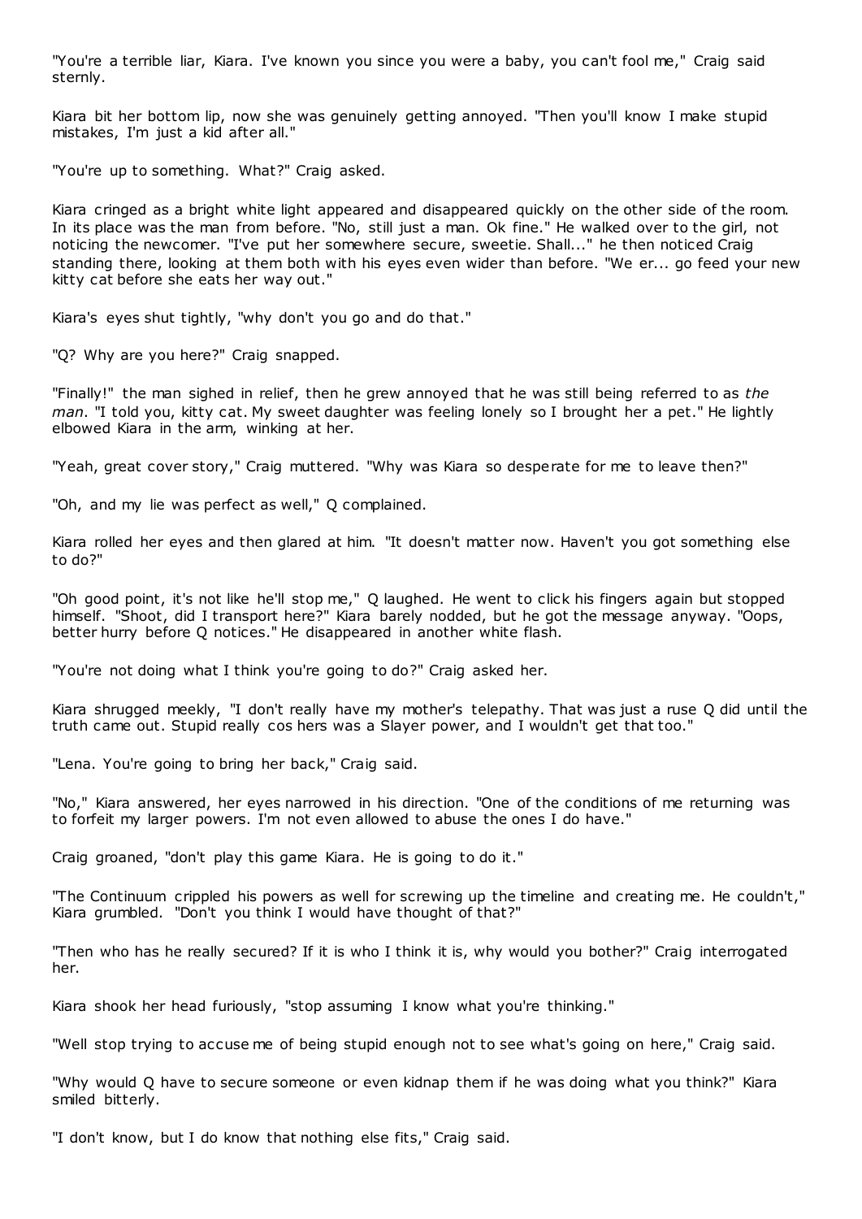"You're a terrible liar, Kiara. I've known you since you were a baby, you can't fool me," Craig said sternly.

Kiara bit her bottom lip, now she was genuinely getting annoyed. "Then you'll know I make stupid mistakes, I'm just a kid after all."

"You're up to something. What?" Craig asked.

Kiara cringed as a bright white light appeared and disappeared quickly on the other side of the room. In its place was the man from before. "No, still just a man. Ok fine." He walked over to the girl, not noticing the newcomer. "I've put her somewhere secure, sweetie. Shall..." he then noticed Craig standing there, looking at them both with his eyes even wider than before. "We er... go feed your new kitty cat before she eats her way out."

Kiara's eyes shut tightly, "why don't you go and do that."

"Q? Why are you here?" Craig snapped.

"Finally!" the man sighed in relief, then he grew annoyed that he was still being referred to as *the man*. "I told you, kitty cat. My sweet daughter was feeling lonely so I brought her a pet." He lightly elbowed Kiara in the arm, winking at her.

"Yeah, great cover story," Craig muttered. "Why was Kiara so desperate for me to leave then?"

"Oh, and my lie was perfect as well," Q complained.

Kiara rolled her eyes and then glared at him. "It doesn't matter now. Haven't you got something else to do?"

"Oh good point, it's not like he'll stop me," Q laughed. He went to click his fingers again but stopped himself. "Shoot, did I transport here?" Kiara barely nodded, but he got the message anyway. "Oops, better hurry before Q notices." He disappeared in another white flash.

"You're not doing what I think you're going to do?" Craig asked her.

Kiara shrugged meekly, "I don't really have my mother's telepathy. That was just a ruse Q did until the truth came out. Stupid really cos hers was a Slayer power, and I wouldn't get that too."

"Lena. You're going to bring her back," Craig said.

"No," Kiara answered, her eyes narrowed in his direction. "One of the conditions of me returning was to forfeit my larger powers. I'm not even allowed to abuse the ones I do have."

Craig groaned, "don't play this game Kiara. He is going to do it."

"The Continuum crippled his powers as well for screwing up the timeline and creating me. He couldn't," Kiara grumbled. "Don't you think I would have thought of that?"

"Then who has he really secured? If it is who I think it is, why would you bother?" Craig interrogated her.

Kiara shook her head furiously, "stop assuming I know what you're thinking."

"Well stop trying to accuse me of being stupid enough not to see what's going on here," Craig said.

"Why would Q have to secure someone or even kidnap them if he was doing what you think?" Kiara smiled bitterly.

"I don't know, but I do know that nothing else fits," Craig said.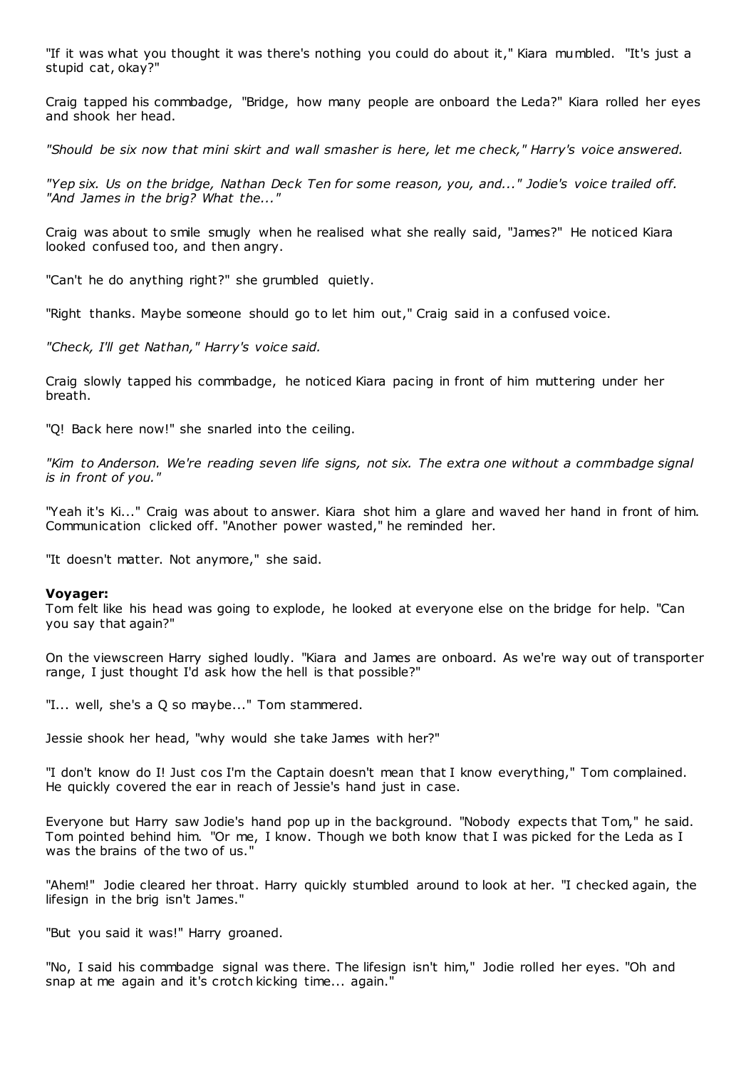"If it was what you thought it was there's nothing you could do about it," Kiara mumbled. "It's just a stupid cat, okay?"

Craig tapped his commbadge, "Bridge, how many people are onboard the Leda?" Kiara rolled her eyes and shook her head.

*"Should be six now that mini skirt and wall smasher is here, let me check," Harry's voice answered.*

*"Yep six. Us on the bridge, Nathan Deck Ten for some reason, you, and..." Jodie's voice trailed off. "And James in the brig? What the..."*

Craig was about to smile smugly when he realised what she really said, "James?" He noticed Kiara looked confused too, and then angry.

"Can't he do anything right?" she grumbled quietly.

"Right thanks. Maybe someone should go to let him out," Craig said in a confused voice.

*"Check, I'll get Nathan," Harry's voice said.*

Craig slowly tapped his commbadge, he noticed Kiara pacing in front of him muttering under her breath.

"Q! Back here now!" she snarled into the ceiling.

*"Kim to Anderson. We're reading seven life signs, not six. The extra one without a commbadge signal is in front of you."*

"Yeah it's Ki..." Craig was about to answer. Kiara shot him a glare and waved her hand in front of him. Communication clicked off. "Another power wasted," he reminded her.

"It doesn't matter. Not anymore," she said.

**Voyager:**
Tom felt like his head was going to explode, he looked at everyone else on the bridge for help. "Can you say that again?"

On the viewscreen Harry sighed loudly. "Kiara and James are onboard. As we're way out of transporter range, I just thought I'd ask how the hell is that possible?"

"I... well, she's a Q so maybe..." Tom stammered.

Jessie shook her head, "why would she take James with her?"

"I don't know do I! Just cos I'm the Captain doesn't mean that I know everything," Tom complained. He quickly covered the ear in reach of Jessie's hand just in case.

Everyone but Harry saw Jodie's hand pop up in the background. "Nobody expects that Tom," he said. Tom pointed behind him. "Or me, I know. Though we both know that I was picked for the Leda as I was the brains of the two of us."

"Ahem!" Jodie cleared her throat. Harry quickly stumbled around to look at her. "I checked again, the lifesign in the brig isn't James."

"But you said it was!" Harry groaned.

"No, I said his commbadge signal was there. The lifesign isn't him," Jodie rolled her eyes. "Oh and snap at me again and it's crotch kicking time... again."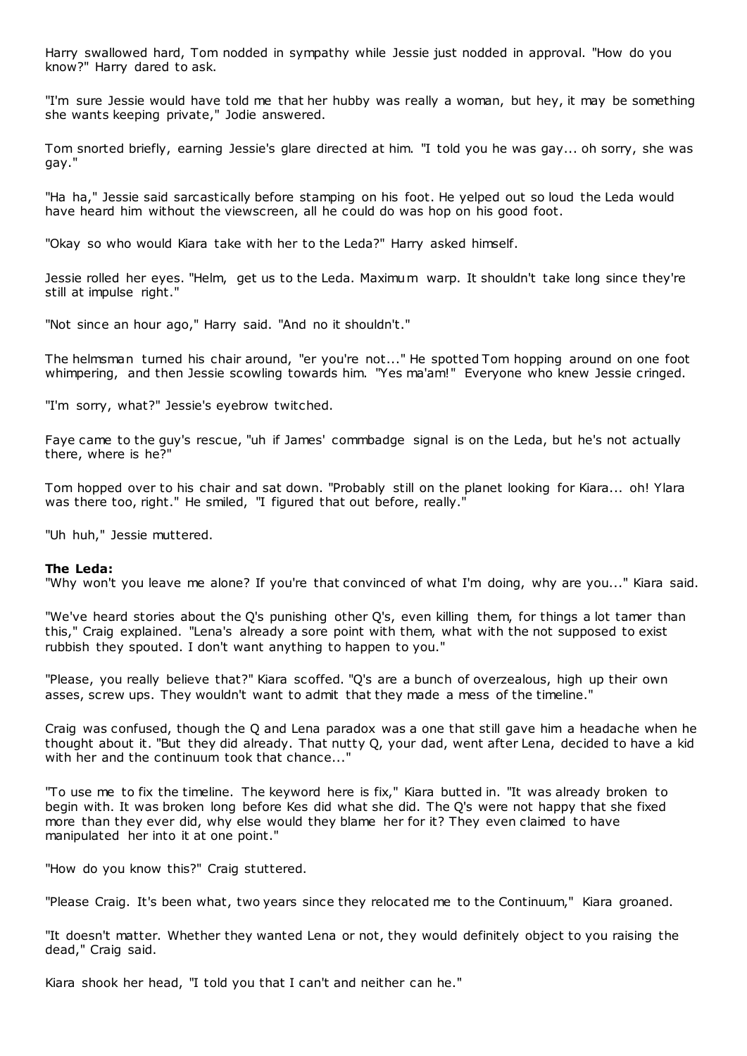Harry swallowed hard, Tom nodded in sympathy while Jessie just nodded in approval. "How do you know?" Harry dared to ask.

"I'm sure Jessie would have told me that her hubby was really a woman, but hey, it may be something she wants keeping private," Jodie answered.

Tom snorted briefly, earning Jessie's glare directed at him. "I told you he was gay... oh sorry, she was gay."

"Ha ha," Jessie said sarcastically before stamping on his foot. He yelped out so loud the Leda would have heard him without the viewscreen, all he could do was hop on his good foot.

"Okay so who would Kiara take with her to the Leda?" Harry asked himself.

Jessie rolled her eyes. "Helm, get us to the Leda. Maximum warp. It shouldn't take long since they're still at impulse right."

"Not since an hour ago," Harry said. "And no it shouldn't."

The helmsman turned his chair around, "er you're not..." He spotted Tom hopping around on one foot whimpering, and then Jessie scowling towards him. "Yes ma'am!" Everyone who knew Jessie cringed.

"I'm sorry, what?" Jessie's eyebrow twitched.

Faye came to the guy's rescue, "uh if James' commbadge signal is on the Leda, but he's not actually there, where is he?"

Tom hopped over to his chair and sat down. "Probably still on the planet looking for Kiara... oh! Ylara was there too, right." He smiled, "I figured that out before, really."

"Uh huh," Jessie muttered.

**The Leda:**
"Why won't you leave me alone? If you're that convinced of what I'm doing, why are you..." Kiara said.

"We've heard stories about the Q's punishing other Q's, even killing them, for things a lot tamer than this," Craig explained. "Lena's already a sore point with them, what with the not supposed to exist rubbish they spouted. I don't want anything to happen to you."

"Please, you really believe that?" Kiara scoffed. "Q's are a bunch of overzealous, high up their own asses, screw ups. They wouldn't want to admit that they made a mess of the timeline."

Craig was confused, though the Q and Lena paradox was a one that still gave him a headache when he thought about it. "But they did already. That nutty Q, your dad, went after Lena, decided to have a kid with her and the continuum took that chance..."

"To use me to fix the timeline. The keyword here is fix," Kiara butted in. "It was already broken to begin with. It was broken long before Kes did what she did. The Q's were not happy that she fixed more than they ever did, why else would they blame her for it? They even claimed to have manipulated her into it at one point."

"How do you know this?" Craig stuttered.

"Please Craig. It's been what, two years since they relocated me to the Continuum," Kiara groaned.

"It doesn't matter. Whether they wanted Lena or not, they would definitely object to you raising the dead," Craig said.

Kiara shook her head, "I told you that I can't and neither can he."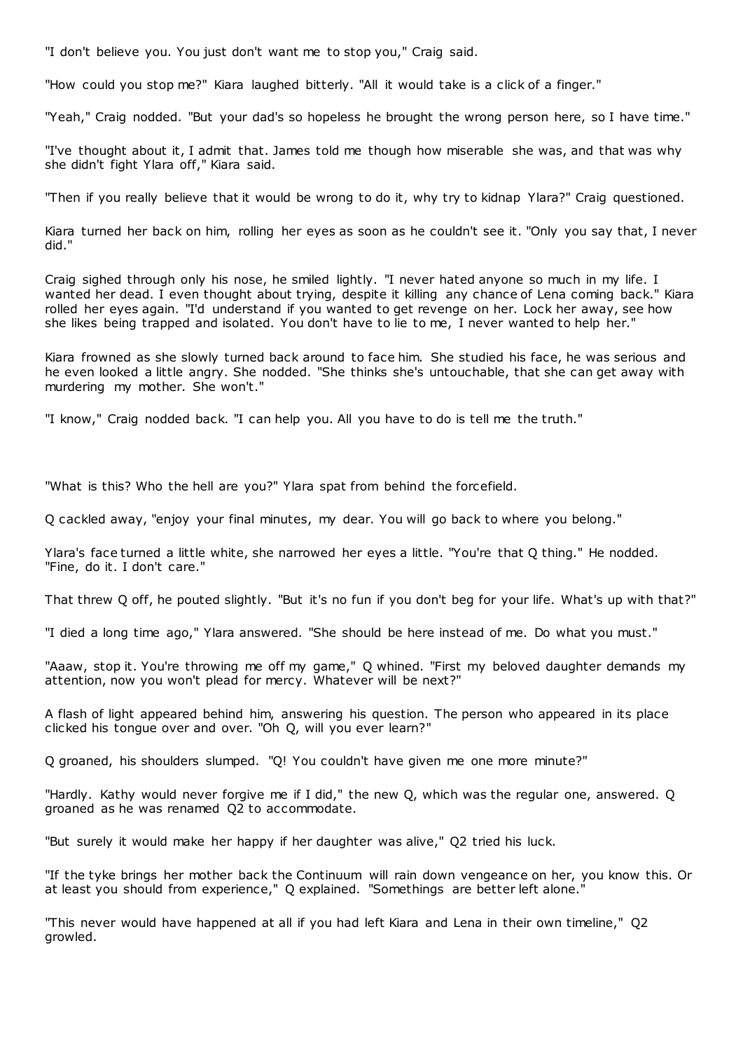"I don't believe you. You just don't want me to stop you," Craig said.

"How could you stop me?" Kiara laughed bitterly. "All it would take is a click of a finger."

"Yeah," Craig nodded. "But your dad's so hopeless he brought the wrong person here, so I have time."

"I've thought about it, I admit that. James told me though how miserable she was, and that was why she didn't fight Ylara off," Kiara said.

"Then if you really believe that it would be wrong to do it, why try to kidnap Ylara?" Craig questioned.

Kiara turned her back on him, rolling her eyes as soon as he couldn't see it. "Only you say that, I never did."

Craig sighed through only his nose, he smiled lightly. "I never hated anyone so much in my life. I wanted her dead. I even thought about trying, despite it killing any chance of Lena coming back." Kiara rolled her eyes again. "I'd understand if you wanted to get revenge on her. Lock her away, see how she likes being trapped and isolated. You don't have to lie to me, I never wanted to help her."

Kiara frowned as she slowly turned back around to face him. She studied his face, he was serious and he even looked a little angry. She nodded. "She thinks she's untouchable, that she can get away with murdering my mother. She won't."

"I know," Craig nodded back. "I can help you. All you have to do is tell me the truth."

"What is this? Who the hell are you?" Ylara spat from behind the forcefield.

Q cackled away, "enjoy your final minutes, my dear. You will go back to where you belong."

Ylara's face turned a little white, she narrowed her eyes a little. "You're that Q thing." He nodded. "Fine, do it. I don't care."

That threw Q off, he pouted slightly. "But it's no fun if you don't beg for your life. What's up with that?"

"I died a long time ago," Ylara answered. "She should be here instead of me. Do what you must."

"Aaaw, stop it. You're throwing me off my game," Q whined. "First my beloved daughter demands my attention, now you won't plead for mercy. Whatever will be next?"

A flash of light appeared behind him, answering his question. The person who appeared in its place clicked his tongue over and over. "Oh Q, will you ever learn?"

Q groaned, his shoulders slumped. "Q! You couldn't have given me one more minute?"

"Hardly. Kathy would never forgive me if I did," the new Q, which was the regular one, answered. Q groaned as he was renamed Q2 to accommodate.

"But surely it would make her happy if her daughter was alive," Q2 tried his luck.

"If the tyke brings her mother back the Continuum will rain down vengeance on her, you know this. Or at least you should from experience," Q explained. "Somethings are better left alone."

"This never would have happened at all if you had left Kiara and Lena in their own timeline," Q2 growled.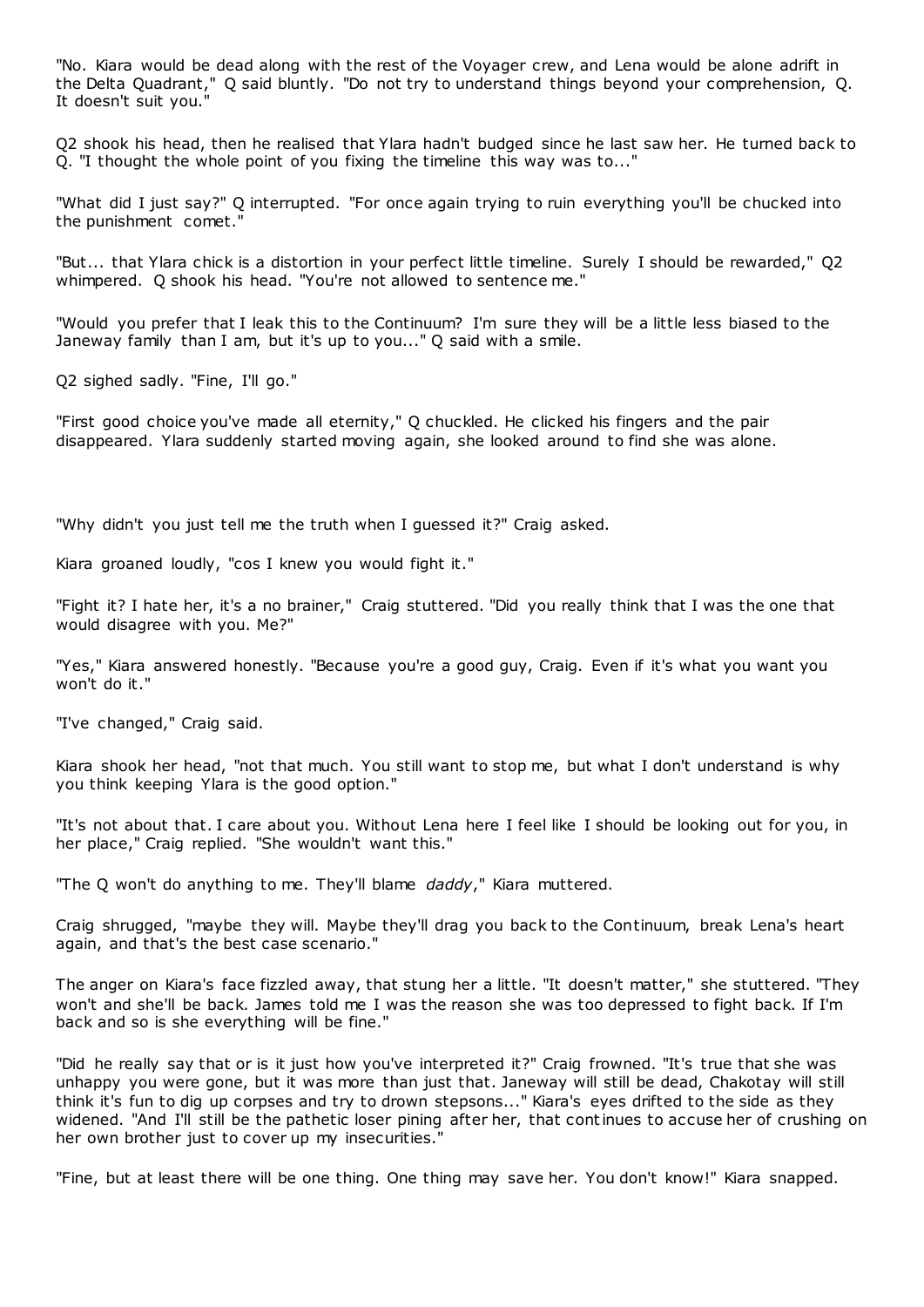"No. Kiara would be dead along with the rest of the Voyager crew, and Lena would be alone adrift in the Delta Quadrant," Q said bluntly. "Do not try to understand things beyond your comprehension, Q. It doesn't suit you."

Q2 shook his head, then he realised that Ylara hadn't budged since he last saw her. He turned back to Q. "I thought the whole point of you fixing the timeline this way was to..."

"What did I just say?" Q interrupted. "For once again trying to ruin everything you'll be chucked into the punishment comet."

"But... that Ylara chick is a distortion in your perfect little timeline. Surely I should be rewarded," Q2 whimpered. Q shook his head. "You're not allowed to sentence me."

"Would you prefer that I leak this to the Continuum? I'm sure they will be a little less biased to the Janeway family than I am, but it's up to you..." Q said with a smile.

Q2 sighed sadly. "Fine, I'll go."

"First good choice you've made all eternity," Q chuckled. He clicked his fingers and the pair disappeared. Ylara suddenly started moving again, she looked around to find she was alone.

"Why didn't you just tell me the truth when I guessed it?" Craig asked.

Kiara groaned loudly, "cos I knew you would fight it."

"Fight it? I hate her, it's a no brainer," Craig stuttered. "Did you really think that I was the one that would disagree with you. Me?"

"Yes," Kiara answered honestly. "Because you're a good guy, Craig. Even if it's what you want you won't do it."

"I've changed," Craig said.

Kiara shook her head, "not that much. You still want to stop me, but what I don't understand is why you think keeping Ylara is the good option."

"It's not about that. I care about you. Without Lena here I feel like I should be looking out for you, in her place," Craig replied. "She wouldn't want this."

"The Q won't do anything to me. They'll blame *daddy*," Kiara muttered.

Craig shrugged, "maybe they will. Maybe they'll drag you back to the Continuum, break Lena's heart again, and that's the best case scenario."

The anger on Kiara's face fizzled away, that stung her a little. "It doesn't matter," she stuttered. "They won't and she'll be back. James told me I was the reason she was too depressed to fight back. If I'm back and so is she everything will be fine."

"Did he really say that or is it just how you've interpreted it?" Craig frowned. "It's true that she was unhappy you were gone, but it was more than just that. Janeway will still be dead, Chakotay will still think it's fun to dig up corpses and try to drown stepsons..." Kiara's eyes drifted to the side as they widened. "And I'll still be the pathetic loser pining after her, that continues to accuse her of crushing on her own brother just to cover up my insecurities."

"Fine, but at least there will be one thing. One thing may save her. You don't know!" Kiara snapped.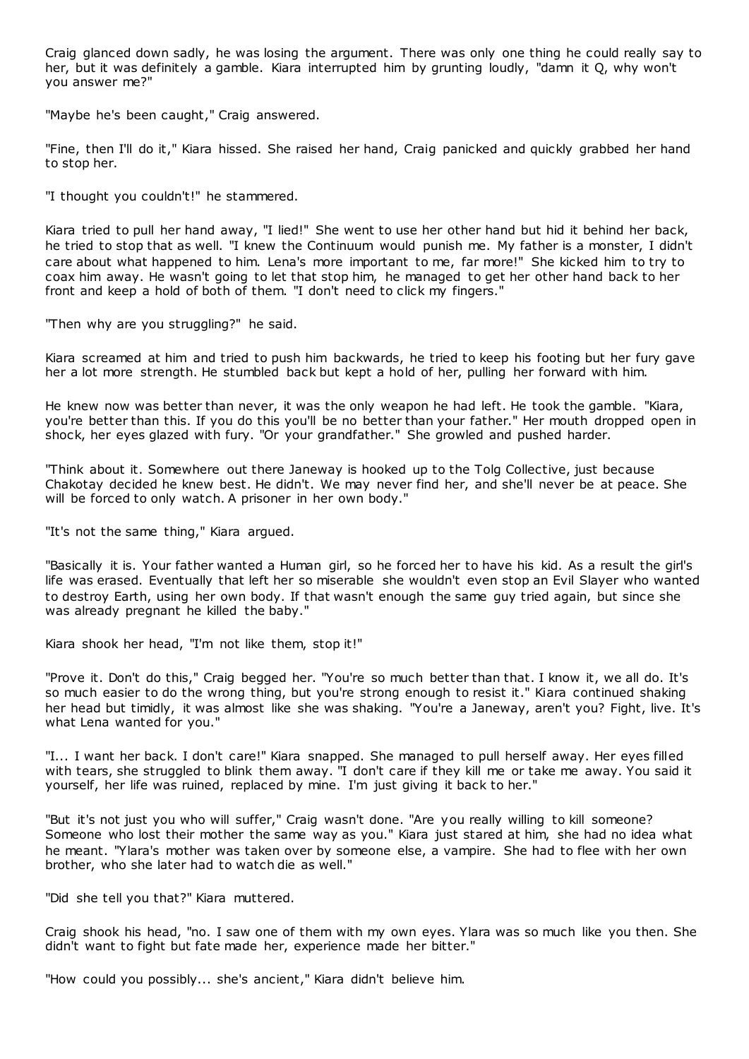Craig glanced down sadly, he was losing the argument. There was only one thing he could really say to her, but it was definitely a gamble. Kiara interrupted him by grunting loudly, "damn it Q, why won't you answer me?"

"Maybe he's been caught," Craig answered.

"Fine, then I'll do it," Kiara hissed. She raised her hand, Craig panicked and quickly grabbed her hand to stop her.

"I thought you couldn't!" he stammered.

Kiara tried to pull her hand away, "I lied!" She went to use her other hand but hid it behind her back, he tried to stop that as well. "I knew the Continuum would punish me. My father is a monster, I didn't care about what happened to him. Lena's more important to me, far more!" She kicked him to try to coax him away. He wasn't going to let that stop him, he managed to get her other hand back to her front and keep a hold of both of them. "I don't need to click my fingers."

"Then why are you struggling?" he said.

Kiara screamed at him and tried to push him backwards, he tried to keep his footing but her fury gave her a lot more strength. He stumbled back but kept a hold of her, pulling her forward with him.

He knew now was better than never, it was the only weapon he had left. He took the gamble. "Kiara, you're better than this. If you do this you'll be no better than your father." Her mouth dropped open in shock, her eyes glazed with fury. "Or your grandfather." She growled and pushed harder.

"Think about it. Somewhere out there Janeway is hooked up to the Tolg Collective, just because Chakotay decided he knew best. He didn't. We may never find her, and she'll never be at peace. She will be forced to only watch. A prisoner in her own body."

"It's not the same thing," Kiara argued.

"Basically it is. Your father wanted a Human girl, so he forced her to have his kid. As a result the girl's life was erased. Eventually that left her so miserable she wouldn't even stop an Evil Slayer who wanted to destroy Earth, using her own body. If that wasn't enough the same guy tried again, but since she was already pregnant he killed the baby."

Kiara shook her head, "I'm not like them, stop it!"

"Prove it. Don't do this," Craig begged her. "You're so much better than that. I know it, we all do. It's so much easier to do the wrong thing, but you're strong enough to resist it." Kiara continued shaking her head but timidly, it was almost like she was shaking. "You're a Janeway, aren't you? Fight, live. It's what Lena wanted for you."

"I... I want her back. I don't care!" Kiara snapped. She managed to pull herself away. Her eyes filled with tears, she struggled to blink them away. "I don't care if they kill me or take me away. You said it yourself, her life was ruined, replaced by mine. I'm just giving it back to her."

"But it's not just you who will suffer," Craig wasn't done. "Are you really willing to kill someone? Someone who lost their mother the same way as you." Kiara just stared at him, she had no idea what he meant. "Ylara's mother was taken over by someone else, a vampire. She had to flee with her own brother, who she later had to watch die as well."

"Did she tell you that?" Kiara muttered.

Craig shook his head, "no. I saw one of them with my own eyes. Ylara was so much like you then. She didn't want to fight but fate made her, experience made her bitter."

"How could you possibly... she's ancient," Kiara didn't believe him.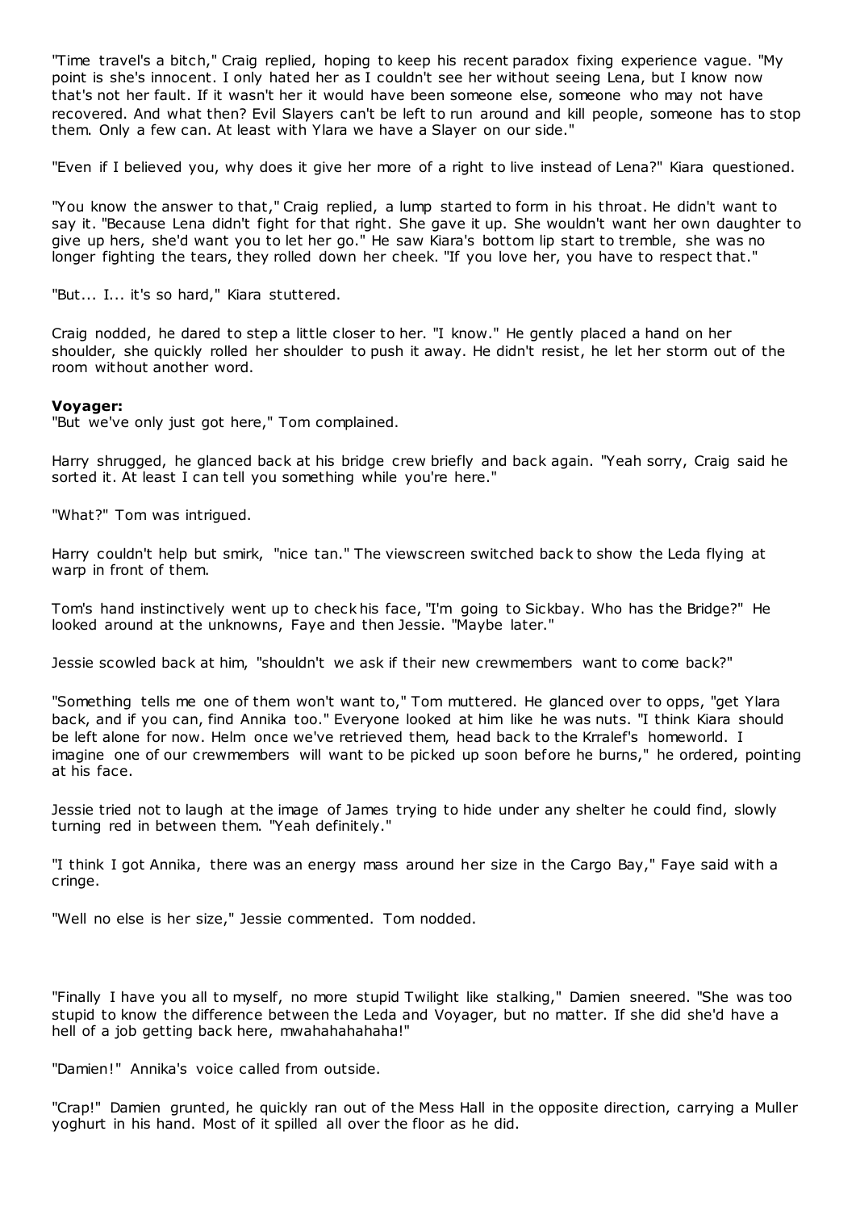"Time travel's a bitch," Craig replied, hoping to keep his recent paradox fixing experience vague. "My point is she's innocent. I only hated her as I couldn't see her without seeing Lena, but I know now that's not her fault. If it wasn't her it would have been someone else, someone who may not have recovered. And what then? Evil Slayers can't be left to run around and kill people, someone has to stop them. Only a few can. At least with Ylara we have a Slayer on our side."

"Even if I believed you, why does it give her more of a right to live instead of Lena?" Kiara questioned.

"You know the answer to that," Craig replied, a lump started to form in his throat. He didn't want to say it. "Because Lena didn't fight for that right. She gave it up. She wouldn't want her own daughter to give up hers, she'd want you to let her go." He saw Kiara's bottom lip start to tremble, she was no longer fighting the tears, they rolled down her cheek. "If you love her, you have to respect that."

"But... I... it's so hard," Kiara stuttered.

Craig nodded, he dared to step a little closer to her. "I know." He gently placed a hand on her shoulder, she quickly rolled her shoulder to push it away. He didn't resist, he let her storm out of the room without another word.

**Voyager:**

"But we've only just got here," Tom complained.

Harry shrugged, he glanced back at his bridge crew briefly and back again. "Yeah sorry, Craig said he sorted it. At least I can tell you something while you're here."

"What?" Tom was intrigued.

Harry couldn't help but smirk, "nice tan." The viewscreen switched back to show the Leda flying at warp in front of them.

Tom's hand instinctively went up to check his face, "I'm going to Sickbay. Who has the Bridge?" He looked around at the unknowns, Faye and then Jessie. "Maybe later."

Jessie scowled back at him, "shouldn't we ask if their new crewmembers want to come back?"

"Something tells me one of them won't want to," Tom muttered. He glanced over to opps, "get Ylara back, and if you can, find Annika too." Everyone looked at him like he was nuts. "I think Kiara should be left alone for now. Helm once we've retrieved them, head back to the Krralef's homeworld. I imagine one of our crewmembers will want to be picked up soon before he burns," he ordered, pointing at his face.

Jessie tried not to laugh at the image of James trying to hide under any shelter he could find, slowly turning red in between them. "Yeah definitely."

"I think I got Annika, there was an energy mass around her size in the Cargo Bay," Faye said with a cringe.

"Well no else is her size," Jessie commented. Tom nodded.

"Finally I have you all to myself, no more stupid Twilight like stalking," Damien sneered. "She was too stupid to know the difference between the Leda and Voyager, but no matter. If she did she'd have a hell of a job getting back here, mwahahahahaha!"

"Damien!" Annika's voice called from outside.

"Crap!" Damien grunted, he quickly ran out of the Mess Hall in the opposite direction, carrying a Muller yoghurt in his hand. Most of it spilled all over the floor as he did.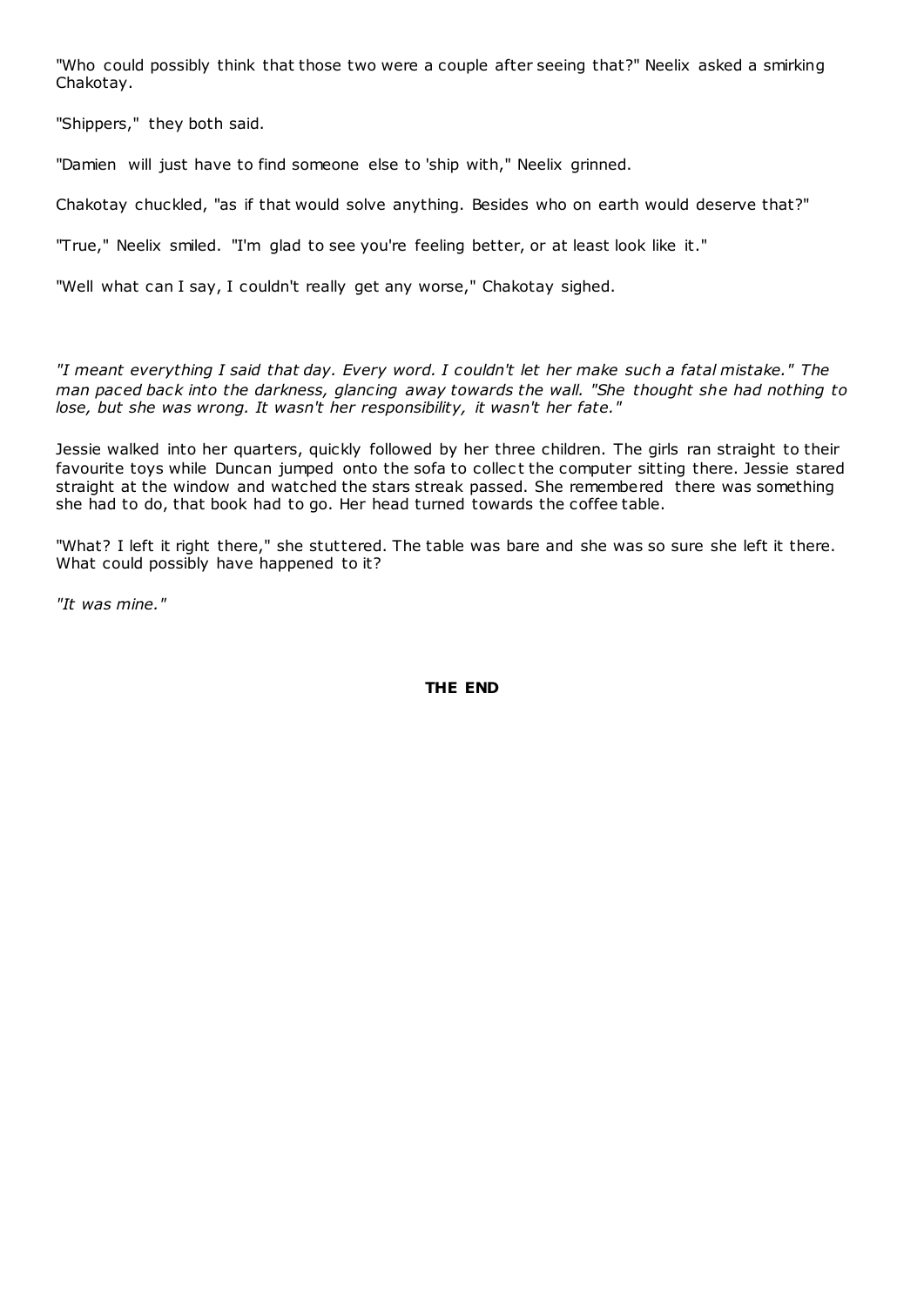"Who could possibly think that those two were a couple after seeing that?" Neelix asked a smirking Chakotay.

"Shippers," they both said.

"Damien will just have to find someone else to 'ship with," Neelix grinned.

Chakotay chuckled, "as if that would solve anything. Besides who on earth would deserve that?"

"True," Neelix smiled. "I'm glad to see you're feeling better, or at least look like it."

"Well what can I say, I couldn't really get any worse," Chakotay sighed.

*"I meant everything I said that day. Every word. I couldn't let her make such a fatal mistake." The man paced back into the darkness, glancing away towards the wall. "She thought she had nothing to lose, but she was wrong. It wasn't her responsibility, it wasn't her fate."*

Jessie walked into her quarters, quickly followed by her three children. The girls ran straight to their favourite toys while Duncan jumped onto the sofa to collect the computer sitting there. Jessie stared straight at the window and watched the stars streak passed. She remembered there was something she had to do, that book had to go. Her head turned towards the coffee table.

"What? I left it right there," she stuttered. The table was bare and she was so sure she left it there. What could possibly have happened to it?

*"It was mine."*

**THE END**